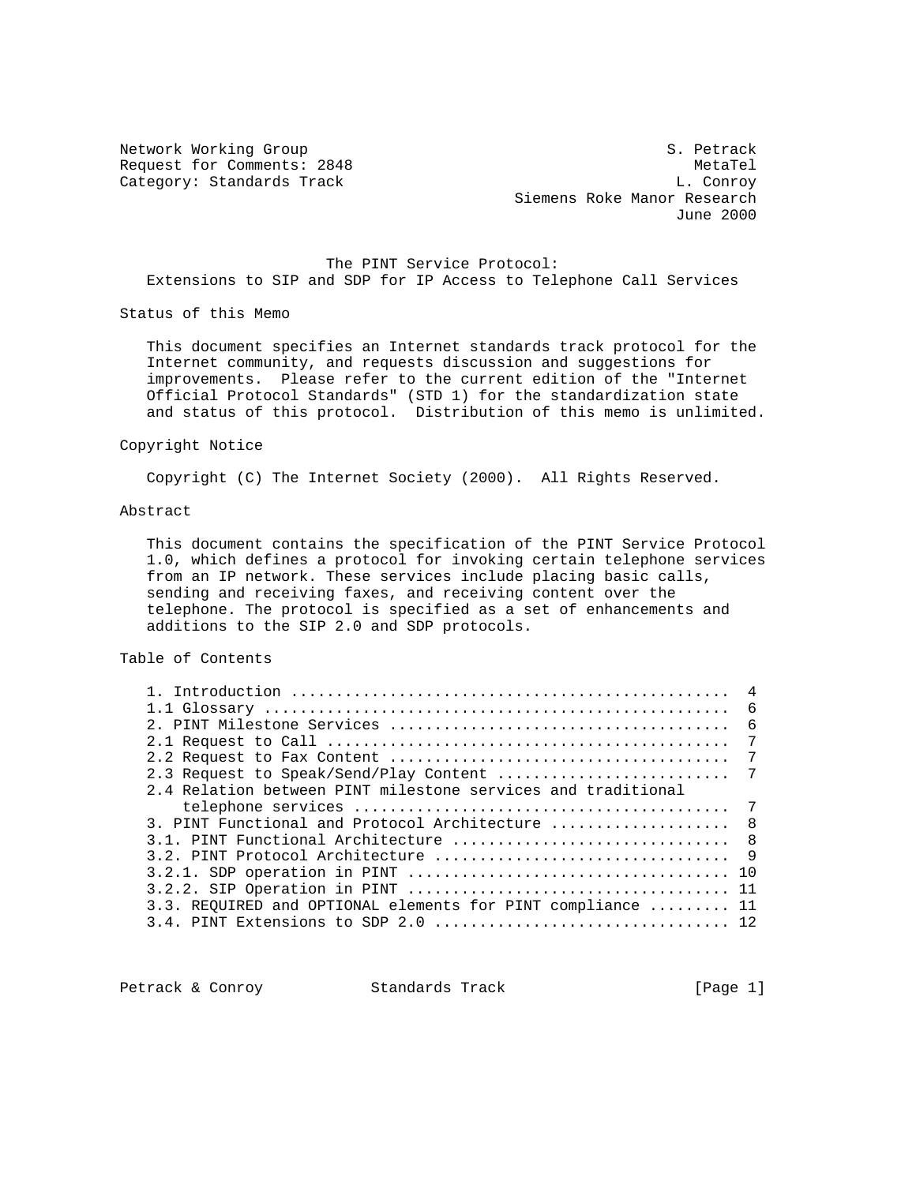Network Working Group S. Petrack
Request for Comments: 2848 MetaTel
Category: Standards Track L. Conroy
Siemens Roke Manor Research
June 2000

# The PINT Service Protocol: Extensions to SIP and SDP for IP Access to Telephone Call Services

## Status of this Memo

This document specifies an Internet standards track protocol for the Internet community, and requests discussion and suggestions for improvements. Please refer to the current edition of the "Internet Official Protocol Standards" (STD 1) for the standardization state and status of this protocol. Distribution of this memo is unlimited.

## Copyright Notice

Copyright (C) The Internet Society (2000). All Rights Reserved.

## Abstract

This document contains the specification of the PINT Service Protocol 1.0, which defines a protocol for invoking certain telephone services from an IP network. These services include placing basic calls, sending and receiving faxes, and receiving content over the telephone. The protocol is specified as a set of enhancements and additions to the SIP 2.0 and SDP protocols.

## Table of Contents

```
1. Introduction ................................................  4
1.1 Glossary ..................................................  6
2. PINT Milestone Services .....................................  6
2.1 Request to Call ...........................................  7
2.2 Request to Fax Content .....................................  7
2.3 Request to Speak/Send/Play Content .........................  7
2.4 Relation between PINT milestone services and traditional
    telephone services .........................................  7
3. PINT Functional and Protocol Architecture ...................  8
3.1. PINT Functional Architecture ..............................  8
3.2. PINT Protocol Architecture ................................  9
3.2.1. SDP operation in PINT ................................... 10
3.2.2. SIP Operation in PINT ................................... 11
3.3. REQUIRED and OPTIONAL elements for PINT compliance ......... 11
3.4. PINT Extensions to SDP 2.0 ................................ 12
```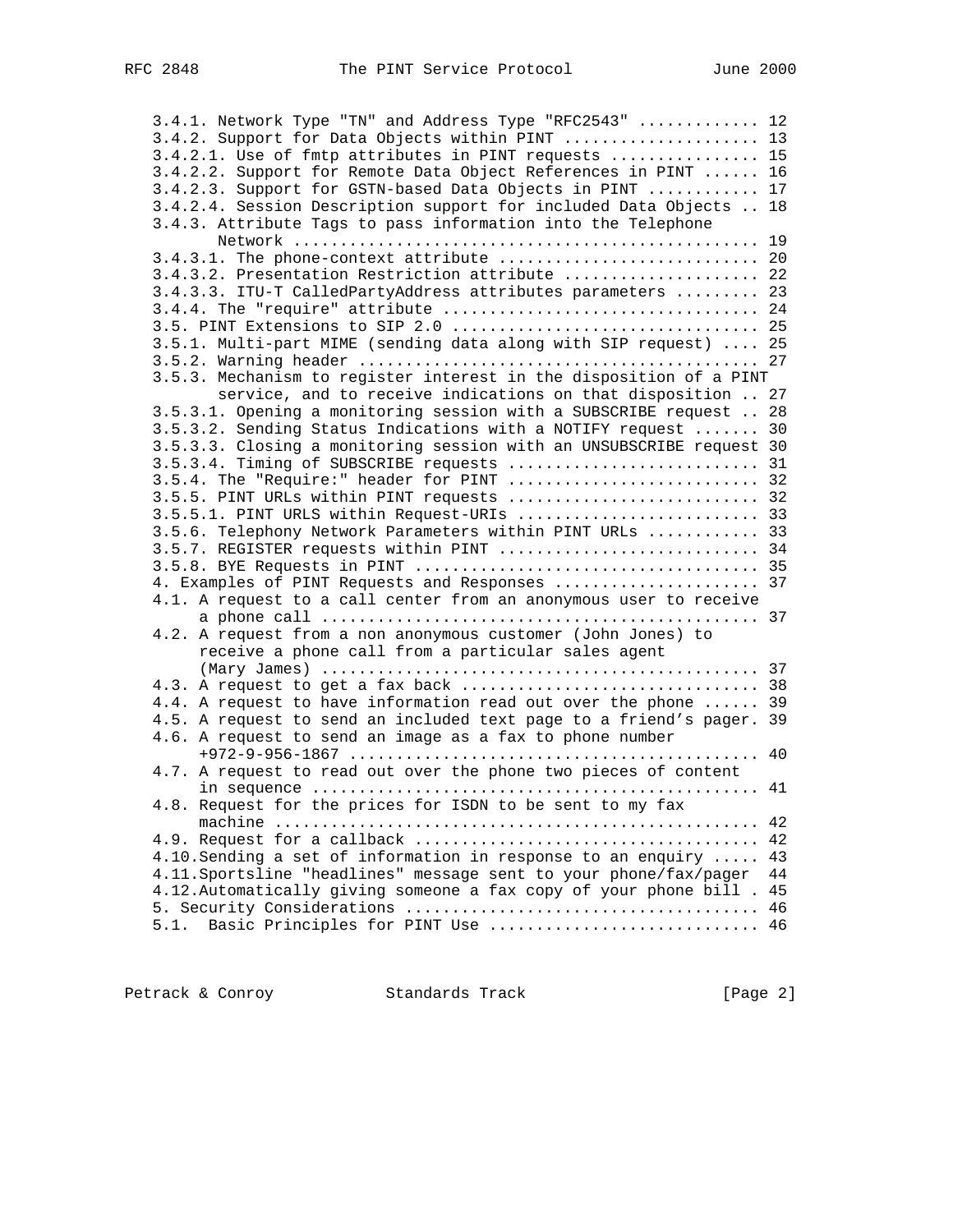```
   3.4.1. Network Type "TN" and Address Type "RFC2543" ............ 12
   3.4.2. Support for Data Objects within PINT .................... 13
   3.4.2.1. Use of fmtp attributes in PINT requests ............... 15
   3.4.2.2. Support for Remote Data Object References in PINT ...... 16
   3.4.2.3. Support for GSTN-based Data Objects in PINT ........... 17
   3.4.2.4. Session Description support for included Data Objects .. 18
   3.4.3. Attribute Tags to pass information into the Telephone
          Network ................................................. 19
   3.4.3.1. The phone-context attribute ........................... 20
   3.4.3.2. Presentation Restriction attribute .................... 22
   3.4.3.3. ITU-T CalledPartyAddress attributes parameters ......... 23
   3.4.4. The "require" attribute ................................. 24
   3.5. PINT Extensions to SIP 2.0 ................................ 25
   3.5.1. Multi-part MIME (sending data along with SIP request) .... 25
   3.5.2. Warning header .......................................... 27
   3.5.3. Mechanism to register interest in the disposition of a PINT
          service, and to receive indications on that disposition .. 27
   3.5.3.1. Opening a monitoring session with a SUBSCRIBE request .. 28
   3.5.3.2. Sending Status Indications with a NOTIFY request ....... 30
   3.5.3.3. Closing a monitoring session with an UNSUBSCRIBE request 30
   3.5.3.4. Timing of SUBSCRIBE requests .......................... 31
   3.5.4. The "Require:" header for PINT .......................... 32
   3.5.5. PINT URLs within PINT requests .......................... 32
   3.5.5.1. PINT URLS within Request-URIs ......................... 33
   3.5.6. Telephony Network Parameters within PINT URLs ........... 33
   3.5.7. REGISTER requests within PINT ........................... 34
   3.5.8. BYE Requests in PINT .................................... 35
   4. Examples of PINT Requests and Responses ..................... 37
   4.1. A request to a call center from an anonymous user to receive
        a phone call .............................................. 37
   4.2. A request from a non anonymous customer (John Jones) to
        receive a phone call from a particular sales agent
        (Mary James) .............................................. 37
   4.3. A request to get a fax back ............................... 38
   4.4. A request to have information read out over the phone ...... 39
   4.5. A request to send an included text page to a friend's pager. 39
   4.6. A request to send an image as a fax to phone number
        +972-9-956-1867 ........................................... 40
   4.7. A request to read out over the phone two pieces of content
        in sequence ............................................... 41
   4.8. Request for the prices for ISDN to be sent to my fax
        machine ................................................... 42
   4.9. Request for a callback .................................... 42
   4.10.Sending a set of information in response to an enquiry ..... 43
   4.11.Sportsline "headlines" message sent to your phone/fax/pager  44
   4.12.Automatically giving someone a fax copy of your phone bill . 45
   5. Security Considerations ..................................... 46
   5.1.  Basic Principles for PINT Use ............................ 46
```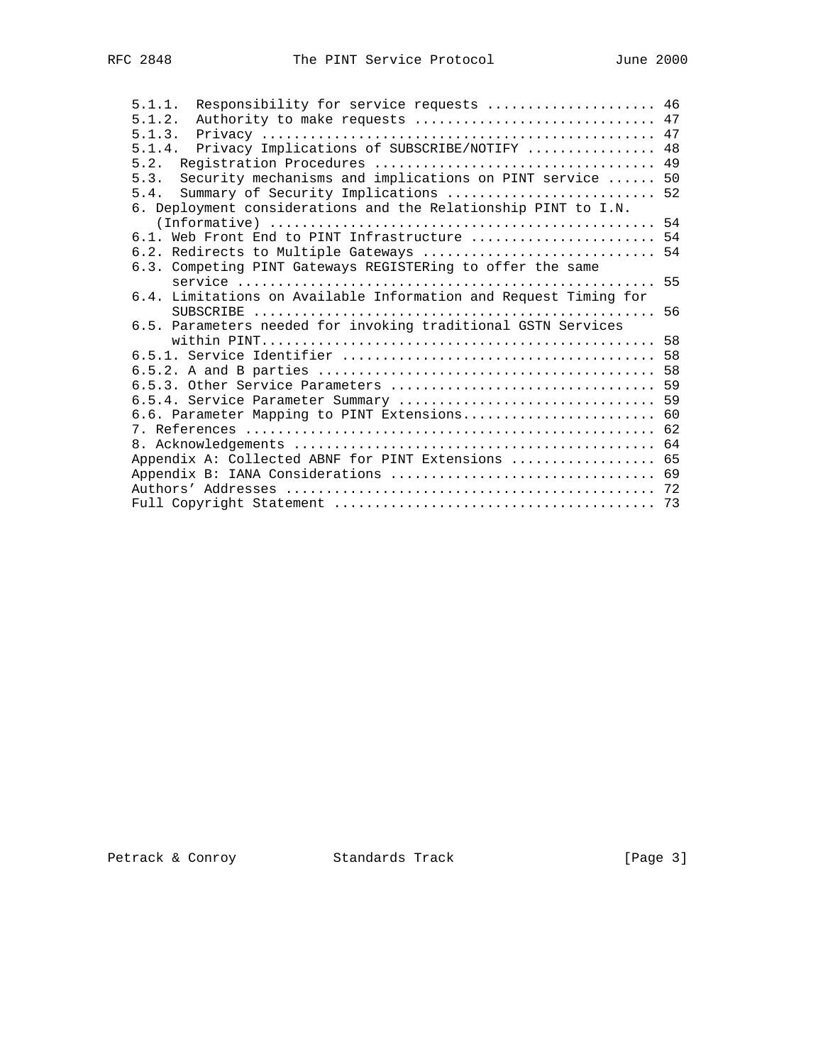```
   5.1.1.  Responsibility for service requests ..................... 46
   5.1.2.  Authority to make requests .............................. 47
   5.1.3.  Privacy ................................................. 47
   5.1.4.  Privacy Implications of SUBSCRIBE/NOTIFY ................ 48
   5.2.  Registration Procedures ................................... 49
   5.3.  Security mechanisms and implications on PINT service ...... 50
   5.4.  Summary of Security Implications .......................... 52
   6. Deployment considerations and the Relationship PINT to I.N.
      (Informative) ................................................ 54
   6.1. Web Front End to PINT Infrastructure ....................... 54
   6.2. Redirects to Multiple Gateways ............................. 54
   6.3. Competing PINT Gateways REGISTERing to offer the same
        service .................................................... 55
   6.4. Limitations on Available Information and Request Timing for
        SUBSCRIBE .................................................. 56
   6.5. Parameters needed for invoking traditional GSTN Services
        within PINT................................................. 58
   6.5.1. Service Identifier ....................................... 58
   6.5.2. A and B parties .......................................... 58
   6.5.3. Other Service Parameters ................................. 59
   6.5.4. Service Parameter Summary ................................ 59
   6.6. Parameter Mapping to PINT Extensions........................ 60
   7. References ................................................... 62
   8. Acknowledgements ............................................. 64
   Appendix A: Collected ABNF for PINT Extensions .................. 65
   Appendix B: IANA Considerations ................................. 69
   Authors' Addresses .............................................. 72
   Full Copyright Statement ........................................ 73
```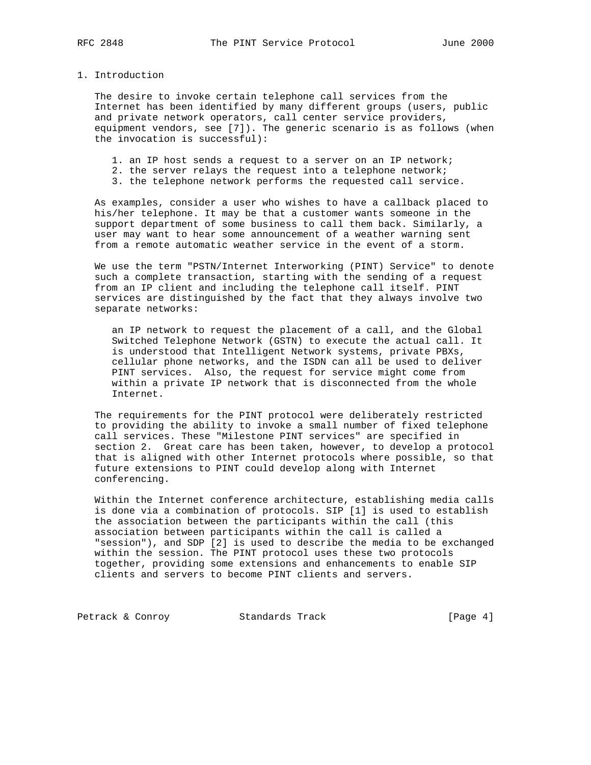# 1. Introduction

The desire to invoke certain telephone call services from the Internet has been identified by many different groups (users, public and private network operators, call center service providers, equipment vendors, see [7]). The generic scenario is as follows (when the invocation is successful):

1. an IP host sends a request to a server on an IP network;
2. the server relays the request into a telephone network;
3. the telephone network performs the requested call service.

As examples, consider a user who wishes to have a callback placed to his/her telephone. It may be that a customer wants someone in the support department of some business to call them back. Similarly, a user may want to hear some announcement of a weather warning sent from a remote automatic weather service in the event of a storm.

We use the term "PSTN/Internet Interworking (PINT) Service" to denote such a complete transaction, starting with the sending of a request from an IP client and including the telephone call itself. PINT services are distinguished by the fact that they always involve two separate networks:

> an IP network to request the placement of a call, and the Global Switched Telephone Network (GSTN) to execute the actual call. It is understood that Intelligent Network systems, private PBXs, cellular phone networks, and the ISDN can all be used to deliver PINT services. Also, the request for service might come from within a private IP network that is disconnected from the whole Internet.

The requirements for the PINT protocol were deliberately restricted to providing the ability to invoke a small number of fixed telephone call services. These "Milestone PINT services" are specified in section 2. Great care has been taken, however, to develop a protocol that is aligned with other Internet protocols where possible, so that future extensions to PINT could develop along with Internet conferencing.

Within the Internet conference architecture, establishing media calls is done via a combination of protocols. SIP [1] is used to establish the association between the participants within the call (this association between participants within the call is called a "session"), and SDP [2] is used to describe the media to be exchanged within the session. The PINT protocol uses these two protocols together, providing some extensions and enhancements to enable SIP clients and servers to become PINT clients and servers.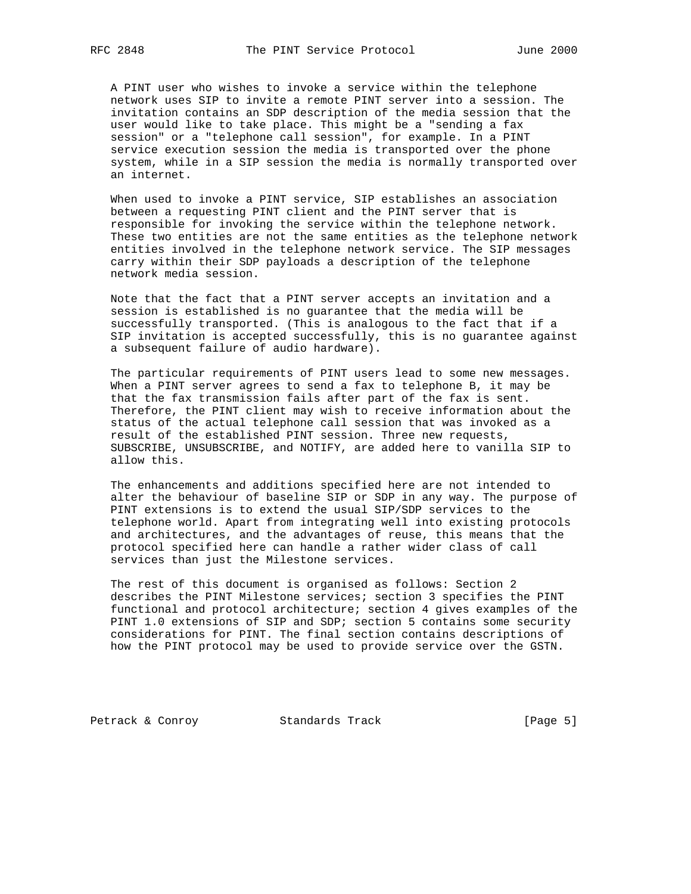A PINT user who wishes to invoke a service within the telephone network uses SIP to invite a remote PINT server into a session. The invitation contains an SDP description of the media session that the user would like to take place. This might be a "sending a fax session" or a "telephone call session", for example. In a PINT service execution session the media is transported over the phone system, while in a SIP session the media is normally transported over an internet.

When used to invoke a PINT service, SIP establishes an association between a requesting PINT client and the PINT server that is responsible for invoking the service within the telephone network. These two entities are not the same entities as the telephone network entities involved in the telephone network service. The SIP messages carry within their SDP payloads a description of the telephone network media session.

Note that the fact that a PINT server accepts an invitation and a session is established is no guarantee that the media will be successfully transported. (This is analogous to the fact that if a SIP invitation is accepted successfully, this is no guarantee against a subsequent failure of audio hardware).

The particular requirements of PINT users lead to some new messages. When a PINT server agrees to send a fax to telephone B, it may be that the fax transmission fails after part of the fax is sent. Therefore, the PINT client may wish to receive information about the status of the actual telephone call session that was invoked as a result of the established PINT session. Three new requests, SUBSCRIBE, UNSUBSCRIBE, and NOTIFY, are added here to vanilla SIP to allow this.

The enhancements and additions specified here are not intended to alter the behaviour of baseline SIP or SDP in any way. The purpose of PINT extensions is to extend the usual SIP/SDP services to the telephone world. Apart from integrating well into existing protocols and architectures, and the advantages of reuse, this means that the protocol specified here can handle a rather wider class of call services than just the Milestone services.

The rest of this document is organised as follows: Section 2 describes the PINT Milestone services; section 3 specifies the PINT functional and protocol architecture; section 4 gives examples of the PINT 1.0 extensions of SIP and SDP; section 5 contains some security considerations for PINT. The final section contains descriptions of how the PINT protocol may be used to provide service over the GSTN.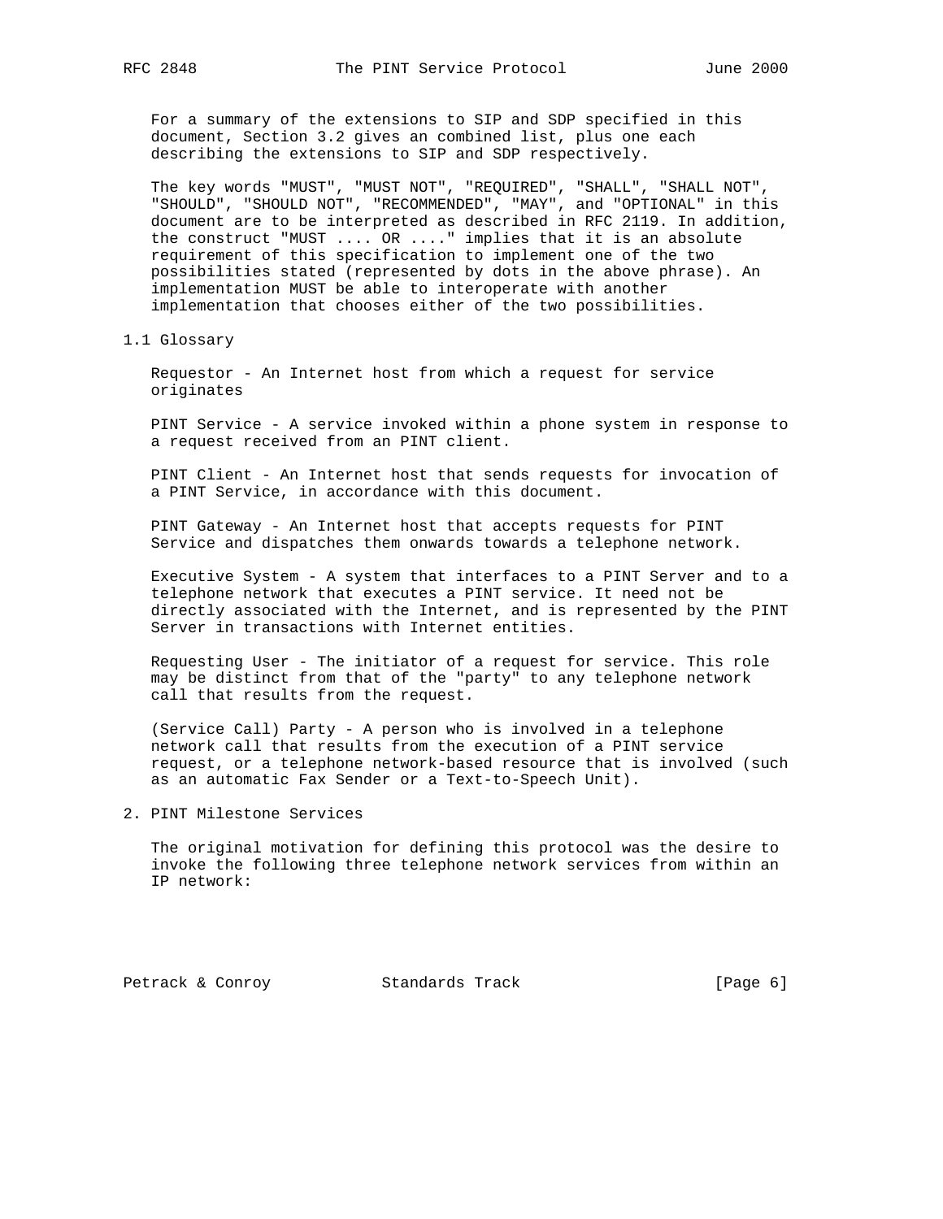For a summary of the extensions to SIP and SDP specified in this document, Section 3.2 gives an combined list, plus one each describing the extensions to SIP and SDP respectively.

The key words "MUST", "MUST NOT", "REQUIRED", "SHALL", "SHALL NOT", "SHOULD", "SHOULD NOT", "RECOMMENDED", "MAY", and "OPTIONAL" in this document are to be interpreted as described in RFC 2119. In addition, the construct "MUST .... OR ...." implies that it is an absolute requirement of this specification to implement one of the two possibilities stated (represented by dots in the above phrase). An implementation MUST be able to interoperate with another implementation that chooses either of the two possibilities.

## 1.1 Glossary

Requestor - An Internet host from which a request for service originates

PINT Service - A service invoked within a phone system in response to a request received from an PINT client.

PINT Client - An Internet host that sends requests for invocation of a PINT Service, in accordance with this document.

PINT Gateway - An Internet host that accepts requests for PINT Service and dispatches them onwards towards a telephone network.

Executive System - A system that interfaces to a PINT Server and to a telephone network that executes a PINT service. It need not be directly associated with the Internet, and is represented by the PINT Server in transactions with Internet entities.

Requesting User - The initiator of a request for service. This role may be distinct from that of the "party" to any telephone network call that results from the request.

(Service Call) Party - A person who is involved in a telephone network call that results from the execution of a PINT service request, or a telephone network-based resource that is involved (such as an automatic Fax Sender or a Text-to-Speech Unit).

# 2. PINT Milestone Services

The original motivation for defining this protocol was the desire to invoke the following three telephone network services from within an IP network: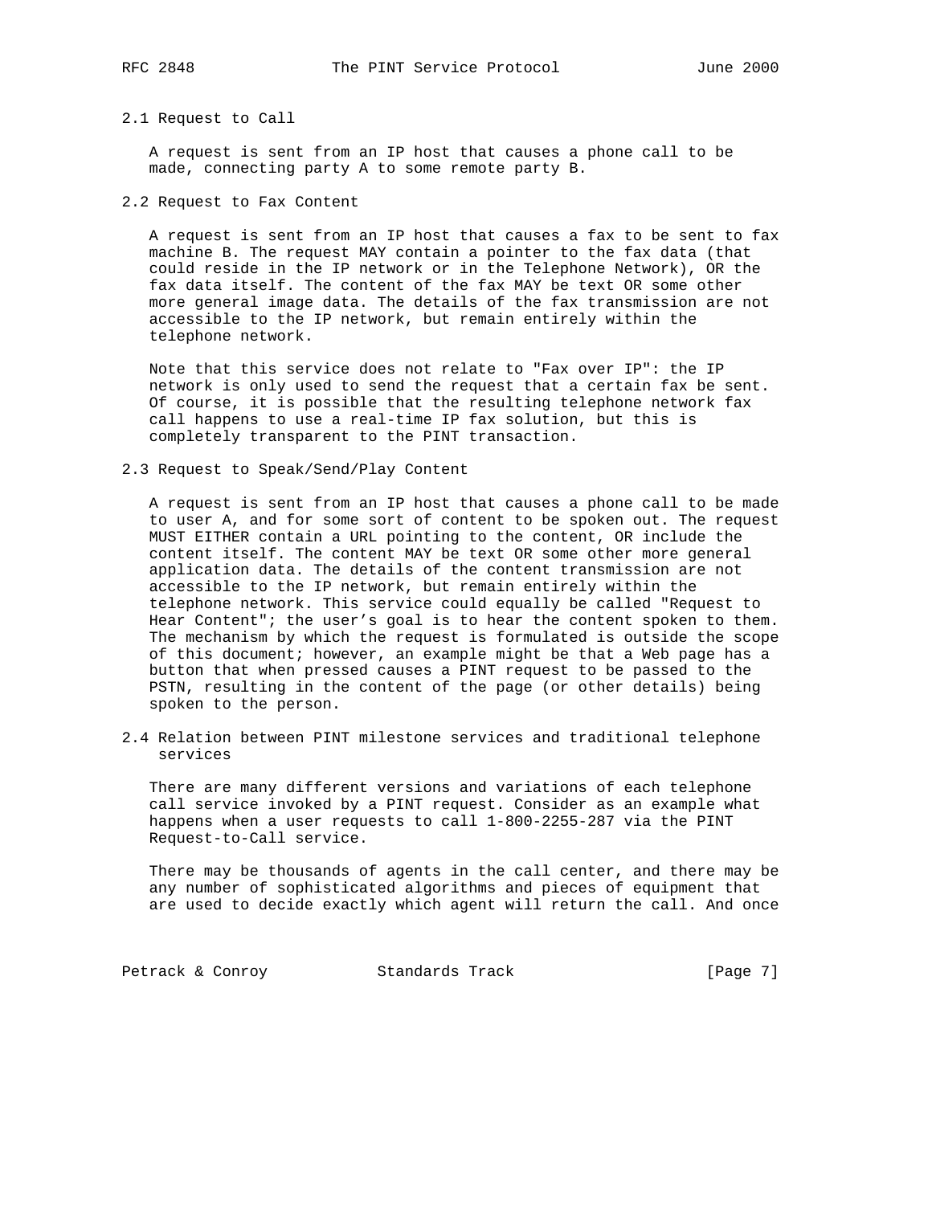### 2.1 Request to Call

A request is sent from an IP host that causes a phone call to be made, connecting party A to some remote party B.

### 2.2 Request to Fax Content

A request is sent from an IP host that causes a fax to be sent to fax machine B. The request MAY contain a pointer to the fax data (that could reside in the IP network or in the Telephone Network), OR the fax data itself. The content of the fax MAY be text OR some other more general image data. The details of the fax transmission are not accessible to the IP network, but remain entirely within the telephone network.

Note that this service does not relate to "Fax over IP": the IP network is only used to send the request that a certain fax be sent. Of course, it is possible that the resulting telephone network fax call happens to use a real-time IP fax solution, but this is completely transparent to the PINT transaction.

### 2.3 Request to Speak/Send/Play Content

A request is sent from an IP host that causes a phone call to be made to user A, and for some sort of content to be spoken out. The request MUST EITHER contain a URL pointing to the content, OR include the content itself. The content MAY be text OR some other more general application data. The details of the content transmission are not accessible to the IP network, but remain entirely within the telephone network. This service could equally be called "Request to Hear Content"; the user’s goal is to hear the content spoken to them. The mechanism by which the request is formulated is outside the scope of this document; however, an example might be that a Web page has a button that when pressed causes a PINT request to be passed to the PSTN, resulting in the content of the page (or other details) being spoken to the person.

### 2.4 Relation between PINT milestone services and traditional telephone services

There are many different versions and variations of each telephone call service invoked by a PINT request. Consider as an example what happens when a user requests to call 1-800-2255-287 via the PINT Request-to-Call service.

There may be thousands of agents in the call center, and there may be any number of sophisticated algorithms and pieces of equipment that are used to decide exactly which agent will return the call. And once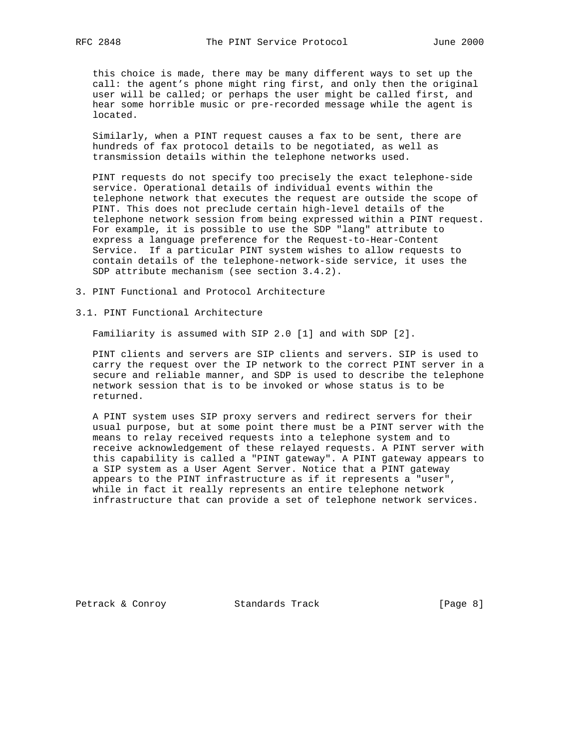this choice is made, there may be many different ways to set up the call: the agent's phone might ring first, and only then the original user will be called; or perhaps the user might be called first, and hear some horrible music or pre-recorded message while the agent is located.

Similarly, when a PINT request causes a fax to be sent, there are hundreds of fax protocol details to be negotiated, as well as transmission details within the telephone networks used.

PINT requests do not specify too precisely the exact telephone-side service. Operational details of individual events within the telephone network that executes the request are outside the scope of PINT. This does not preclude certain high-level details of the telephone network session from being expressed within a PINT request. For example, it is possible to use the SDP "lang" attribute to express a language preference for the Request-to-Hear-Content Service. If a particular PINT system wishes to allow requests to contain details of the telephone-network-side service, it uses the SDP attribute mechanism (see section 3.4.2).

## 3. PINT Functional and Protocol Architecture

### 3.1. PINT Functional Architecture

Familiarity is assumed with SIP 2.0 [1] and with SDP [2].

PINT clients and servers are SIP clients and servers. SIP is used to carry the request over the IP network to the correct PINT server in a secure and reliable manner, and SDP is used to describe the telephone network session that is to be invoked or whose status is to be returned.

A PINT system uses SIP proxy servers and redirect servers for their usual purpose, but at some point there must be a PINT server with the means to relay received requests into a telephone system and to receive acknowledgement of these relayed requests. A PINT server with this capability is called a "PINT gateway". A PINT gateway appears to a SIP system as a User Agent Server. Notice that a PINT gateway appears to the PINT infrastructure as if it represents a "user", while in fact it really represents an entire telephone network infrastructure that can provide a set of telephone network services.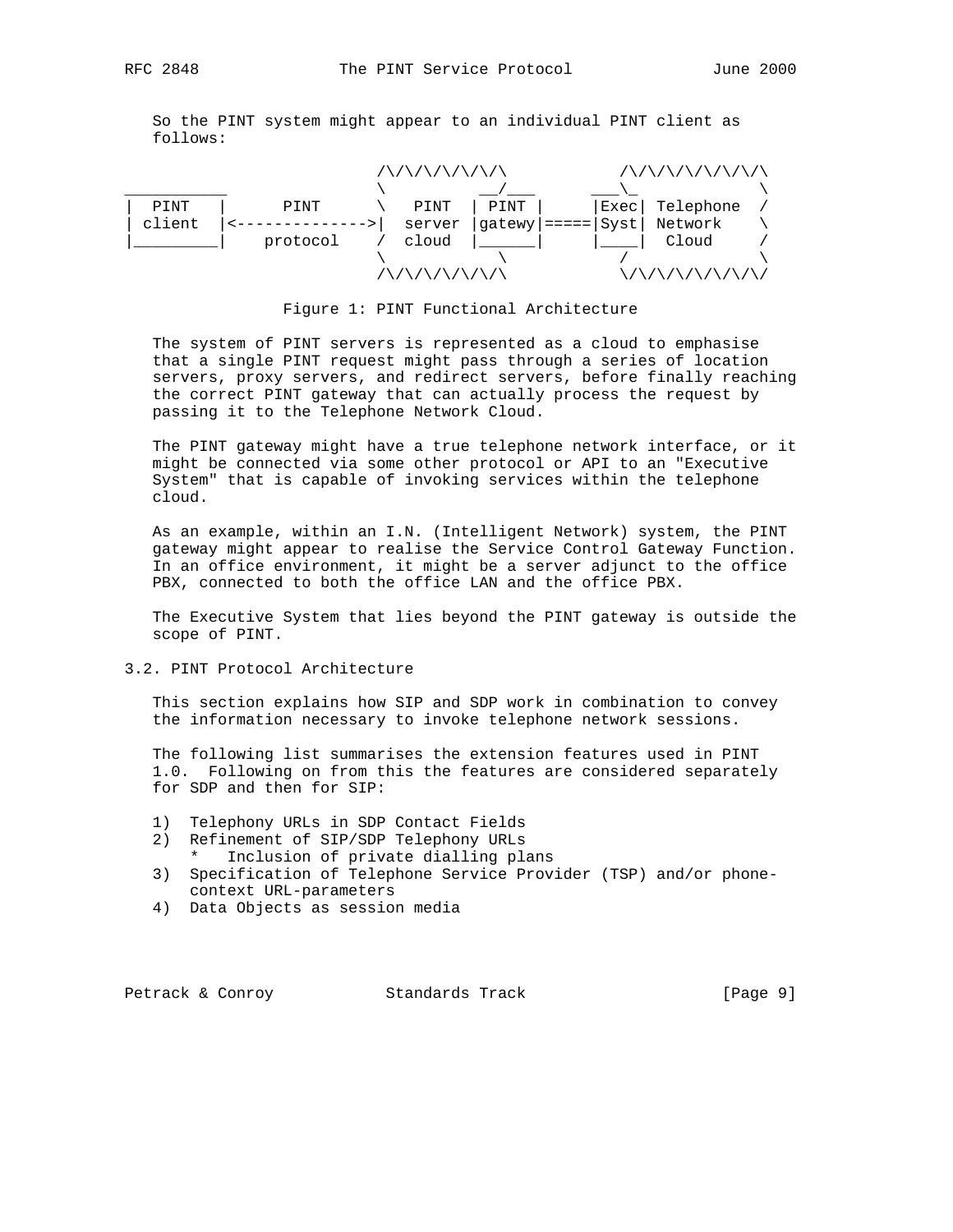So the PINT system might appear to an individual PINT client as follows:

```
                           /\/\/\/\/\/\/\          /\/\/\/\/\/\/\/\
 ___________               \          __/___      ___\_            \
| PINT     |      PINT      \   PINT  | PINT |     |Exec| Telephone  /
| client   |<-------------->|  server |gatewy|=====|Syst| Network    \
|_________|    protocol     /  cloud  |______|     |____|  Cloud     /
                           \           \           /               \
                           /\/\/\/\/\/\/\          \/\/\/\/\/\/\/\/
```

Figure 1: PINT Functional Architecture

The system of PINT servers is represented as a cloud to emphasise that a single PINT request might pass through a series of location servers, proxy servers, and redirect servers, before finally reaching the correct PINT gateway that can actually process the request by passing it to the Telephone Network Cloud.

The PINT gateway might have a true telephone network interface, or it might be connected via some other protocol or API to an "Executive System" that is capable of invoking services within the telephone cloud.

As an example, within an I.N. (Intelligent Network) system, the PINT gateway might appear to realise the Service Control Gateway Function. In an office environment, it might be a server adjunct to the office PBX, connected to both the office LAN and the office PBX.

The Executive System that lies beyond the PINT gateway is outside the scope of PINT.

## 3.2. PINT Protocol Architecture

This section explains how SIP and SDP work in combination to convey the information necessary to invoke telephone network sessions.

The following list summarises the extension features used in PINT 1.0. Following on from this the features are considered separately for SDP and then for SIP:

1) Telephony URLs in SDP Contact Fields
2) Refinement of SIP/SDP Telephony URLs
   * Inclusion of private dialling plans
3) Specification of Telephone Service Provider (TSP) and/or phone-context URL-parameters
4) Data Objects as session media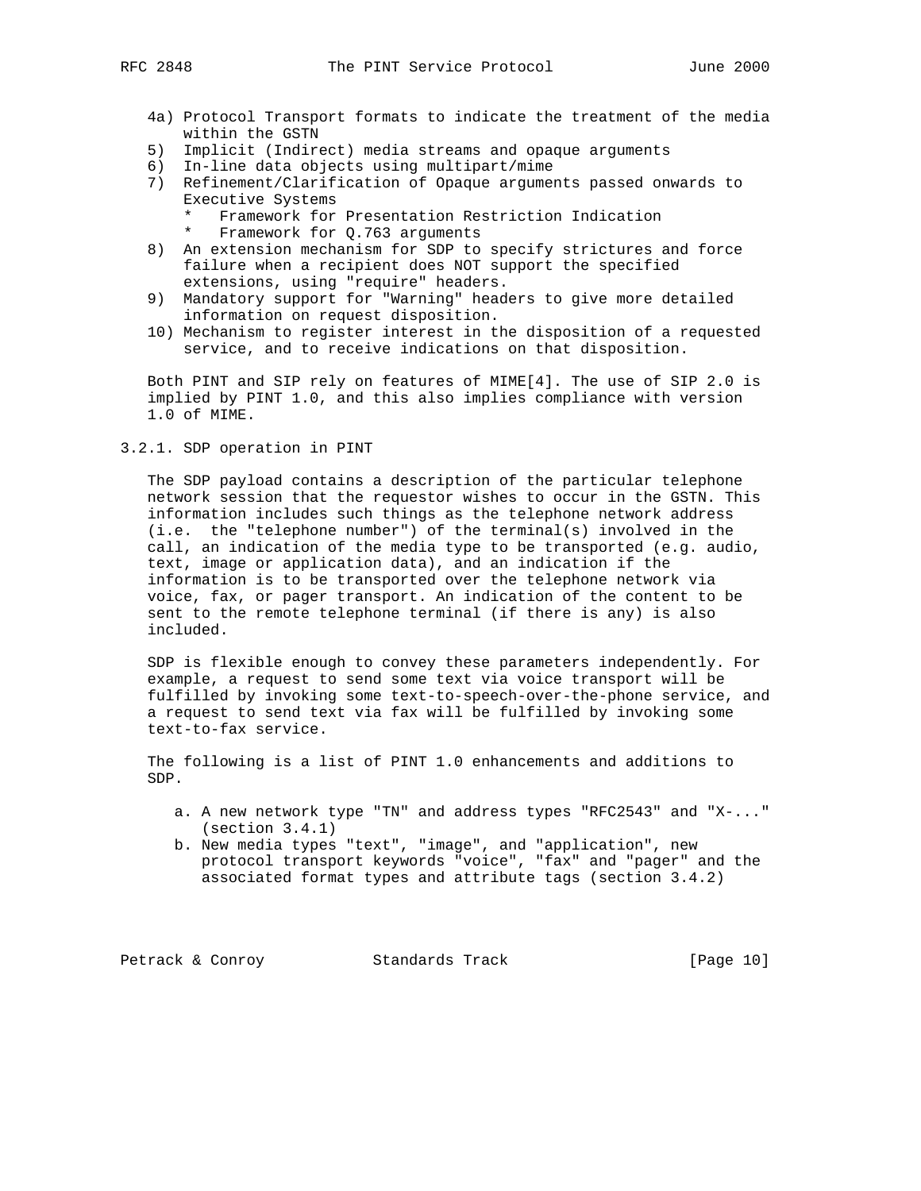4a) Protocol Transport formats to indicate the treatment of the media within the GSTN
5) Implicit (Indirect) media streams and opaque arguments
6) In-line data objects using multipart/mime
7) Refinement/Clarification of Opaque arguments passed onwards to Executive Systems
   * Framework for Presentation Restriction Indication
   * Framework for Q.763 arguments
8) An extension mechanism for SDP to specify strictures and force failure when a recipient does NOT support the specified extensions, using "require" headers.
9) Mandatory support for "Warning" headers to give more detailed information on request disposition.
10) Mechanism to register interest in the disposition of a requested service, and to receive indications on that disposition.

Both PINT and SIP rely on features of MIME[4]. The use of SIP 2.0 is implied by PINT 1.0, and this also implies compliance with version 1.0 of MIME.

### 3.2.1. SDP operation in PINT

The SDP payload contains a description of the particular telephone network session that the requestor wishes to occur in the GSTN. This information includes such things as the telephone network address (i.e. the "telephone number") of the terminal(s) involved in the call, an indication of the media type to be transported (e.g. audio, text, image or application data), and an indication if the information is to be transported over the telephone network via voice, fax, or pager transport. An indication of the content to be sent to the remote telephone terminal (if there is any) is also included.

SDP is flexible enough to convey these parameters independently. For example, a request to send some text via voice transport will be fulfilled by invoking some text-to-speech-over-the-phone service, and a request to send text via fax will be fulfilled by invoking some text-to-fax service.

The following is a list of PINT 1.0 enhancements and additions to SDP.

a. A new network type "TN" and address types "RFC2543" and "X-..." (section 3.4.1)
b. New media types "text", "image", and "application", new protocol transport keywords "voice", "fax" and "pager" and the associated format types and attribute tags (section 3.4.2)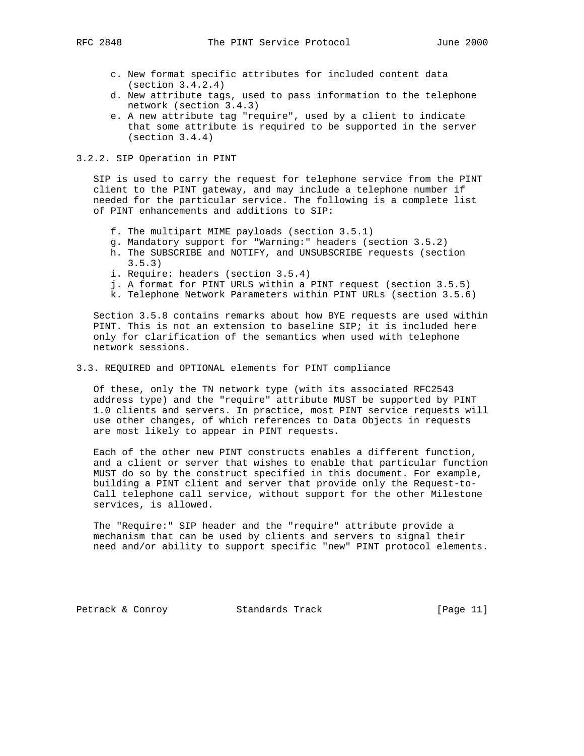c. New format specific attributes for included content data (section 3.4.2.4)
d. New attribute tags, used to pass information to the telephone network (section 3.4.3)
e. A new attribute tag "require", used by a client to indicate that some attribute is required to be supported in the server (section 3.4.4)

### 3.2.2. SIP Operation in PINT

SIP is used to carry the request for telephone service from the PINT client to the PINT gateway, and may include a telephone number if needed for the particular service. The following is a complete list of PINT enhancements and additions to SIP:

f. The multipart MIME payloads (section 3.5.1)
g. Mandatory support for "Warning:" headers (section 3.5.2)
h. The SUBSCRIBE and NOTIFY, and UNSUBSCRIBE requests (section 3.5.3)
i. Require: headers (section 3.5.4)
j. A format for PINT URLS within a PINT request (section 3.5.5)
k. Telephone Network Parameters within PINT URLs (section 3.5.6)

Section 3.5.8 contains remarks about how BYE requests are used within PINT. This is not an extension to baseline SIP; it is included here only for clarification of the semantics when used with telephone network sessions.

## 3.3. REQUIRED and OPTIONAL elements for PINT compliance

Of these, only the TN network type (with its associated RFC2543 address type) and the "require" attribute MUST be supported by PINT 1.0 clients and servers. In practice, most PINT service requests will use other changes, of which references to Data Objects in requests are most likely to appear in PINT requests.

Each of the other new PINT constructs enables a different function, and a client or server that wishes to enable that particular function MUST do so by the construct specified in this document. For example, building a PINT client and server that provide only the Request-to-Call telephone call service, without support for the other Milestone services, is allowed.

The "Require:" SIP header and the "require" attribute provide a mechanism that can be used by clients and servers to signal their need and/or ability to support specific "new" PINT protocol elements.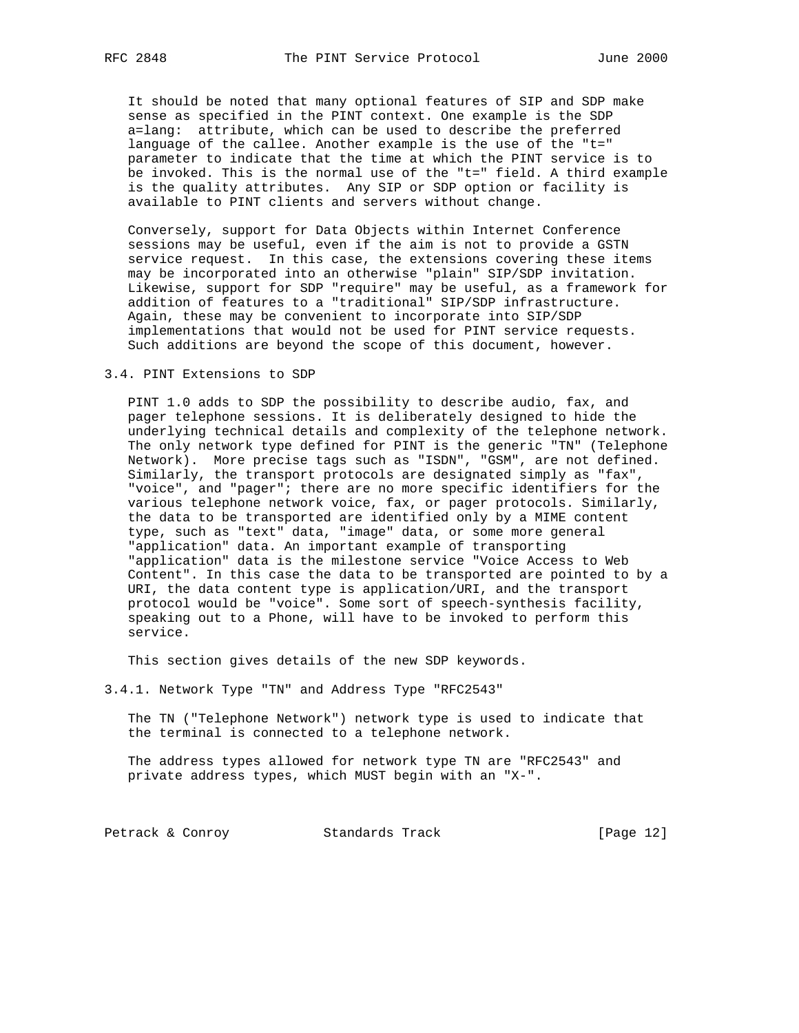It should be noted that many optional features of SIP and SDP make sense as specified in the PINT context. One example is the SDP a=lang: attribute, which can be used to describe the preferred language of the callee. Another example is the use of the "t=" parameter to indicate that the time at which the PINT service is to be invoked. This is the normal use of the "t=" field. A third example is the quality attributes. Any SIP or SDP option or facility is available to PINT clients and servers without change.

Conversely, support for Data Objects within Internet Conference sessions may be useful, even if the aim is not to provide a GSTN service request. In this case, the extensions covering these items may be incorporated into an otherwise "plain" SIP/SDP invitation. Likewise, support for SDP "require" may be useful, as a framework for addition of features to a "traditional" SIP/SDP infrastructure. Again, these may be convenient to incorporate into SIP/SDP implementations that would not be used for PINT service requests. Such additions are beyond the scope of this document, however.

### 3.4. PINT Extensions to SDP

PINT 1.0 adds to SDP the possibility to describe audio, fax, and pager telephone sessions. It is deliberately designed to hide the underlying technical details and complexity of the telephone network. The only network type defined for PINT is the generic "TN" (Telephone Network). More precise tags such as "ISDN", "GSM", are not defined. Similarly, the transport protocols are designated simply as "fax", "voice", and "pager"; there are no more specific identifiers for the various telephone network voice, fax, or pager protocols. Similarly, the data to be transported are identified only by a MIME content type, such as "text" data, "image" data, or some more general "application" data. An important example of transporting "application" data is the milestone service "Voice Access to Web Content". In this case the data to be transported are pointed to by a URI, the data content type is application/URI, and the transport protocol would be "voice". Some sort of speech-synthesis facility, speaking out to a Phone, will have to be invoked to perform this service.

This section gives details of the new SDP keywords.

#### 3.4.1. Network Type "TN" and Address Type "RFC2543"

The TN ("Telephone Network") network type is used to indicate that the terminal is connected to a telephone network.

The address types allowed for network type TN are "RFC2543" and private address types, which MUST begin with an "X-".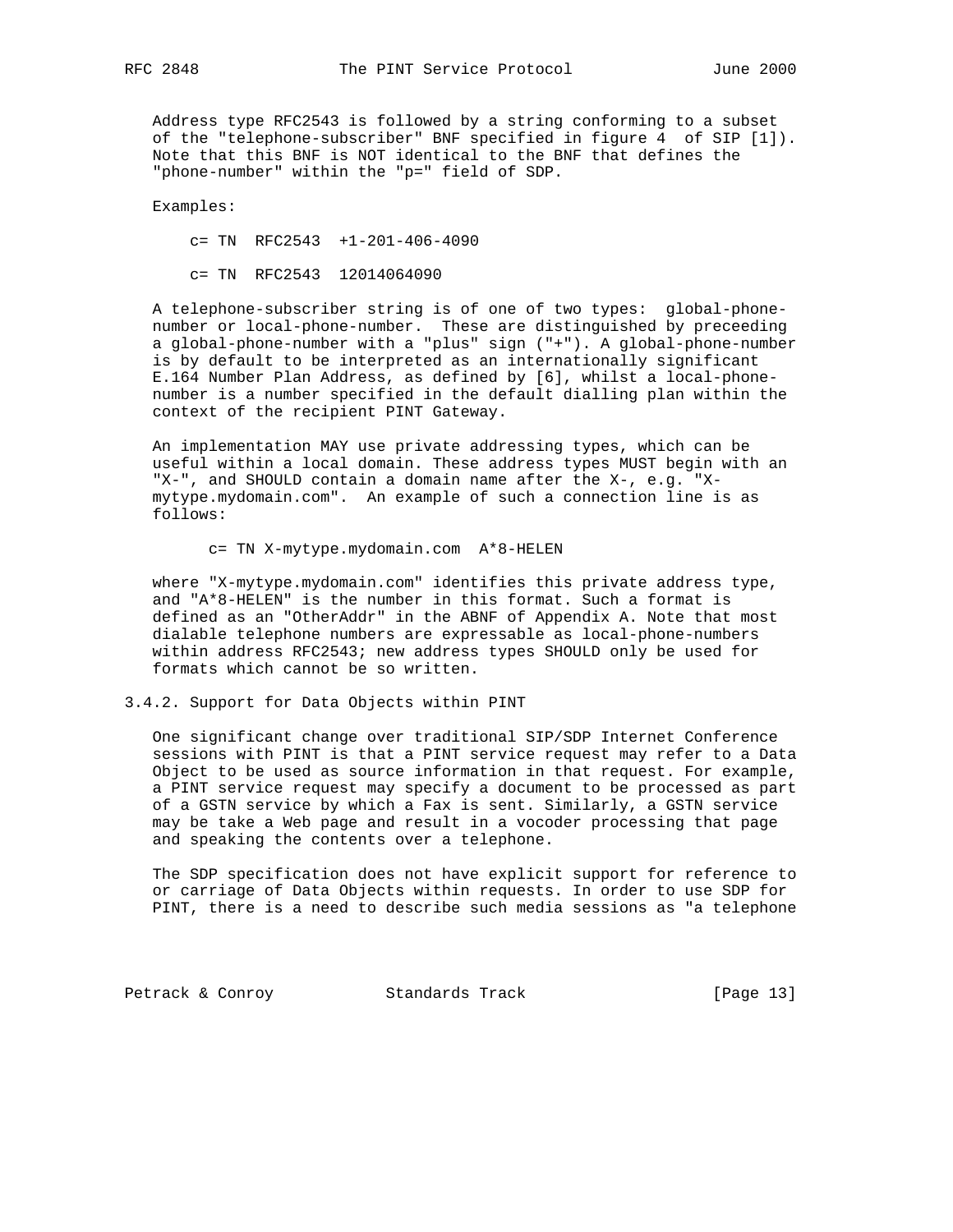Address type RFC2543 is followed by a string conforming to a subset of the "telephone-subscriber" BNF specified in figure 4 of SIP [1]). Note that this BNF is NOT identical to the BNF that defines the "phone-number" within the "p=" field of SDP.

Examples:

```
c= TN  RFC2543  +1-201-406-4090

c= TN  RFC2543  12014064090
```

A telephone-subscriber string is of one of two types: global-phone-number or local-phone-number. These are distinguished by preceeding a global-phone-number with a "plus" sign ("+"). A global-phone-number is by default to be interpreted as an internationally significant E.164 Number Plan Address, as defined by [6], whilst a local-phone-number is a number specified in the default dialling plan within the context of the recipient PINT Gateway.

An implementation MAY use private addressing types, which can be useful within a local domain. These address types MUST begin with an "X-", and SHOULD contain a domain name after the X-, e.g. "X-mytype.mydomain.com". An example of such a connection line is as follows:

```
c= TN X-mytype.mydomain.com  A*8-HELEN
```

where "X-mytype.mydomain.com" identifies this private address type, and "A*8-HELEN" is the number in this format. Such a format is defined as an "OtherAddr" in the ABNF of Appendix A. Note that most dialable telephone numbers are expressable as local-phone-numbers within address RFC2543; new address types SHOULD only be used for formats which cannot be so written.

### 3.4.2. Support for Data Objects within PINT

One significant change over traditional SIP/SDP Internet Conference sessions with PINT is that a PINT service request may refer to a Data Object to be used as source information in that request. For example, a PINT service request may specify a document to be processed as part of a GSTN service by which a Fax is sent. Similarly, a GSTN service may be take a Web page and result in a vocoder processing that page and speaking the contents over a telephone.

The SDP specification does not have explicit support for reference to or carriage of Data Objects within requests. In order to use SDP for PINT, there is a need to describe such media sessions as "a telephone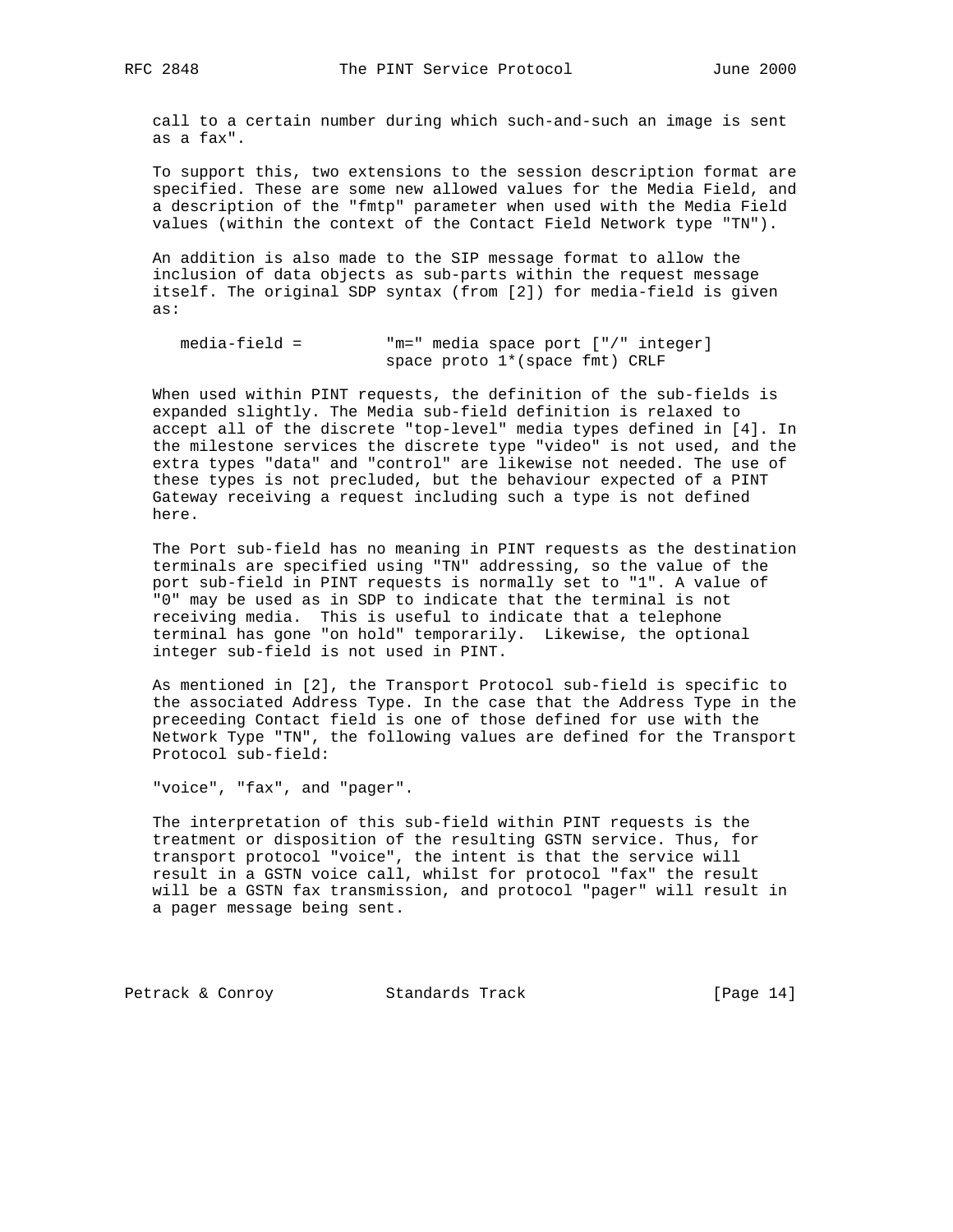call to a certain number during which such-and-such an image is sent as a fax".

To support this, two extensions to the session description format are specified. These are some new allowed values for the Media Field, and a description of the "fmtp" parameter when used with the Media Field values (within the context of the Contact Field Network type "TN").

An addition is also made to the SIP message format to allow the inclusion of data objects as sub-parts within the request message itself. The original SDP syntax (from [2]) for media-field is given as:

```
   media-field =         "m=" media space port ["/" integer]
                         space proto 1*(space fmt) CRLF
```

When used within PINT requests, the definition of the sub-fields is expanded slightly. The Media sub-field definition is relaxed to accept all of the discrete "top-level" media types defined in [4]. In the milestone services the discrete type "video" is not used, and the extra types "data" and "control" are likewise not needed. The use of these types is not precluded, but the behaviour expected of a PINT Gateway receiving a request including such a type is not defined here.

The Port sub-field has no meaning in PINT requests as the destination terminals are specified using "TN" addressing, so the value of the port sub-field in PINT requests is normally set to "1". A value of "0" may be used as in SDP to indicate that the terminal is not receiving media. This is useful to indicate that a telephone terminal has gone "on hold" temporarily. Likewise, the optional integer sub-field is not used in PINT.

As mentioned in [2], the Transport Protocol sub-field is specific to the associated Address Type. In the case that the Address Type in the preceeding Contact field is one of those defined for use with the Network Type "TN", the following values are defined for the Transport Protocol sub-field:

"voice", "fax", and "pager".

The interpretation of this sub-field within PINT requests is the treatment or disposition of the resulting GSTN service. Thus, for transport protocol "voice", the intent is that the service will result in a GSTN voice call, whilst for protocol "fax" the result will be a GSTN fax transmission, and protocol "pager" will result in a pager message being sent.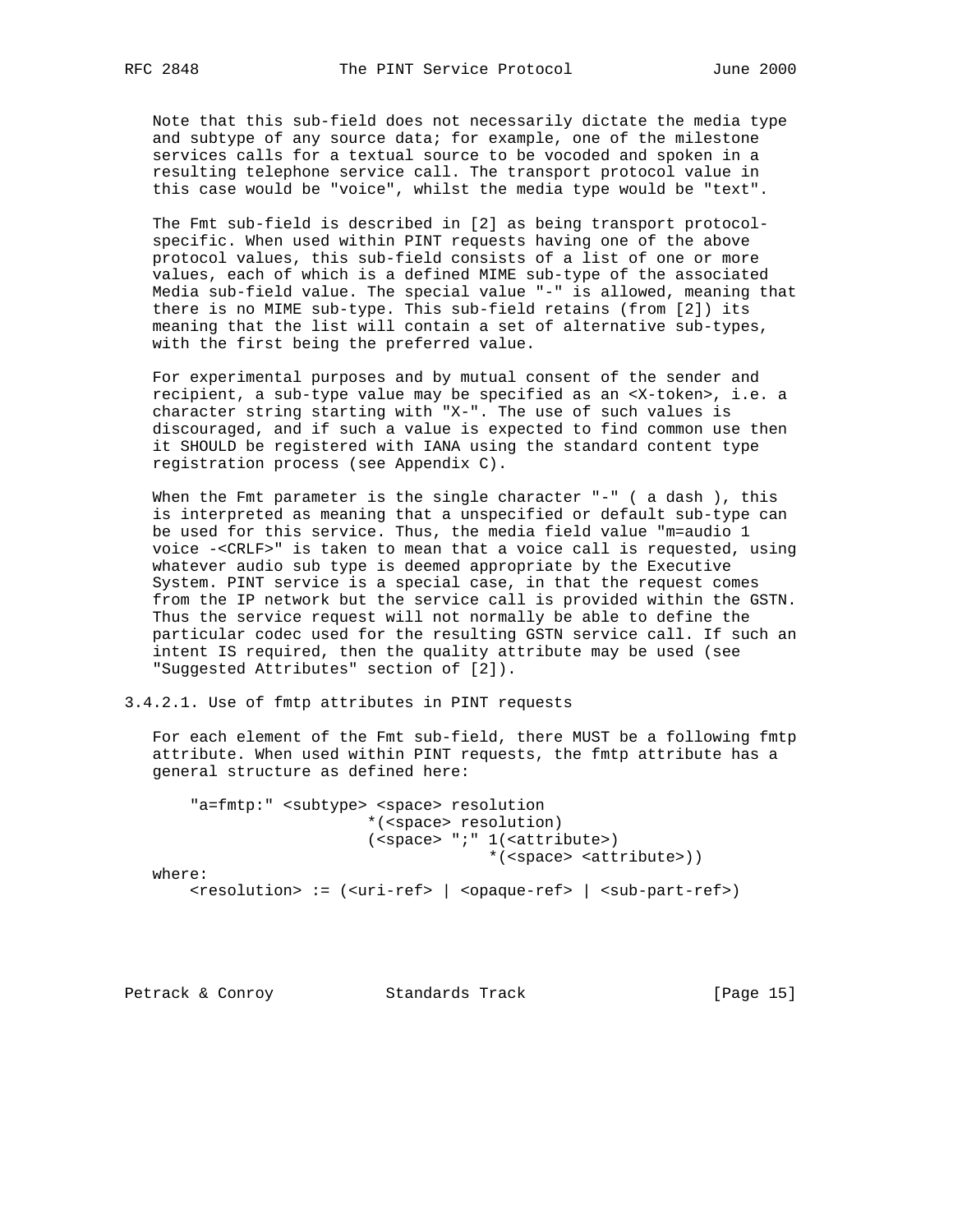Note that this sub-field does not necessarily dictate the media type and subtype of any source data; for example, one of the milestone services calls for a textual source to be vocoded and spoken in a resulting telephone service call. The transport protocol value in this case would be "voice", whilst the media type would be "text".

The Fmt sub-field is described in [2] as being transport protocol-specific. When used within PINT requests having one of the above protocol values, this sub-field consists of a list of one or more values, each of which is a defined MIME sub-type of the associated Media sub-field value. The special value "-" is allowed, meaning that there is no MIME sub-type. This sub-field retains (from [2]) its meaning that the list will contain a set of alternative sub-types, with the first being the preferred value.

For experimental purposes and by mutual consent of the sender and recipient, a sub-type value may be specified as an <X-token>, i.e. a character string starting with "X-". The use of such values is discouraged, and if such a value is expected to find common use then it SHOULD be registered with IANA using the standard content type registration process (see Appendix C).

When the Fmt parameter is the single character "-" ( a dash ), this is interpreted as meaning that a unspecified or default sub-type can be used for this service. Thus, the media field value "m=audio 1 voice -<CRLF>" is taken to mean that a voice call is requested, using whatever audio sub type is deemed appropriate by the Executive System. PINT service is a special case, in that the request comes from the IP network but the service call is provided within the GSTN. Thus the service request will not normally be able to define the particular codec used for the resulting GSTN service call. If such an intent IS required, then the quality attribute may be used (see "Suggested Attributes" section of [2]).

### 3.4.2.1. Use of fmtp attributes in PINT requests

For each element of the Fmt sub-field, there MUST be a following fmtp attribute. When used within PINT requests, the fmtp attribute has a general structure as defined here:

```
    "a=fmtp:" <subtype> <space> resolution
                        *(<space> resolution)
                        (<space> ";" 1(<attribute>)
                                     *(<space> <attribute>))
where:
    <resolution> := (<uri-ref> | <opaque-ref> | <sub-part-ref>)
```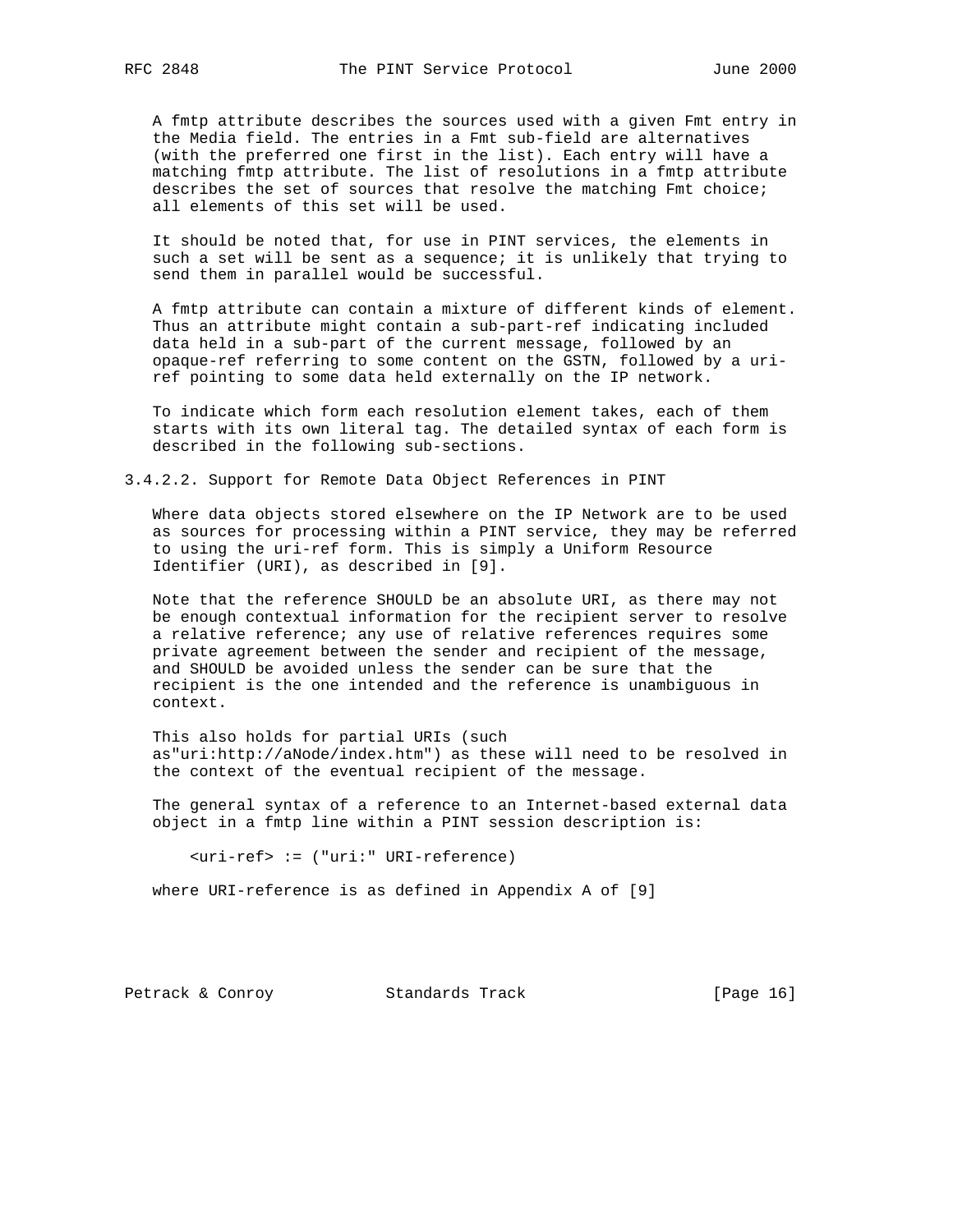A fmtp attribute describes the sources used with a given Fmt entry in the Media field. The entries in a Fmt sub-field are alternatives (with the preferred one first in the list). Each entry will have a matching fmtp attribute. The list of resolutions in a fmtp attribute describes the set of sources that resolve the matching Fmt choice; all elements of this set will be used.

It should be noted that, for use in PINT services, the elements in such a set will be sent as a sequence; it is unlikely that trying to send them in parallel would be successful.

A fmtp attribute can contain a mixture of different kinds of element. Thus an attribute might contain a sub-part-ref indicating included data held in a sub-part of the current message, followed by an opaque-ref referring to some content on the GSTN, followed by a uri-ref pointing to some data held externally on the IP network.

To indicate which form each resolution element takes, each of them starts with its own literal tag. The detailed syntax of each form is described in the following sub-sections.

#### 3.4.2.2. Support for Remote Data Object References in PINT

Where data objects stored elsewhere on the IP Network are to be used as sources for processing within a PINT service, they may be referred to using the uri-ref form. This is simply a Uniform Resource Identifier (URI), as described in [9].

Note that the reference SHOULD be an absolute URI, as there may not be enough contextual information for the recipient server to resolve a relative reference; any use of relative references requires some private agreement between the sender and recipient of the message, and SHOULD be avoided unless the sender can be sure that the recipient is the one intended and the reference is unambiguous in context.

This also holds for partial URIs (such as"uri:http://aNode/index.htm") as these will need to be resolved in the context of the eventual recipient of the message.

The general syntax of a reference to an Internet-based external data object in a fmtp line within a PINT session description is:

```
<uri-ref> := ("uri:" URI-reference)
```

where URI-reference is as defined in Appendix A of [9]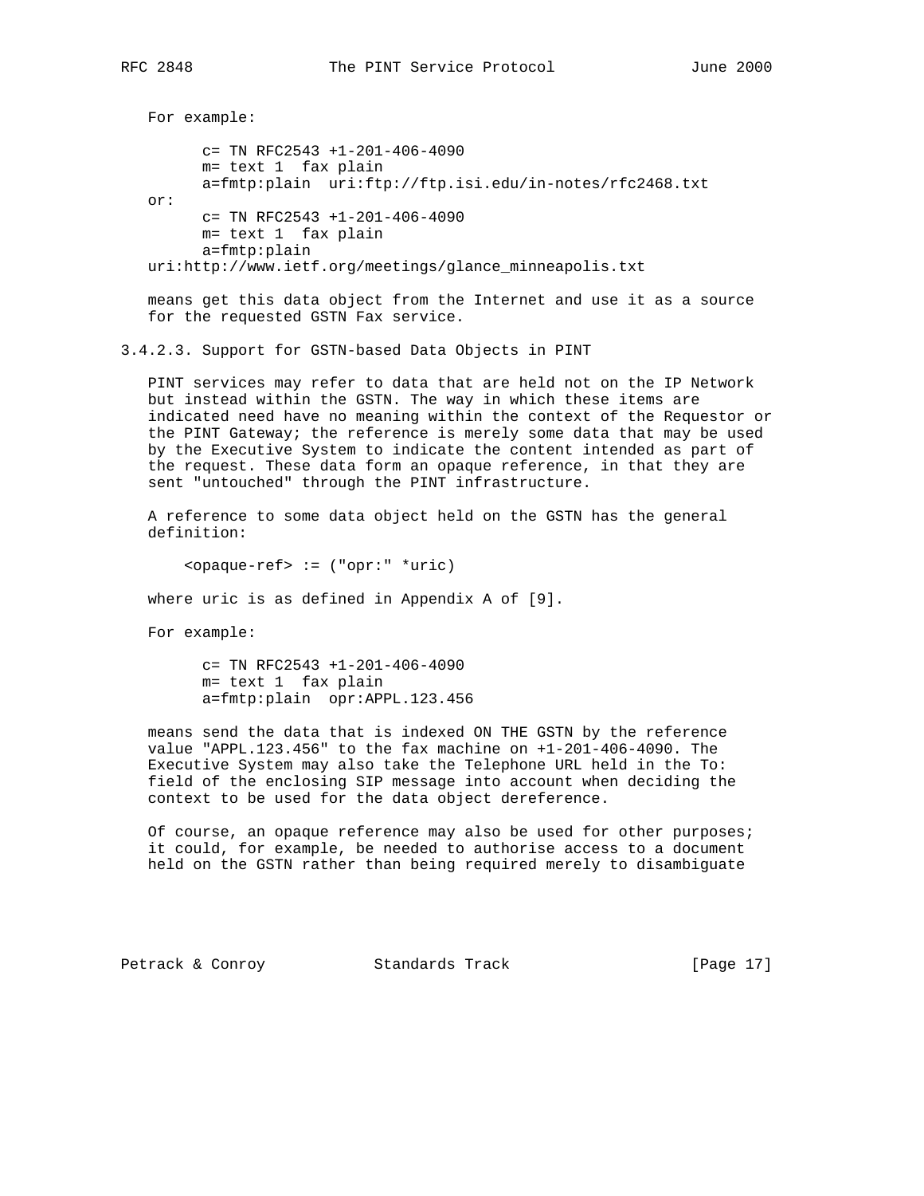For example:

```
      c= TN RFC2543 +1-201-406-4090
      m= text 1  fax plain
      a=fmtp:plain  uri:ftp://ftp.isi.edu/in-notes/rfc2468.txt
or:
      c= TN RFC2543 +1-201-406-4090
      m= text 1  fax plain
      a=fmtp:plain
uri:http://www.ietf.org/meetings/glance_minneapolis.txt
```

means get this data object from the Internet and use it as a source for the requested GSTN Fax service.

### 3.4.2.3. Support for GSTN-based Data Objects in PINT

PINT services may refer to data that are held not on the IP Network but instead within the GSTN. The way in which these items are indicated need have no meaning within the context of the Requestor or the PINT Gateway; the reference is merely some data that may be used by the Executive System to indicate the content intended as part of the request. These data form an opaque reference, in that they are sent "untouched" through the PINT infrastructure.

A reference to some data object held on the GSTN has the general definition:

```
    <opaque-ref> := ("opr:" *uric)
```

where uric is as defined in Appendix A of [9].

For example:

```
      c= TN RFC2543 +1-201-406-4090
      m= text 1  fax plain
      a=fmtp:plain  opr:APPL.123.456
```

means send the data that is indexed ON THE GSTN by the reference value "APPL.123.456" to the fax machine on +1-201-406-4090. The Executive System may also take the Telephone URL held in the To: field of the enclosing SIP message into account when deciding the context to be used for the data object dereference.

Of course, an opaque reference may also be used for other purposes; it could, for example, be needed to authorise access to a document held on the GSTN rather than being required merely to disambiguate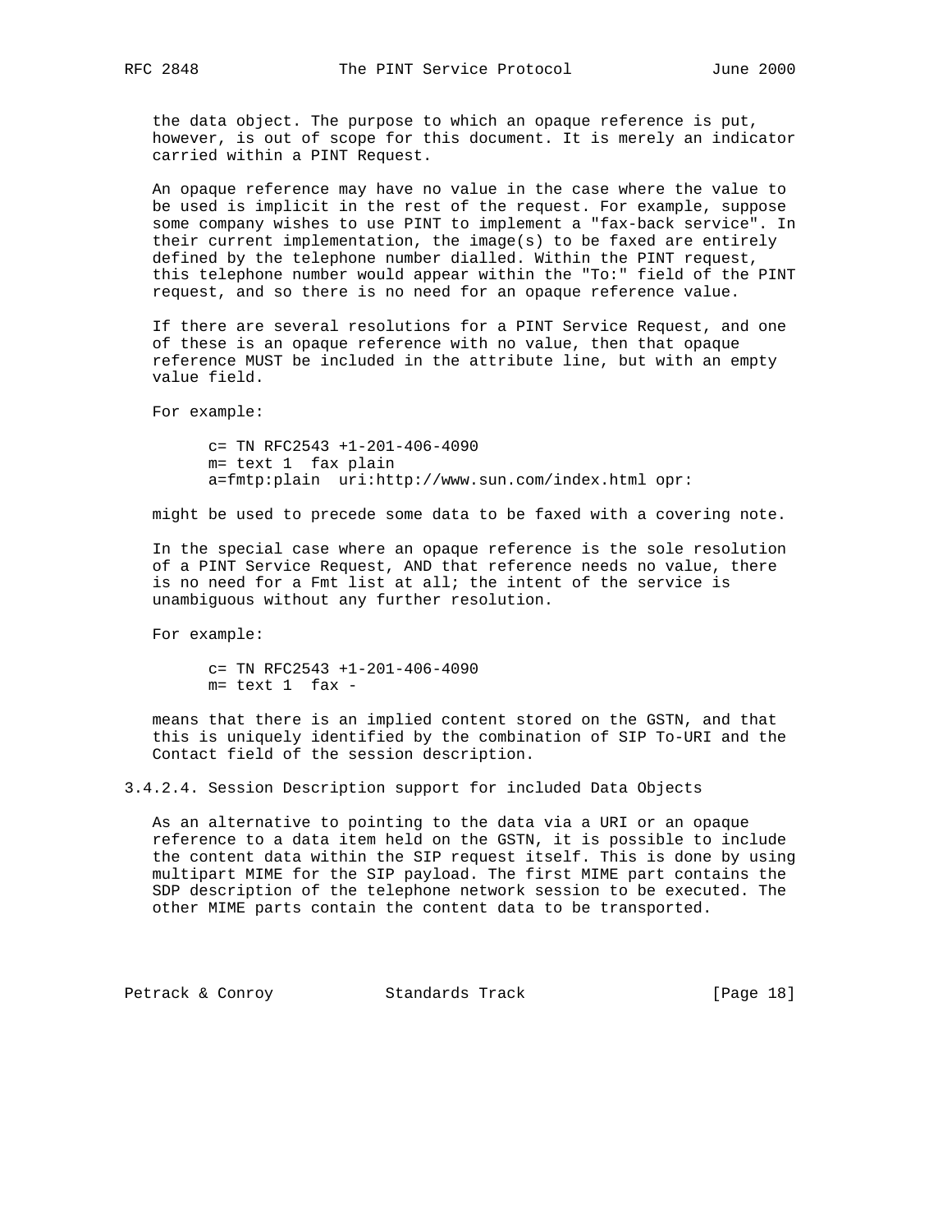the data object. The purpose to which an opaque reference is put, however, is out of scope for this document. It is merely an indicator carried within a PINT Request.

An opaque reference may have no value in the case where the value to be used is implicit in the rest of the request. For example, suppose some company wishes to use PINT to implement a "fax-back service". In their current implementation, the image(s) to be faxed are entirely defined by the telephone number dialled. Within the PINT request, this telephone number would appear within the "To:" field of the PINT request, and so there is no need for an opaque reference value.

If there are several resolutions for a PINT Service Request, and one of these is an opaque reference with no value, then that opaque reference MUST be included in the attribute line, but with an empty value field.

For example:

```
c= TN RFC2543 +1-201-406-4090
m= text 1  fax plain
a=fmtp:plain  uri:http://www.sun.com/index.html opr:
```

might be used to precede some data to be faxed with a covering note.

In the special case where an opaque reference is the sole resolution of a PINT Service Request, AND that reference needs no value, there is no need for a Fmt list at all; the intent of the service is unambiguous without any further resolution.

For example:

```
c= TN RFC2543 +1-201-406-4090
m= text 1  fax -
```

means that there is an implied content stored on the GSTN, and that this is uniquely identified by the combination of SIP To-URI and the Contact field of the session description.

#### 3.4.2.4. Session Description support for included Data Objects

As an alternative to pointing to the data via a URI or an opaque reference to a data item held on the GSTN, it is possible to include the content data within the SIP request itself. This is done by using multipart MIME for the SIP payload. The first MIME part contains the SDP description of the telephone network session to be executed. The other MIME parts contain the content data to be transported.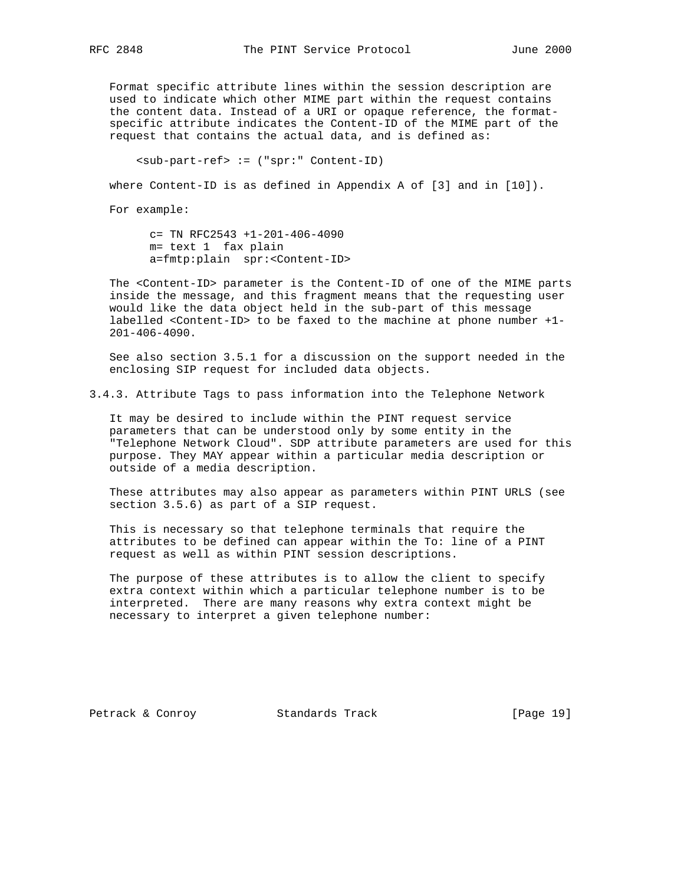Format specific attribute lines within the session description are used to indicate which other MIME part within the request contains the content data. Instead of a URI or opaque reference, the format-specific attribute indicates the Content-ID of the MIME part of the request that contains the actual data, and is defined as:

```
<sub-part-ref> := ("spr:" Content-ID)
```

where Content-ID is as defined in Appendix A of [3] and in [10]).

For example:

```
c= TN RFC2543 +1-201-406-4090
m= text 1  fax plain
a=fmtp:plain  spr:<Content-ID>
```

The <Content-ID> parameter is the Content-ID of one of the MIME parts inside the message, and this fragment means that the requesting user would like the data object held in the sub-part of this message labelled <Content-ID> to be faxed to the machine at phone number +1-201-406-4090.

See also section 3.5.1 for a discussion on the support needed in the enclosing SIP request for included data objects.

### 3.4.3. Attribute Tags to pass information into the Telephone Network

It may be desired to include within the PINT request service parameters that can be understood only by some entity in the "Telephone Network Cloud". SDP attribute parameters are used for this purpose. They MAY appear within a particular media description or outside of a media description.

These attributes may also appear as parameters within PINT URLS (see section 3.5.6) as part of a SIP request.

This is necessary so that telephone terminals that require the attributes to be defined can appear within the To: line of a PINT request as well as within PINT session descriptions.

The purpose of these attributes is to allow the client to specify extra context within which a particular telephone number is to be interpreted. There are many reasons why extra context might be necessary to interpret a given telephone number: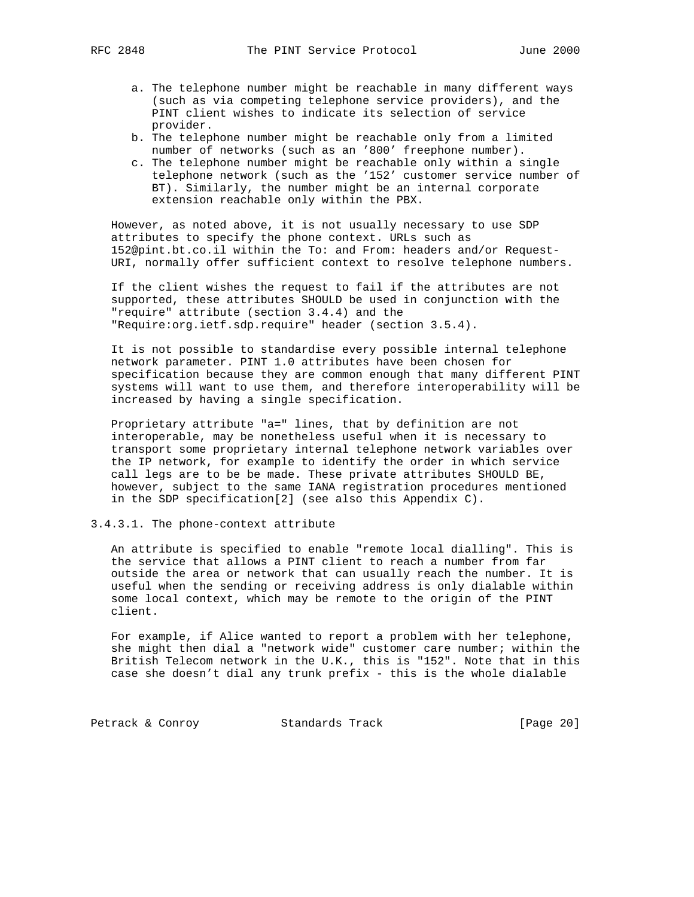a. The telephone number might be reachable in many different ways (such as via competing telephone service providers), and the PINT client wishes to indicate its selection of service provider.
b. The telephone number might be reachable only from a limited number of networks (such as an '800' freephone number).
c. The telephone number might be reachable only within a single telephone network (such as the '152' customer service number of BT). Similarly, the number might be an internal corporate extension reachable only within the PBX.

However, as noted above, it is not usually necessary to use SDP attributes to specify the phone context. URLs such as 152@pint.bt.co.il within the To: and From: headers and/or Request-URI, normally offer sufficient context to resolve telephone numbers.

If the client wishes the request to fail if the attributes are not supported, these attributes SHOULD be used in conjunction with the "require" attribute (section 3.4.4) and the "Require:org.ietf.sdp.require" header (section 3.5.4).

It is not possible to standardise every possible internal telephone network parameter. PINT 1.0 attributes have been chosen for specification because they are common enough that many different PINT systems will want to use them, and therefore interoperability will be increased by having a single specification.

Proprietary attribute "a=" lines, that by definition are not interoperable, may be nonetheless useful when it is necessary to transport some proprietary internal telephone network variables over the IP network, for example to identify the order in which service call legs are to be made. These private attributes SHOULD BE, however, subject to the same IANA registration procedures mentioned in the SDP specification[2] (see also this Appendix C).

### 3.4.3.1. The phone-context attribute

An attribute is specified to enable "remote local dialling". This is the service that allows a PINT client to reach a number from far outside the area or network that can usually reach the number. It is useful when the sending or receiving address is only dialable within some local context, which may be remote to the origin of the PINT client.

For example, if Alice wanted to report a problem with her telephone, she might then dial a "network wide" customer care number; within the British Telecom network in the U.K., this is "152". Note that in this case she doesn't dial any trunk prefix - this is the whole dialable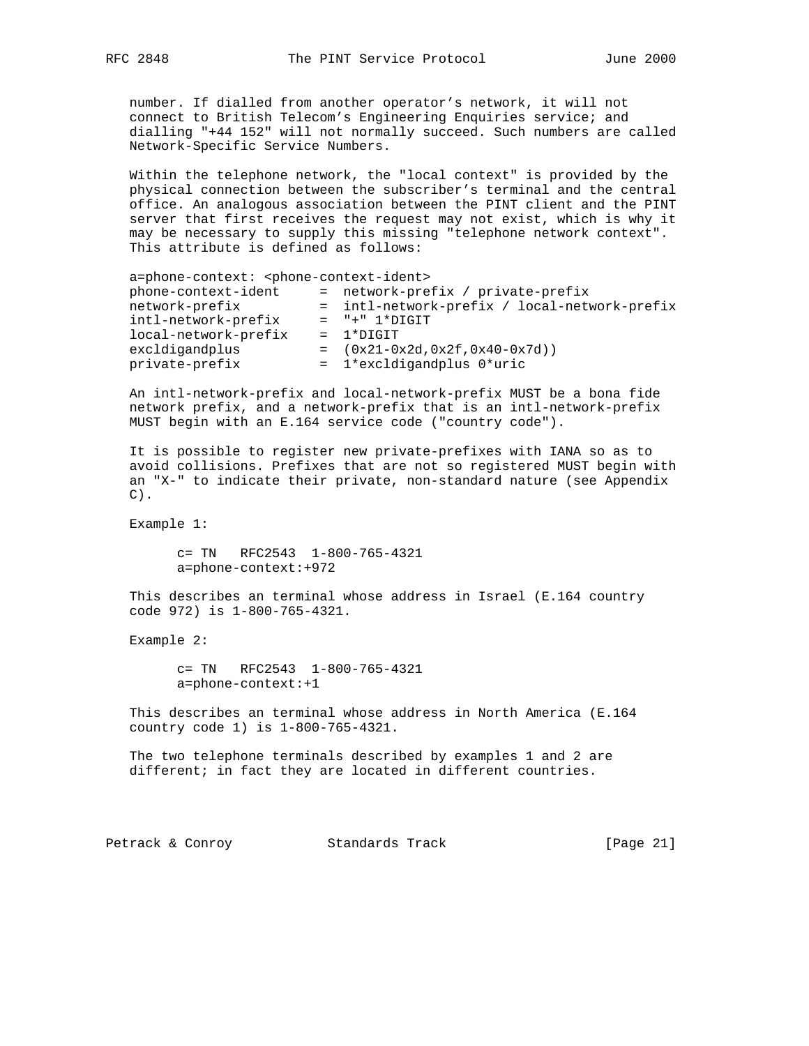number. If dialled from another operator's network, it will not connect to British Telecom's Engineering Enquiries service; and dialling "+44 152" will not normally succeed. Such numbers are called Network-Specific Service Numbers.

Within the telephone network, the "local context" is provided by the physical connection between the subscriber's terminal and the central office. An analogous association between the PINT client and the PINT server that first receives the request may not exist, which is why it may be necessary to supply this missing "telephone network context". This attribute is defined as follows:

```
a=phone-context: <phone-context-ident>
phone-context-ident     =  network-prefix / private-prefix
network-prefix          =  intl-network-prefix / local-network-prefix
intl-network-prefix     =  "+" 1*DIGIT
local-network-prefix    =  1*DIGIT
excldigandplus          =  (0x21-0x2d,0x2f,0x40-0x7d))
private-prefix          =  1*excldigandplus 0*uric
```

An intl-network-prefix and local-network-prefix MUST be a bona fide network prefix, and a network-prefix that is an intl-network-prefix MUST begin with an E.164 service code ("country code").

It is possible to register new private-prefixes with IANA so as to avoid collisions. Prefixes that are not so registered MUST begin with an "X-" to indicate their private, non-standard nature (see Appendix C).

Example 1:

```
c= TN   RFC2543  1-800-765-4321
a=phone-context:+972
```

This describes an terminal whose address in Israel (E.164 country code 972) is 1-800-765-4321.

Example 2:

```
c= TN   RFC2543  1-800-765-4321
a=phone-context:+1
```

This describes an terminal whose address in North America (E.164 country code 1) is 1-800-765-4321.

The two telephone terminals described by examples 1 and 2 are different; in fact they are located in different countries.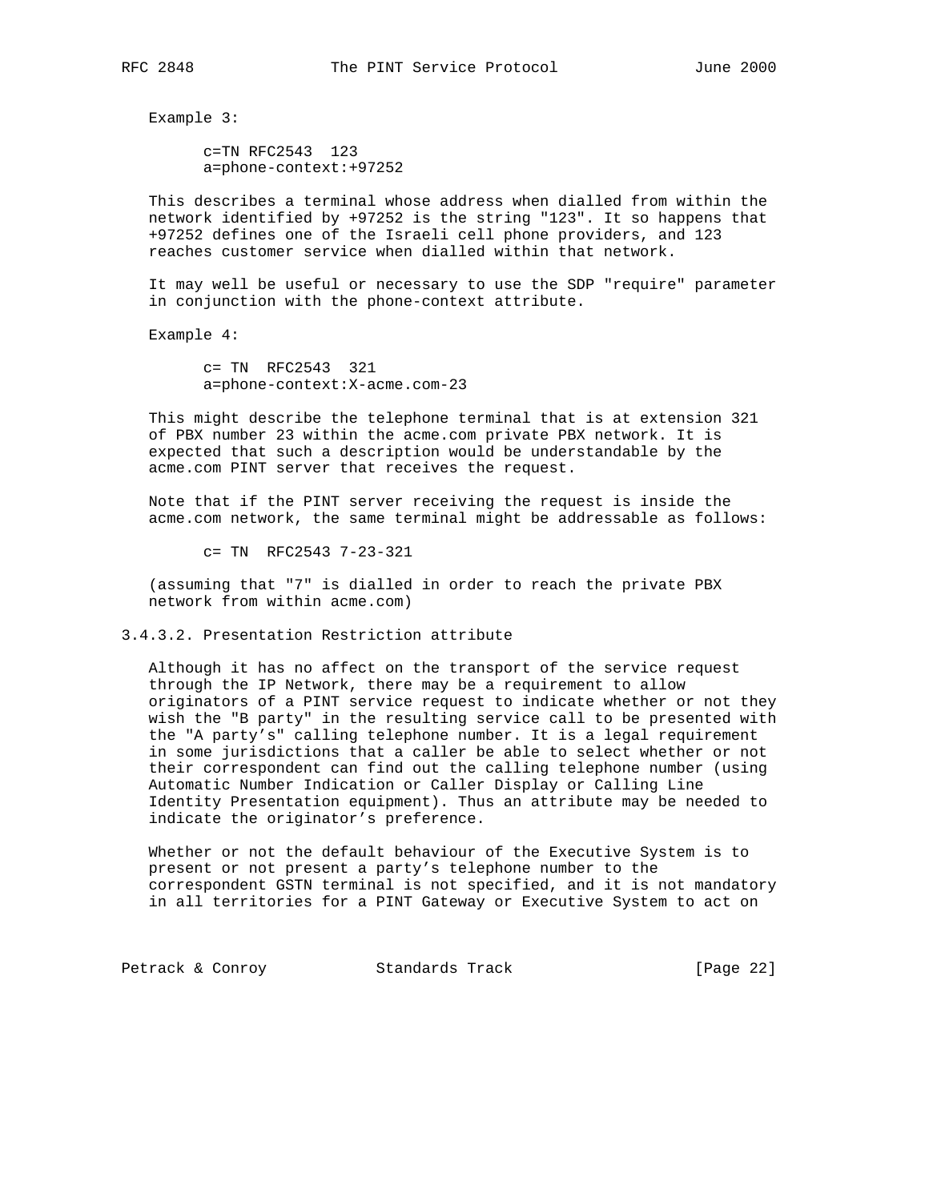Example 3:

```
c=TN RFC2543  123
a=phone-context:+97252
```

This describes a terminal whose address when dialled from within the network identified by +97252 is the string "123". It so happens that +97252 defines one of the Israeli cell phone providers, and 123 reaches customer service when dialled within that network.

It may well be useful or necessary to use the SDP "require" parameter in conjunction with the phone-context attribute.

Example 4:

```
c= TN  RFC2543  321
a=phone-context:X-acme.com-23
```

This might describe the telephone terminal that is at extension 321 of PBX number 23 within the acme.com private PBX network. It is expected that such a description would be understandable by the acme.com PINT server that receives the request.

Note that if the PINT server receiving the request is inside the acme.com network, the same terminal might be addressable as follows:

```
c= TN  RFC2543 7-23-321
```

(assuming that "7" is dialled in order to reach the private PBX network from within acme.com)

### 3.4.3.2. Presentation Restriction attribute

Although it has no affect on the transport of the service request through the IP Network, there may be a requirement to allow originators of a PINT service request to indicate whether or not they wish the "B party" in the resulting service call to be presented with the "A party's" calling telephone number. It is a legal requirement in some jurisdictions that a caller be able to select whether or not their correspondent can find out the calling telephone number (using Automatic Number Indication or Caller Display or Calling Line Identity Presentation equipment). Thus an attribute may be needed to indicate the originator's preference.

Whether or not the default behaviour of the Executive System is to present or not present a party's telephone number to the correspondent GSTN terminal is not specified, and it is not mandatory in all territories for a PINT Gateway or Executive System to act on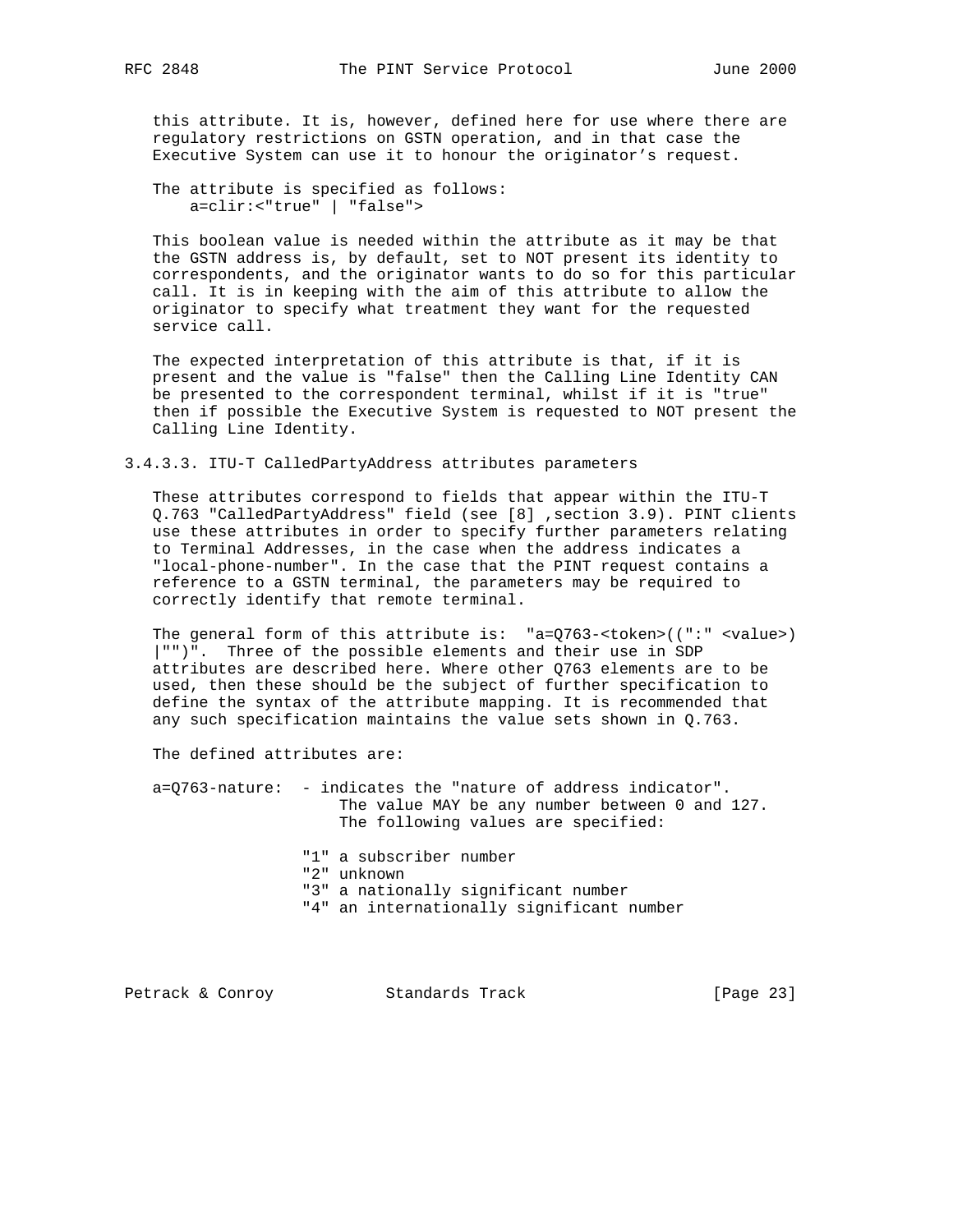this attribute. It is, however, defined here for use where there are regulatory restrictions on GSTN operation, and in that case the Executive System can use it to honour the originator's request.

The attribute is specified as follows:

```
a=clir:<"true" | "false">
```

This boolean value is needed within the attribute as it may be that the GSTN address is, by default, set to NOT present its identity to correspondents, and the originator wants to do so for this particular call. It is in keeping with the aim of this attribute to allow the originator to specify what treatment they want for the requested service call.

The expected interpretation of this attribute is that, if it is present and the value is "false" then the Calling Line Identity CAN be presented to the correspondent terminal, whilst if it is "true" then if possible the Executive System is requested to NOT present the Calling Line Identity.

#### 3.4.3.3. ITU-T CalledPartyAddress attributes parameters

These attributes correspond to fields that appear within the ITU-T Q.763 "CalledPartyAddress" field (see [8] ,section 3.9). PINT clients use these attributes in order to specify further parameters relating to Terminal Addresses, in the case when the address indicates a "local-phone-number". In the case that the PINT request contains a reference to a GSTN terminal, the parameters may be required to correctly identify that remote terminal.

The general form of this attribute is: "a=Q763-<token>((":" <value>) |"")". Three of the possible elements and their use in SDP attributes are described here. Where other Q763 elements are to be used, then these should be the subject of further specification to define the syntax of the attribute mapping. It is recommended that any such specification maintains the value sets shown in Q.763.

The defined attributes are:

```
a=Q763-nature:  - indicates the "nature of address indicator".
                    The value MAY be any number between 0 and 127.
                    The following values are specified:

                "1" a subscriber number
                "2" unknown
                "3" a nationally significant number
                "4" an internationally significant number
```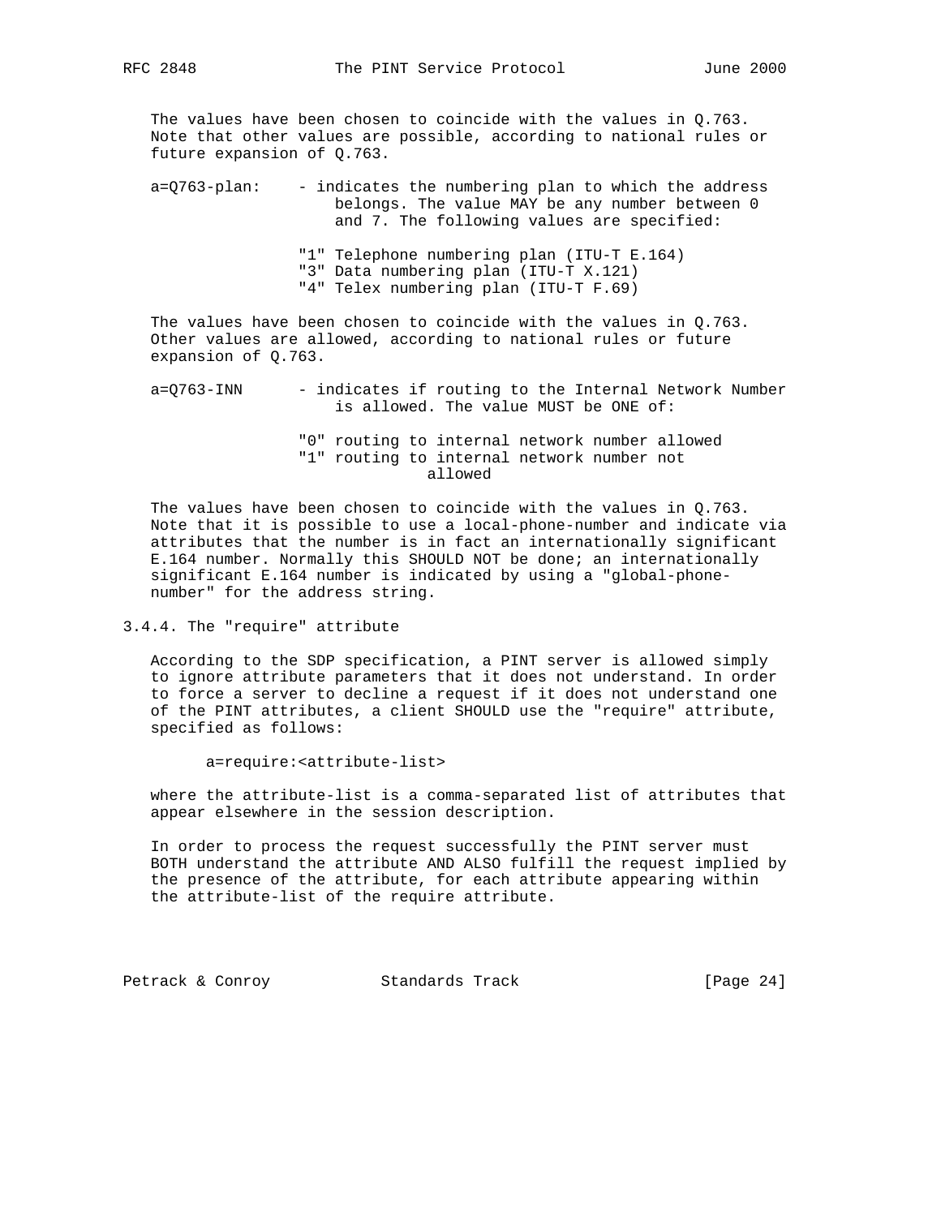The values have been chosen to coincide with the values in Q.763. Note that other values are possible, according to national rules or future expansion of Q.763.

a=Q763-plan: - indicates the numbering plan to which the address belongs. The value MAY be any number between 0 and 7. The following values are specified:

- "1" Telephone numbering plan (ITU-T E.164)
- "3" Data numbering plan (ITU-T X.121)
- "4" Telex numbering plan (ITU-T F.69)

The values have been chosen to coincide with the values in Q.763. Other values are allowed, according to national rules or future expansion of Q.763.

a=Q763-INN - indicates if routing to the Internal Network Number is allowed. The value MUST be ONE of:

- "0" routing to internal network number allowed
- "1" routing to internal network number not allowed

The values have been chosen to coincide with the values in Q.763. Note that it is possible to use a local-phone-number and indicate via attributes that the number is in fact an internationally significant E.164 number. Normally this SHOULD NOT be done; an internationally significant E.164 number is indicated by using a "global-phone-number" for the address string.

### 3.4.4. The "require" attribute

According to the SDP specification, a PINT server is allowed simply to ignore attribute parameters that it does not understand. In order to force a server to decline a request if it does not understand one of the PINT attributes, a client SHOULD use the "require" attribute, specified as follows:

```
a=require:<attribute-list>
```

where the attribute-list is a comma-separated list of attributes that appear elsewhere in the session description.

In order to process the request successfully the PINT server must BOTH understand the attribute AND ALSO fulfill the request implied by the presence of the attribute, for each attribute appearing within the attribute-list of the require attribute.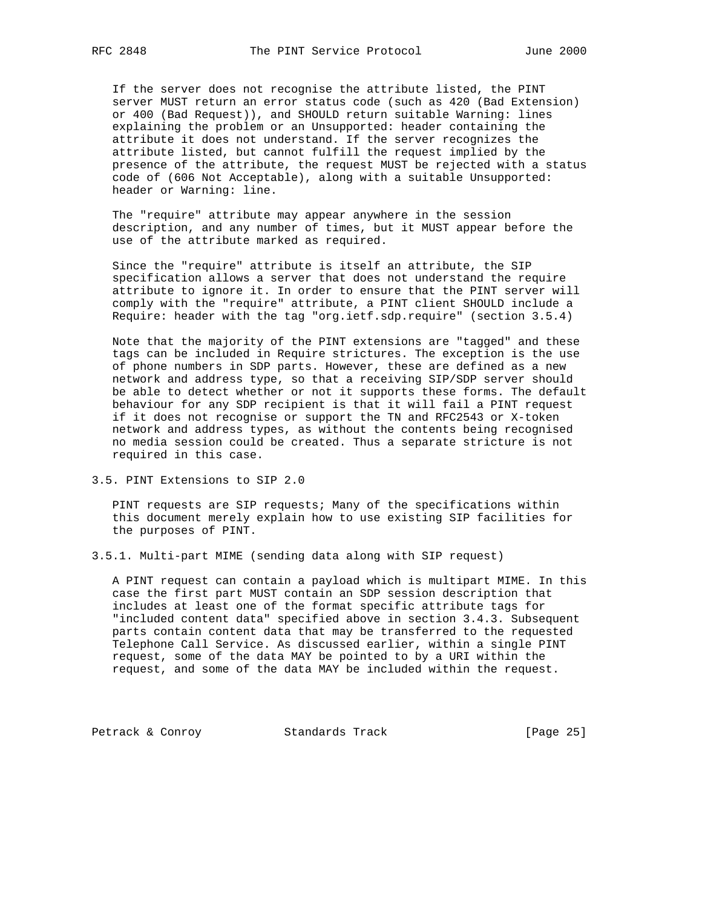If the server does not recognise the attribute listed, the PINT server MUST return an error status code (such as 420 (Bad Extension) or 400 (Bad Request)), and SHOULD return suitable Warning: lines explaining the problem or an Unsupported: header containing the attribute it does not understand. If the server recognizes the attribute listed, but cannot fulfill the request implied by the presence of the attribute, the request MUST be rejected with a status code of (606 Not Acceptable), along with a suitable Unsupported: header or Warning: line.

The "require" attribute may appear anywhere in the session description, and any number of times, but it MUST appear before the use of the attribute marked as required.

Since the "require" attribute is itself an attribute, the SIP specification allows a server that does not understand the require attribute to ignore it. In order to ensure that the PINT server will comply with the "require" attribute, a PINT client SHOULD include a Require: header with the tag "org.ietf.sdp.require" (section 3.5.4)

Note that the majority of the PINT extensions are "tagged" and these tags can be included in Require strictures. The exception is the use of phone numbers in SDP parts. However, these are defined as a new network and address type, so that a receiving SIP/SDP server should be able to detect whether or not it supports these forms. The default behaviour for any SDP recipient is that it will fail a PINT request if it does not recognise or support the TN and RFC2543 or X-token network and address types, as without the contents being recognised no media session could be created. Thus a separate stricture is not required in this case.

### 3.5. PINT Extensions to SIP 2.0

PINT requests are SIP requests; Many of the specifications within this document merely explain how to use existing SIP facilities for the purposes of PINT.

#### 3.5.1. Multi-part MIME (sending data along with SIP request)

A PINT request can contain a payload which is multipart MIME. In this case the first part MUST contain an SDP session description that includes at least one of the format specific attribute tags for "included content data" specified above in section 3.4.3. Subsequent parts contain content data that may be transferred to the requested Telephone Call Service. As discussed earlier, within a single PINT request, some of the data MAY be pointed to by a URI within the request, and some of the data MAY be included within the request.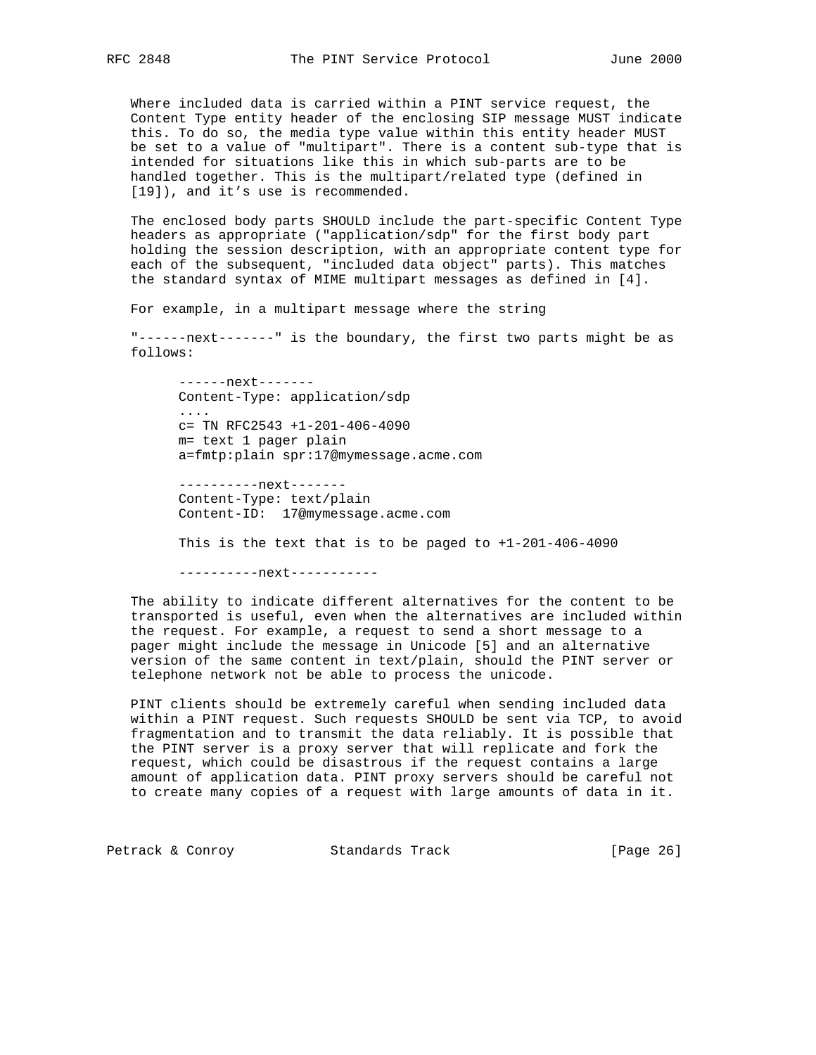Where included data is carried within a PINT service request, the Content Type entity header of the enclosing SIP message MUST indicate this. To do so, the media type value within this entity header MUST be set to a value of "multipart". There is a content sub-type that is intended for situations like this in which sub-parts are to be handled together. This is the multipart/related type (defined in [19]), and it's use is recommended.

The enclosed body parts SHOULD include the part-specific Content Type headers as appropriate ("application/sdp" for the first body part holding the session description, with an appropriate content type for each of the subsequent, "included data object" parts). This matches the standard syntax of MIME multipart messages as defined in [4].

For example, in a multipart message where the string

"------next-------" is the boundary, the first two parts might be as follows:

```
------next-------
Content-Type: application/sdp
....
c= TN RFC2543 +1-201-406-4090
m= text 1 pager plain
a=fmtp:plain spr:17@mymessage.acme.com

----------next-------
Content-Type: text/plain
Content-ID:  17@mymessage.acme.com

This is the text that is to be paged to +1-201-406-4090

----------next-----------
```

The ability to indicate different alternatives for the content to be transported is useful, even when the alternatives are included within the request. For example, a request to send a short message to a pager might include the message in Unicode [5] and an alternative version of the same content in text/plain, should the PINT server or telephone network not be able to process the unicode.

PINT clients should be extremely careful when sending included data within a PINT request. Such requests SHOULD be sent via TCP, to avoid fragmentation and to transmit the data reliably. It is possible that the PINT server is a proxy server that will replicate and fork the request, which could be disastrous if the request contains a large amount of application data. PINT proxy servers should be careful not to create many copies of a request with large amounts of data in it.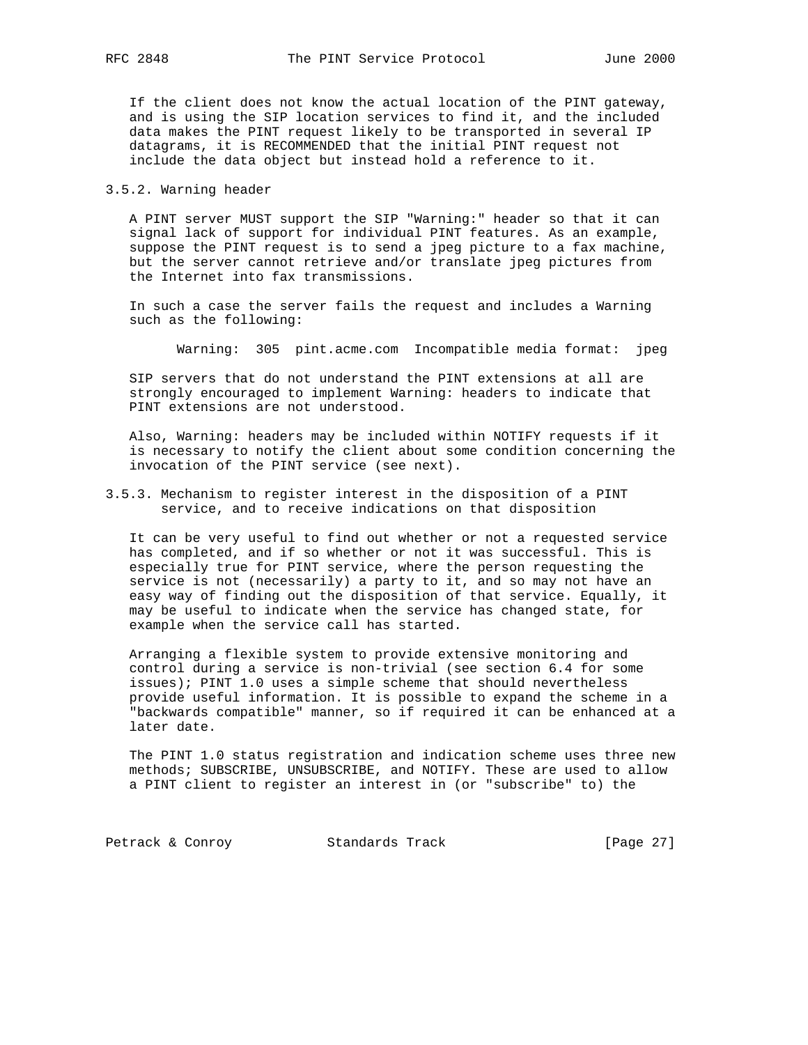If the client does not know the actual location of the PINT gateway, and is using the SIP location services to find it, and the included data makes the PINT request likely to be transported in several IP datagrams, it is RECOMMENDED that the initial PINT request not include the data object but instead hold a reference to it.

### 3.5.2. Warning header

A PINT server MUST support the SIP "Warning:" header so that it can signal lack of support for individual PINT features. As an example, suppose the PINT request is to send a jpeg picture to a fax machine, but the server cannot retrieve and/or translate jpeg pictures from the Internet into fax transmissions.

In such a case the server fails the request and includes a Warning such as the following:

```
Warning:  305  pint.acme.com  Incompatible media format:  jpeg
```

SIP servers that do not understand the PINT extensions at all are strongly encouraged to implement Warning: headers to indicate that PINT extensions are not understood.

Also, Warning: headers may be included within NOTIFY requests if it is necessary to notify the client about some condition concerning the invocation of the PINT service (see next).

### 3.5.3. Mechanism to register interest in the disposition of a PINT service, and to receive indications on that disposition

It can be very useful to find out whether or not a requested service has completed, and if so whether or not it was successful. This is especially true for PINT service, where the person requesting the service is not (necessarily) a party to it, and so may not have an easy way of finding out the disposition of that service. Equally, it may be useful to indicate when the service has changed state, for example when the service call has started.

Arranging a flexible system to provide extensive monitoring and control during a service is non-trivial (see section 6.4 for some issues); PINT 1.0 uses a simple scheme that should nevertheless provide useful information. It is possible to expand the scheme in a "backwards compatible" manner, so if required it can be enhanced at a later date.

The PINT 1.0 status registration and indication scheme uses three new methods; SUBSCRIBE, UNSUBSCRIBE, and NOTIFY. These are used to allow a PINT client to register an interest in (or "subscribe" to) the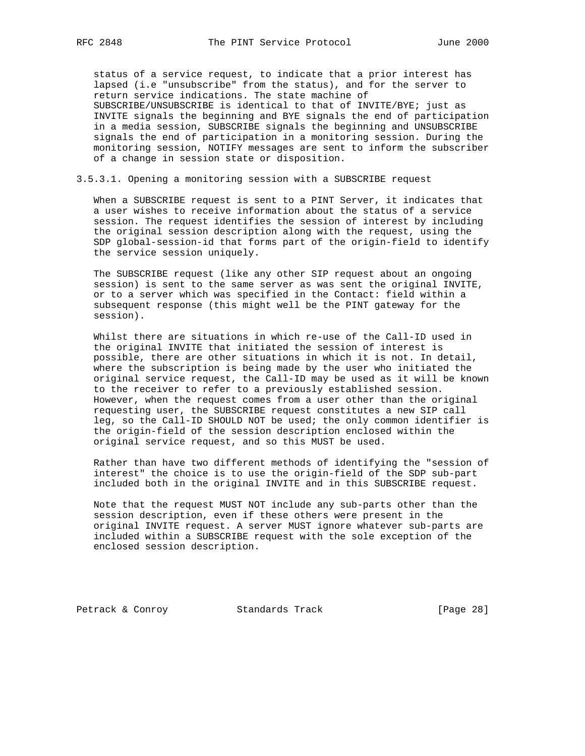status of a service request, to indicate that a prior interest has lapsed (i.e "unsubscribe" from the status), and for the server to return service indications. The state machine of SUBSCRIBE/UNSUBSCRIBE is identical to that of INVITE/BYE; just as INVITE signals the beginning and BYE signals the end of participation in a media session, SUBSCRIBE signals the beginning and UNSUBSCRIBE signals the end of participation in a monitoring session. During the monitoring session, NOTIFY messages are sent to inform the subscriber of a change in session state or disposition.

#### 3.5.3.1. Opening a monitoring session with a SUBSCRIBE request

When a SUBSCRIBE request is sent to a PINT Server, it indicates that a user wishes to receive information about the status of a service session. The request identifies the session of interest by including the original session description along with the request, using the SDP global-session-id that forms part of the origin-field to identify the service session uniquely.

The SUBSCRIBE request (like any other SIP request about an ongoing session) is sent to the same server as was sent the original INVITE, or to a server which was specified in the Contact: field within a subsequent response (this might well be the PINT gateway for the session).

Whilst there are situations in which re-use of the Call-ID used in the original INVITE that initiated the session of interest is possible, there are other situations in which it is not. In detail, where the subscription is being made by the user who initiated the original service request, the Call-ID may be used as it will be known to the receiver to refer to a previously established session. However, when the request comes from a user other than the original requesting user, the SUBSCRIBE request constitutes a new SIP call leg, so the Call-ID SHOULD NOT be used; the only common identifier is the origin-field of the session description enclosed within the original service request, and so this MUST be used.

Rather than have two different methods of identifying the "session of interest" the choice is to use the origin-field of the SDP sub-part included both in the original INVITE and in this SUBSCRIBE request.

Note that the request MUST NOT include any sub-parts other than the session description, even if these others were present in the original INVITE request. A server MUST ignore whatever sub-parts are included within a SUBSCRIBE request with the sole exception of the enclosed session description.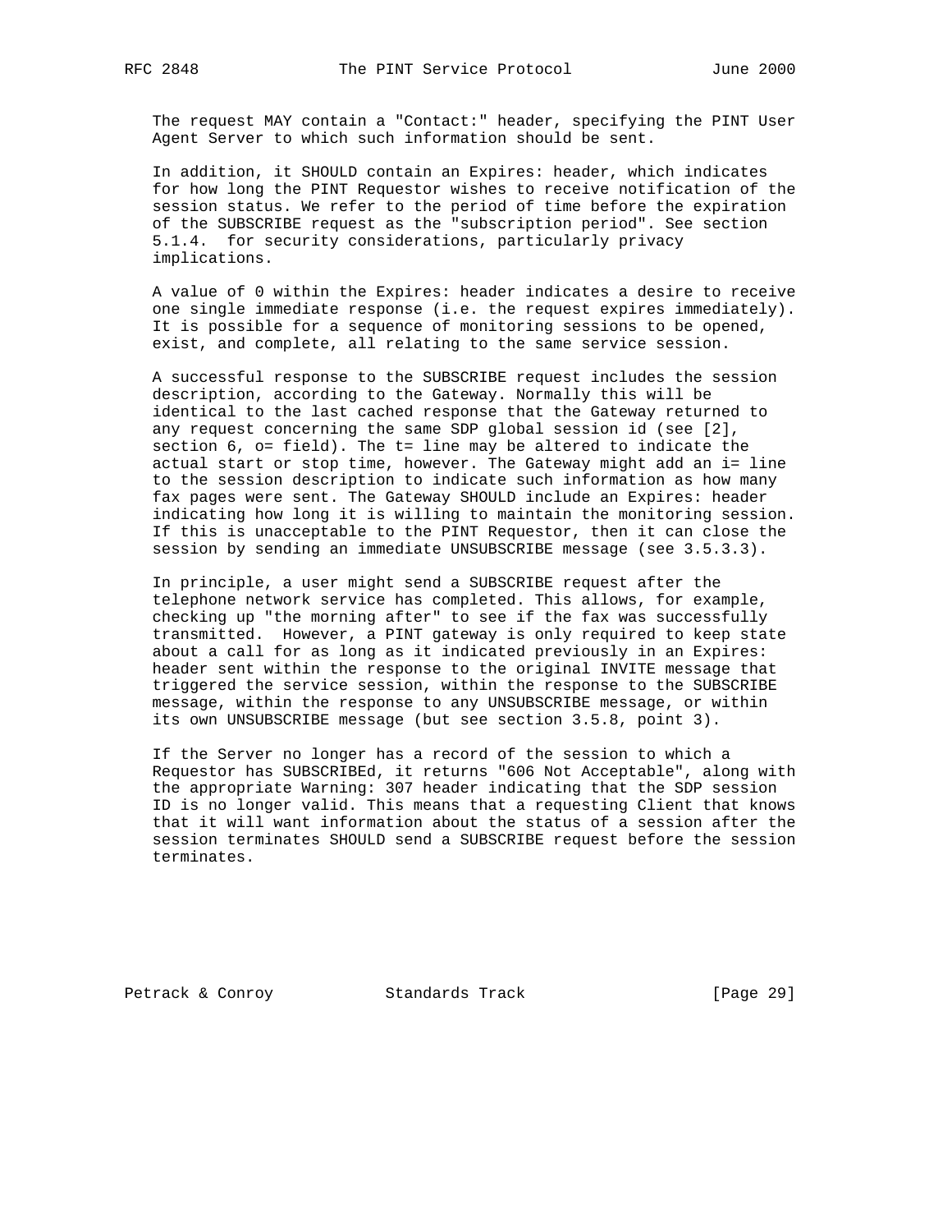The request MAY contain a "Contact:" header, specifying the PINT User Agent Server to which such information should be sent.

In addition, it SHOULD contain an Expires: header, which indicates for how long the PINT Requestor wishes to receive notification of the session status. We refer to the period of time before the expiration of the SUBSCRIBE request as the "subscription period". See section 5.1.4. for security considerations, particularly privacy implications.

A value of 0 within the Expires: header indicates a desire to receive one single immediate response (i.e. the request expires immediately). It is possible for a sequence of monitoring sessions to be opened, exist, and complete, all relating to the same service session.

A successful response to the SUBSCRIBE request includes the session description, according to the Gateway. Normally this will be identical to the last cached response that the Gateway returned to any request concerning the same SDP global session id (see [2], section 6, o= field). The t= line may be altered to indicate the actual start or stop time, however. The Gateway might add an i= line to the session description to indicate such information as how many fax pages were sent. The Gateway SHOULD include an Expires: header indicating how long it is willing to maintain the monitoring session. If this is unacceptable to the PINT Requestor, then it can close the session by sending an immediate UNSUBSCRIBE message (see 3.5.3.3).

In principle, a user might send a SUBSCRIBE request after the telephone network service has completed. This allows, for example, checking up "the morning after" to see if the fax was successfully transmitted. However, a PINT gateway is only required to keep state about a call for as long as it indicated previously in an Expires: header sent within the response to the original INVITE message that triggered the service session, within the response to the SUBSCRIBE message, within the response to any UNSUBSCRIBE message, or within its own UNSUBSCRIBE message (but see section 3.5.8, point 3).

If the Server no longer has a record of the session to which a Requestor has SUBSCRIBEd, it returns "606 Not Acceptable", along with the appropriate Warning: 307 header indicating that the SDP session ID is no longer valid. This means that a requesting Client that knows that it will want information about the status of a session after the session terminates SHOULD send a SUBSCRIBE request before the session terminates.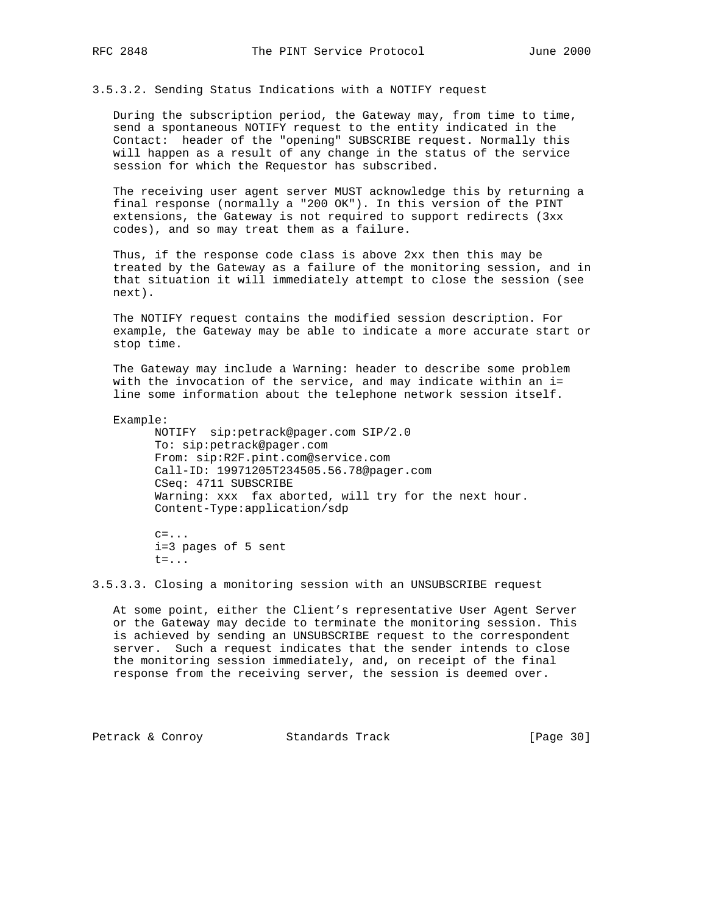#### 3.5.3.2. Sending Status Indications with a NOTIFY request

During the subscription period, the Gateway may, from time to time, send a spontaneous NOTIFY request to the entity indicated in the Contact: header of the "opening" SUBSCRIBE request. Normally this will happen as a result of any change in the status of the service session for which the Requestor has subscribed.

The receiving user agent server MUST acknowledge this by returning a final response (normally a "200 OK"). In this version of the PINT extensions, the Gateway is not required to support redirects (3xx codes), and so may treat them as a failure.

Thus, if the response code class is above 2xx then this may be treated by the Gateway as a failure of the monitoring session, and in that situation it will immediately attempt to close the session (see next).

The NOTIFY request contains the modified session description. For example, the Gateway may be able to indicate a more accurate start or stop time.

The Gateway may include a Warning: header to describe some problem with the invocation of the service, and may indicate within an i= line some information about the telephone network session itself.

Example:

```
NOTIFY  sip:petrack@pager.com SIP/2.0
To: sip:petrack@pager.com
From: sip:R2F.pint.com@service.com
Call-ID: 19971205T234505.56.78@pager.com
CSeq: 4711 SUBSCRIBE
Warning: xxx  fax aborted, will try for the next hour.
Content-Type:application/sdp

c=...
i=3 pages of 5 sent
t=...
```

#### 3.5.3.3. Closing a monitoring session with an UNSUBSCRIBE request

At some point, either the Client's representative User Agent Server or the Gateway may decide to terminate the monitoring session. This is achieved by sending an UNSUBSCRIBE request to the correspondent server. Such a request indicates that the sender intends to close the monitoring session immediately, and, on receipt of the final response from the receiving server, the session is deemed over.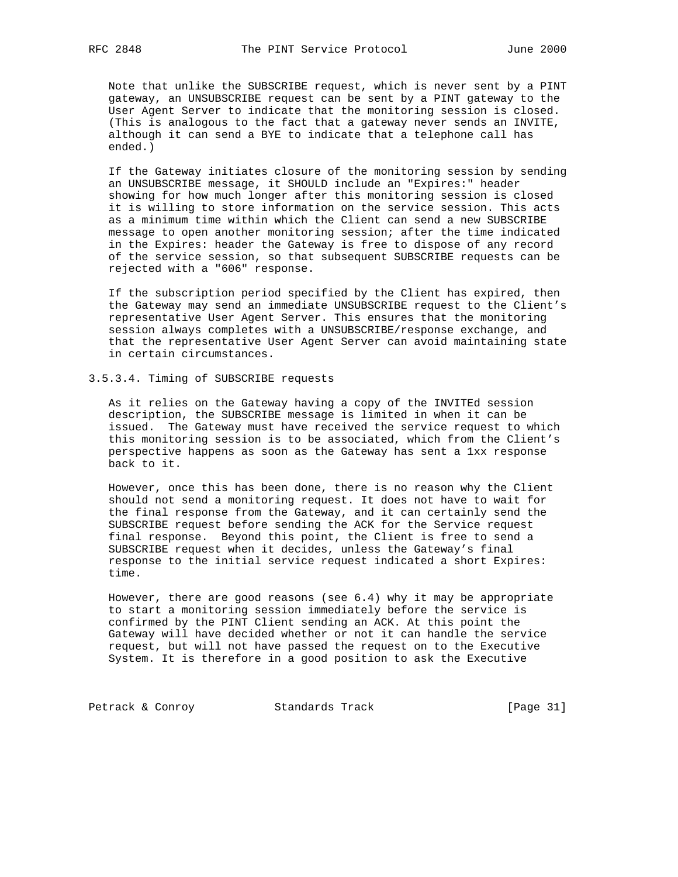Note that unlike the SUBSCRIBE request, which is never sent by a PINT gateway, an UNSUBSCRIBE request can be sent by a PINT gateway to the User Agent Server to indicate that the monitoring session is closed. (This is analogous to the fact that a gateway never sends an INVITE, although it can send a BYE to indicate that a telephone call has ended.)

If the Gateway initiates closure of the monitoring session by sending an UNSUBSCRIBE message, it SHOULD include an "Expires:" header showing for how much longer after this monitoring session is closed it is willing to store information on the service session. This acts as a minimum time within which the Client can send a new SUBSCRIBE message to open another monitoring session; after the time indicated in the Expires: header the Gateway is free to dispose of any record of the service session, so that subsequent SUBSCRIBE requests can be rejected with a "606" response.

If the subscription period specified by the Client has expired, then the Gateway may send an immediate UNSUBSCRIBE request to the Client's representative User Agent Server. This ensures that the monitoring session always completes with a UNSUBSCRIBE/response exchange, and that the representative User Agent Server can avoid maintaining state in certain circumstances.

#### 3.5.3.4. Timing of SUBSCRIBE requests

As it relies on the Gateway having a copy of the INVITEd session description, the SUBSCRIBE message is limited in when it can be issued. The Gateway must have received the service request to which this monitoring session is to be associated, which from the Client's perspective happens as soon as the Gateway has sent a 1xx response back to it.

However, once this has been done, there is no reason why the Client should not send a monitoring request. It does not have to wait for the final response from the Gateway, and it can certainly send the SUBSCRIBE request before sending the ACK for the Service request final response. Beyond this point, the Client is free to send a SUBSCRIBE request when it decides, unless the Gateway's final response to the initial service request indicated a short Expires: time.

However, there are good reasons (see 6.4) why it may be appropriate to start a monitoring session immediately before the service is confirmed by the PINT Client sending an ACK. At this point the Gateway will have decided whether or not it can handle the service request, but will not have passed the request on to the Executive System. It is therefore in a good position to ask the Executive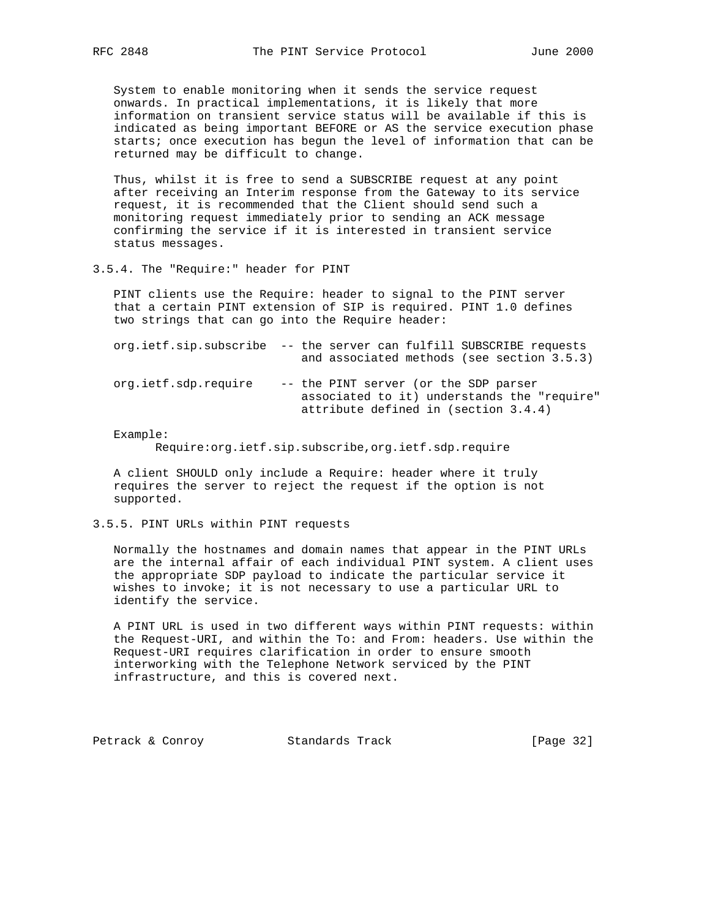System to enable monitoring when it sends the service request onwards. In practical implementations, it is likely that more information on transient service status will be available if this is indicated as being important BEFORE or AS the service execution phase starts; once execution has begun the level of information that can be returned may be difficult to change.

Thus, whilst it is free to send a SUBSCRIBE request at any point after receiving an Interim response from the Gateway to its service request, it is recommended that the Client should send such a monitoring request immediately prior to sending an ACK message confirming the service if it is interested in transient service status messages.

### 3.5.4. The "Require:" header for PINT

PINT clients use the Require: header to signal to the PINT server that a certain PINT extension of SIP is required. PINT 1.0 defines two strings that can go into the Require header:

```
org.ietf.sip.subscribe  -- the server can fulfill SUBSCRIBE requests
                           and associated methods (see section 3.5.3)

org.ietf.sdp.require    -- the PINT server (or the SDP parser
                           associated to it) understands the "require"
                           attribute defined in (section 3.4.4)
```

Example:

```
Require:org.ietf.sip.subscribe,org.ietf.sdp.require
```

A client SHOULD only include a Require: header where it truly requires the server to reject the request if the option is not supported.

### 3.5.5. PINT URLs within PINT requests

Normally the hostnames and domain names that appear in the PINT URLs are the internal affair of each individual PINT system. A client uses the appropriate SDP payload to indicate the particular service it wishes to invoke; it is not necessary to use a particular URL to identify the service.

A PINT URL is used in two different ways within PINT requests: within the Request-URI, and within the To: and From: headers. Use within the Request-URI requires clarification in order to ensure smooth interworking with the Telephone Network serviced by the PINT infrastructure, and this is covered next.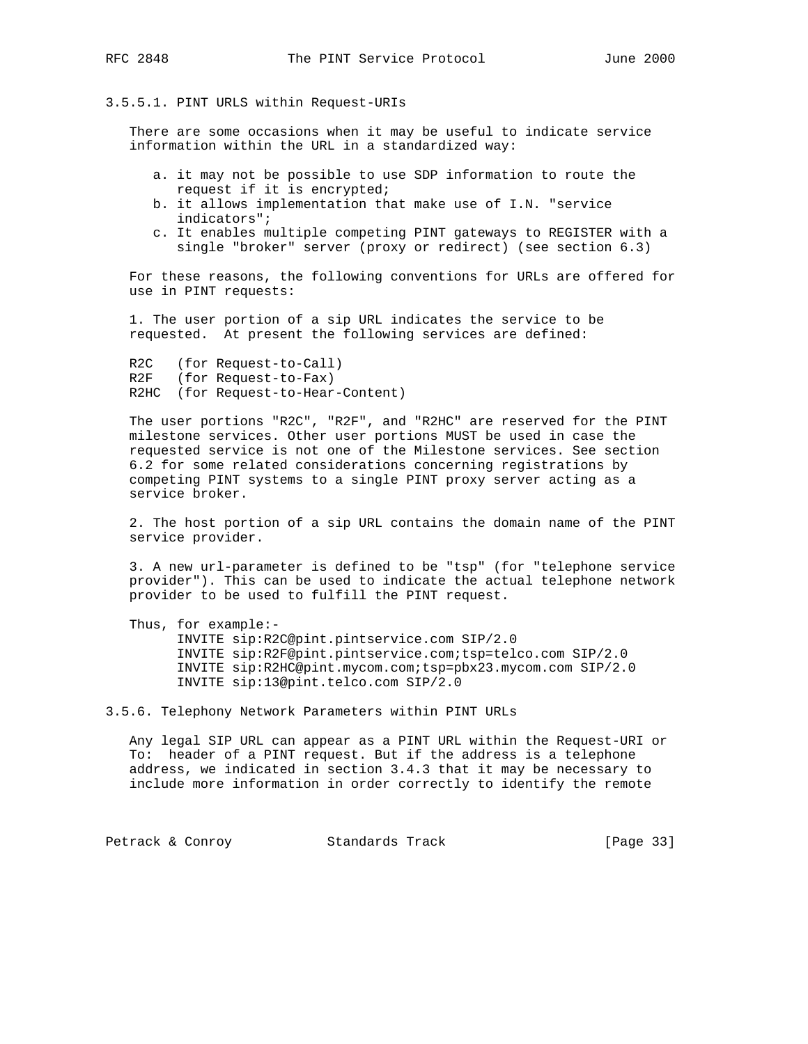#### 3.5.5.1. PINT URLS within Request-URIs

There are some occasions when it may be useful to indicate service information within the URL in a standardized way:

a. it may not be possible to use SDP information to route the request if it is encrypted;
b. it allows implementation that make use of I.N. "service indicators";
c. It enables multiple competing PINT gateways to REGISTER with a single "broker" server (proxy or redirect) (see section 6.3)

For these reasons, the following conventions for URLs are offered for use in PINT requests:

1. The user portion of a sip URL indicates the service to be requested. At present the following services are defined:

```
R2C   (for Request-to-Call)
R2F   (for Request-to-Fax)
R2HC  (for Request-to-Hear-Content)
```

The user portions "R2C", "R2F", and "R2HC" are reserved for the PINT milestone services. Other user portions MUST be used in case the requested service is not one of the Milestone services. See section 6.2 for some related considerations concerning registrations by competing PINT systems to a single PINT proxy server acting as a service broker.

2. The host portion of a sip URL contains the domain name of the PINT service provider.

3. A new url-parameter is defined to be "tsp" (for "telephone service provider"). This can be used to indicate the actual telephone network provider to be used to fulfill the PINT request.

Thus, for example:-

```
INVITE sip:R2C@pint.pintservice.com SIP/2.0
INVITE sip:R2F@pint.pintservice.com;tsp=telco.com SIP/2.0
INVITE sip:R2HC@pint.mycom.com;tsp=pbx23.mycom.com SIP/2.0
INVITE sip:13@pint.telco.com SIP/2.0
```

### 3.5.6. Telephony Network Parameters within PINT URLs

Any legal SIP URL can appear as a PINT URL within the Request-URI or To: header of a PINT request. But if the address is a telephone address, we indicated in section 3.4.3 that it may be necessary to include more information in order correctly to identify the remote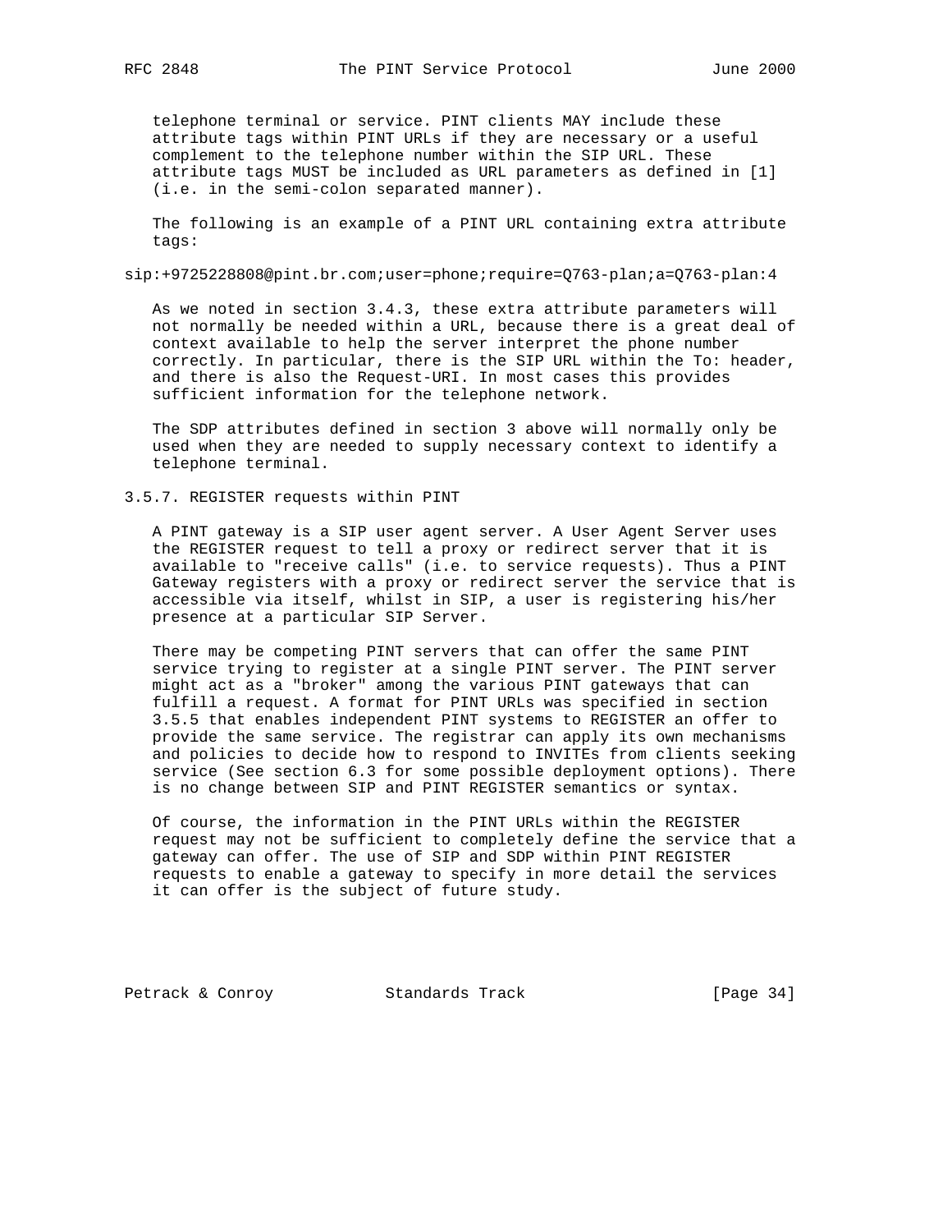telephone terminal or service. PINT clients MAY include these attribute tags within PINT URLs if they are necessary or a useful complement to the telephone number within the SIP URL. These attribute tags MUST be included as URL parameters as defined in [1] (i.e. in the semi-colon separated manner).

The following is an example of a PINT URL containing extra attribute tags:

```
sip:+9725228808@pint.br.com;user=phone;require=Q763-plan;a=Q763-plan:4
```

As we noted in section 3.4.3, these extra attribute parameters will not normally be needed within a URL, because there is a great deal of context available to help the server interpret the phone number correctly. In particular, there is the SIP URL within the To: header, and there is also the Request-URI. In most cases this provides sufficient information for the telephone network.

The SDP attributes defined in section 3 above will normally only be used when they are needed to supply necessary context to identify a telephone terminal.

### 3.5.7. REGISTER requests within PINT

A PINT gateway is a SIP user agent server. A User Agent Server uses the REGISTER request to tell a proxy or redirect server that it is available to "receive calls" (i.e. to service requests). Thus a PINT Gateway registers with a proxy or redirect server the service that is accessible via itself, whilst in SIP, a user is registering his/her presence at a particular SIP Server.

There may be competing PINT servers that can offer the same PINT service trying to register at a single PINT server. The PINT server might act as a "broker" among the various PINT gateways that can fulfill a request. A format for PINT URLs was specified in section 3.5.5 that enables independent PINT systems to REGISTER an offer to provide the same service. The registrar can apply its own mechanisms and policies to decide how to respond to INVITEs from clients seeking service (See section 6.3 for some possible deployment options). There is no change between SIP and PINT REGISTER semantics or syntax.

Of course, the information in the PINT URLs within the REGISTER request may not be sufficient to completely define the service that a gateway can offer. The use of SIP and SDP within PINT REGISTER requests to enable a gateway to specify in more detail the services it can offer is the subject of future study.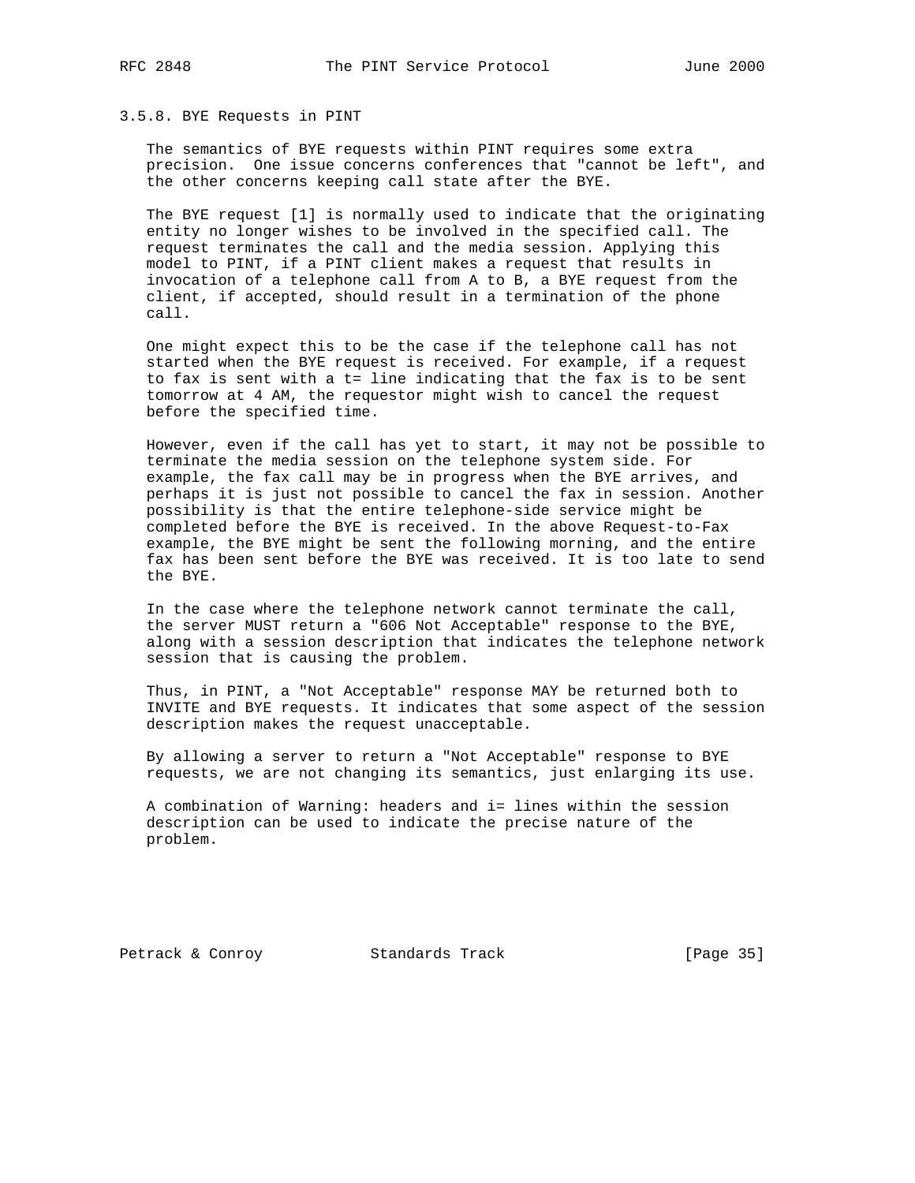### 3.5.8. BYE Requests in PINT

The semantics of BYE requests within PINT requires some extra precision. One issue concerns conferences that "cannot be left", and the other concerns keeping call state after the BYE.

The BYE request [1] is normally used to indicate that the originating entity no longer wishes to be involved in the specified call. The request terminates the call and the media session. Applying this model to PINT, if a PINT client makes a request that results in invocation of a telephone call from A to B, a BYE request from the client, if accepted, should result in a termination of the phone call.

One might expect this to be the case if the telephone call has not started when the BYE request is received. For example, if a request to fax is sent with a t= line indicating that the fax is to be sent tomorrow at 4 AM, the requestor might wish to cancel the request before the specified time.

However, even if the call has yet to start, it may not be possible to terminate the media session on the telephone system side. For example, the fax call may be in progress when the BYE arrives, and perhaps it is just not possible to cancel the fax in session. Another possibility is that the entire telephone-side service might be completed before the BYE is received. In the above Request-to-Fax example, the BYE might be sent the following morning, and the entire fax has been sent before the BYE was received. It is too late to send the BYE.

In the case where the telephone network cannot terminate the call, the server MUST return a "606 Not Acceptable" response to the BYE, along with a session description that indicates the telephone network session that is causing the problem.

Thus, in PINT, a "Not Acceptable" response MAY be returned both to INVITE and BYE requests. It indicates that some aspect of the session description makes the request unacceptable.

By allowing a server to return a "Not Acceptable" response to BYE requests, we are not changing its semantics, just enlarging its use.

A combination of Warning: headers and i= lines within the session description can be used to indicate the precise nature of the problem.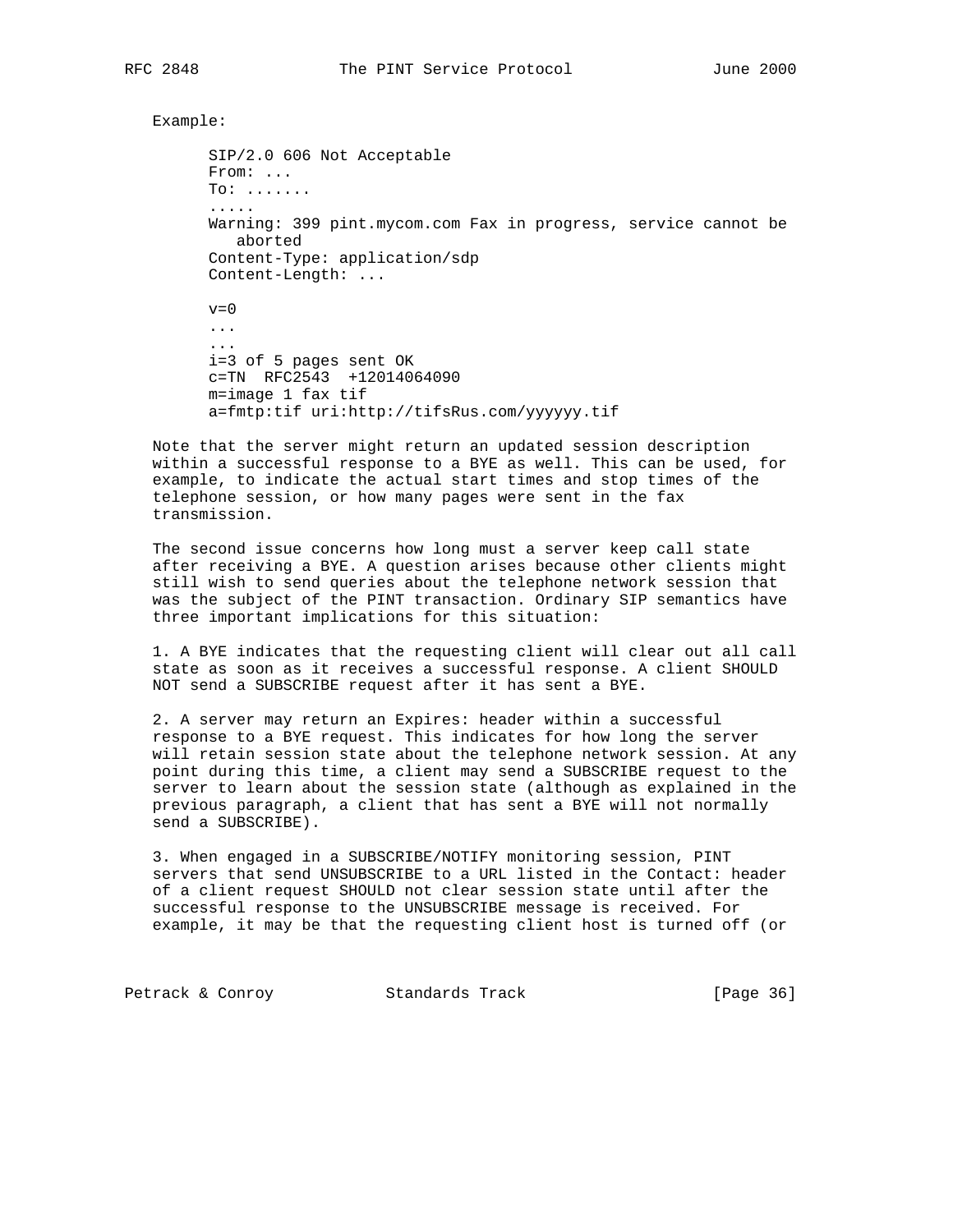Example:

```
SIP/2.0 606 Not Acceptable
From: ...
To: .......
.....
Warning: 399 pint.mycom.com Fax in progress, service cannot be
   aborted
Content-Type: application/sdp
Content-Length: ...

v=0
...
...
i=3 of 5 pages sent OK
c=TN  RFC2543  +12014064090
m=image 1 fax tif
a=fmtp:tif uri:http://tifsRus.com/yyyyyy.tif
```

Note that the server might return an updated session description within a successful response to a BYE as well. This can be used, for example, to indicate the actual start times and stop times of the telephone session, or how many pages were sent in the fax transmission.

The second issue concerns how long must a server keep call state after receiving a BYE. A question arises because other clients might still wish to send queries about the telephone network session that was the subject of the PINT transaction. Ordinary SIP semantics have three important implications for this situation:

1. A BYE indicates that the requesting client will clear out all call state as soon as it receives a successful response. A client SHOULD NOT send a SUBSCRIBE request after it has sent a BYE.

2. A server may return an Expires: header within a successful response to a BYE request. This indicates for how long the server will retain session state about the telephone network session. At any point during this time, a client may send a SUBSCRIBE request to the server to learn about the session state (although as explained in the previous paragraph, a client that has sent a BYE will not normally send a SUBSCRIBE).

3. When engaged in a SUBSCRIBE/NOTIFY monitoring session, PINT servers that send UNSUBSCRIBE to a URL listed in the Contact: header of a client request SHOULD not clear session state until after the successful response to the UNSUBSCRIBE message is received. For example, it may be that the requesting client host is turned off (or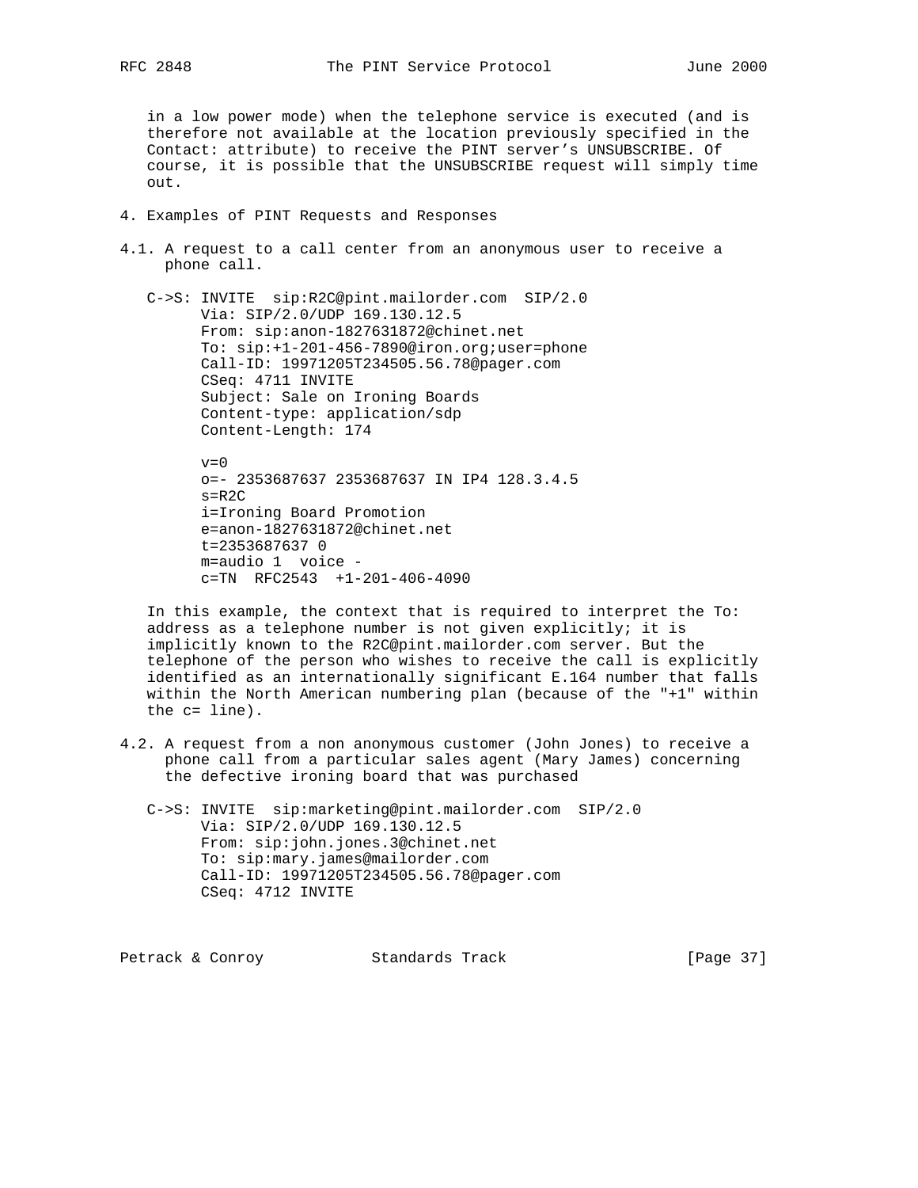in a low power mode) when the telephone service is executed (and is therefore not available at the location previously specified in the Contact: attribute) to receive the PINT server's UNSUBSCRIBE. Of course, it is possible that the UNSUBSCRIBE request will simply time out.

## 4. Examples of PINT Requests and Responses

### 4.1. A request to a call center from an anonymous user to receive a phone call.

```
C->S: INVITE  sip:R2C@pint.mailorder.com  SIP/2.0
      Via: SIP/2.0/UDP 169.130.12.5
      From: sip:anon-1827631872@chinet.net
      To: sip:+1-201-456-7890@iron.org;user=phone
      Call-ID: 19971205T234505.56.78@pager.com
      CSeq: 4711 INVITE
      Subject: Sale on Ironing Boards
      Content-type: application/sdp
      Content-Length: 174

      v=0
      o=- 2353687637 2353687637 IN IP4 128.3.4.5
      s=R2C
      i=Ironing Board Promotion
      e=anon-1827631872@chinet.net
      t=2353687637 0
      m=audio 1  voice -
      c=TN  RFC2543  +1-201-406-4090
```

In this example, the context that is required to interpret the To: address as a telephone number is not given explicitly; it is implicitly known to the R2C@pint.mailorder.com server. But the telephone of the person who wishes to receive the call is explicitly identified as an internationally significant E.164 number that falls within the North American numbering plan (because of the "+1" within the c= line).

### 4.2. A request from a non anonymous customer (John Jones) to receive a phone call from a particular sales agent (Mary James) concerning the defective ironing board that was purchased

```
C->S: INVITE  sip:marketing@pint.mailorder.com  SIP/2.0
      Via: SIP/2.0/UDP 169.130.12.5
      From: sip:john.jones.3@chinet.net
      To: sip:mary.james@mailorder.com
      Call-ID: 19971205T234505.56.78@pager.com
      CSeq: 4712 INVITE
```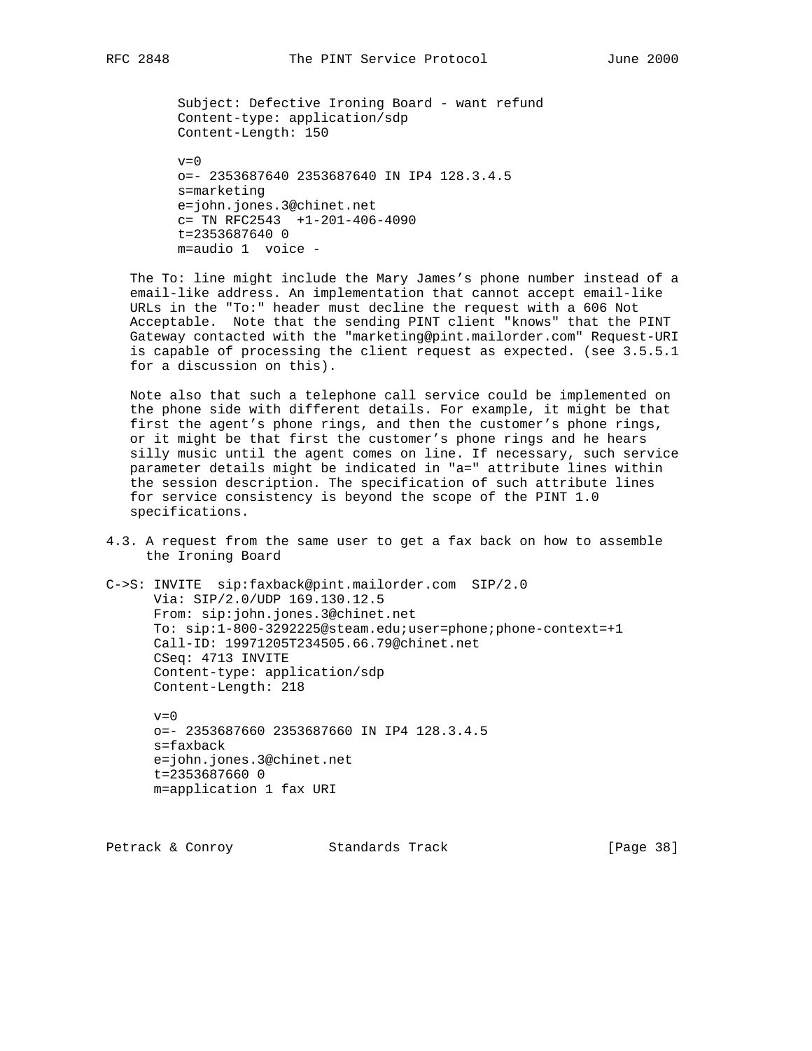```
   Subject: Defective Ironing Board - want refund
   Content-type: application/sdp
   Content-Length: 150

   v=0
   o=- 2353687640 2353687640 IN IP4 128.3.4.5
   s=marketing
   e=john.jones.3@chinet.net
   c= TN RFC2543  +1-201-406-4090
   t=2353687640 0
   m=audio 1  voice -
```

The To: line might include the Mary James's phone number instead of a email-like address. An implementation that cannot accept email-like URLs in the "To:" header must decline the request with a 606 Not Acceptable. Note that the sending PINT client "knows" that the PINT Gateway contacted with the "marketing@pint.mailorder.com" Request-URI is capable of processing the client request as expected. (see 3.5.5.1 for a discussion on this).

Note also that such a telephone call service could be implemented on the phone side with different details. For example, it might be that first the agent's phone rings, and then the customer's phone rings, or it might be that first the customer's phone rings and he hears silly music until the agent comes on line. If necessary, such service parameter details might be indicated in "a=" attribute lines within the session description. The specification of such attribute lines for service consistency is beyond the scope of the PINT 1.0 specifications.

4.3. A request from the same user to get a fax back on how to assemble the Ironing Board

```
C->S: INVITE  sip:faxback@pint.mailorder.com  SIP/2.0
      Via: SIP/2.0/UDP 169.130.12.5
      From: sip:john.jones.3@chinet.net
      To: sip:1-800-3292225@steam.edu;user=phone;phone-context=+1
      Call-ID: 19971205T234505.66.79@chinet.net
      CSeq: 4713 INVITE
      Content-type: application/sdp
      Content-Length: 218

      v=0
      o=- 2353687660 2353687660 IN IP4 128.3.4.5
      s=faxback
      e=john.jones.3@chinet.net
      t=2353687660 0
      m=application 1 fax URI
```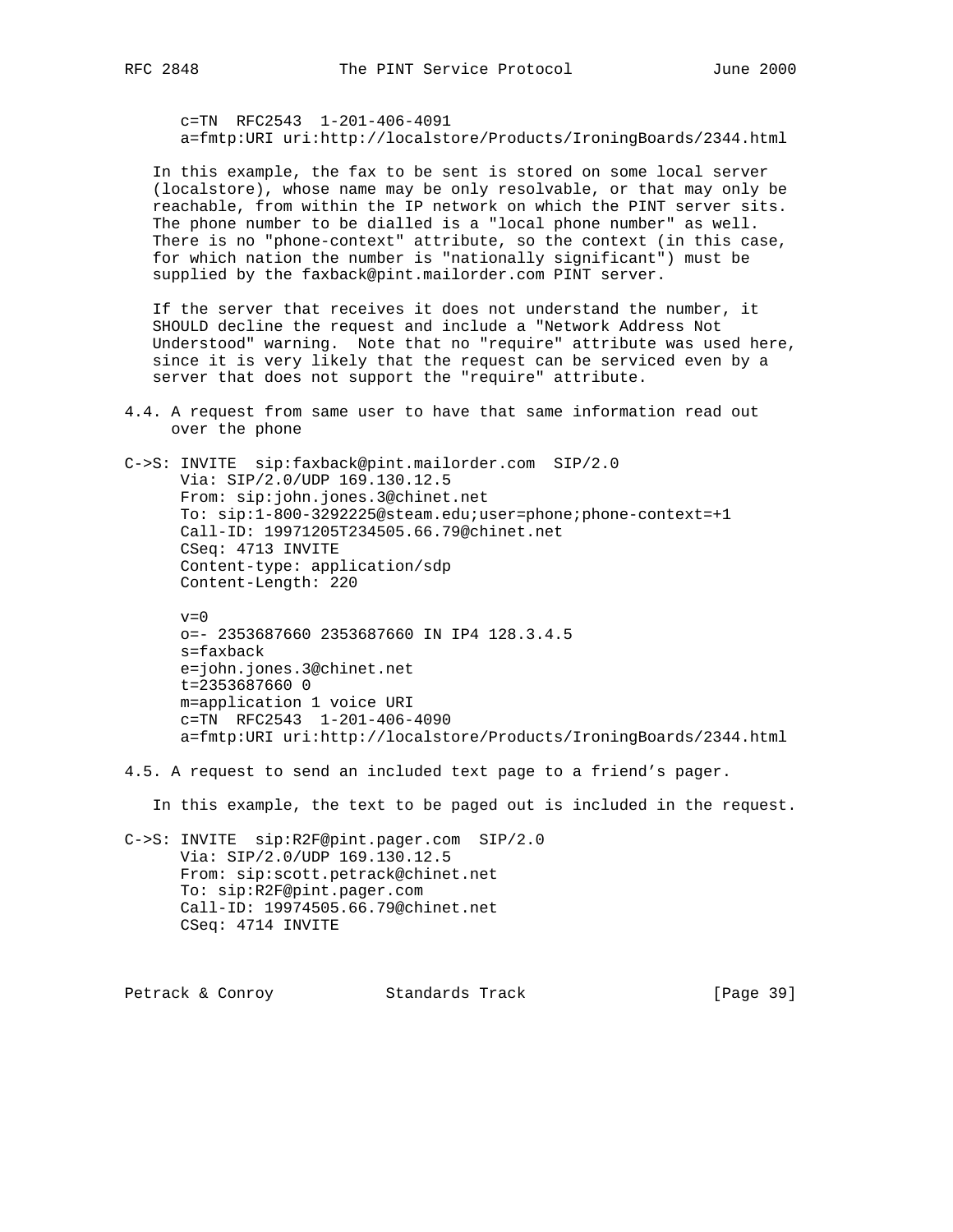```
      c=TN  RFC2543  1-201-406-4091
      a=fmtp:URI uri:http://localstore/Products/IroningBoards/2344.html
```

In this example, the fax to be sent is stored on some local server (localstore), whose name may be only resolvable, or that may only be reachable, from within the IP network on which the PINT server sits. The phone number to be dialled is a "local phone number" as well. There is no "phone-context" attribute, so the context (in this case, for which nation the number is "nationally significant") must be supplied by the faxback@pint.mailorder.com PINT server.

If the server that receives it does not understand the number, it SHOULD decline the request and include a "Network Address Not Understood" warning. Note that no "require" attribute was used here, since it is very likely that the request can be serviced even by a server that does not support the "require" attribute.

## 4.4. A request from same user to have that same information read out over the phone

```
C->S: INVITE  sip:faxback@pint.mailorder.com  SIP/2.0
      Via: SIP/2.0/UDP 169.130.12.5
      From: sip:john.jones.3@chinet.net
      To: sip:1-800-3292225@steam.edu;user=phone;phone-context=+1
      Call-ID: 19971205T234505.66.79@chinet.net
      CSeq: 4713 INVITE
      Content-type: application/sdp
      Content-Length: 220

      v=0
      o=- 2353687660 2353687660 IN IP4 128.3.4.5
      s=faxback
      e=john.jones.3@chinet.net
      t=2353687660 0
      m=application 1 voice URI
      c=TN  RFC2543  1-201-406-4090
      a=fmtp:URI uri:http://localstore/Products/IroningBoards/2344.html
```

## 4.5. A request to send an included text page to a friend's pager.

In this example, the text to be paged out is included in the request.

```
C->S: INVITE  sip:R2F@pint.pager.com  SIP/2.0
      Via: SIP/2.0/UDP 169.130.12.5
      From: sip:scott.petrack@chinet.net
      To: sip:R2F@pint.pager.com
      Call-ID: 19974505.66.79@chinet.net
      CSeq: 4714 INVITE
```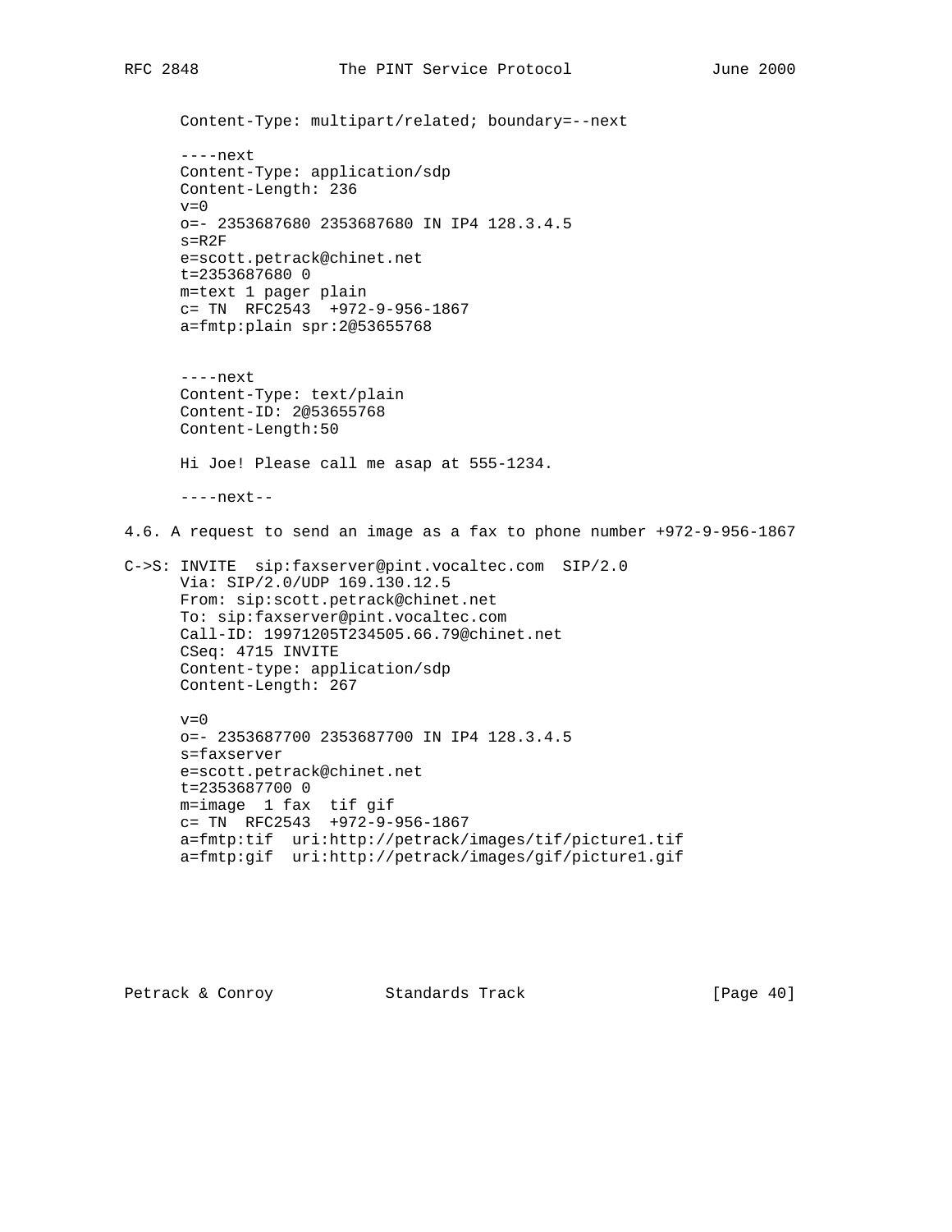```
      Content-Type: multipart/related; boundary=--next

      ----next
      Content-Type: application/sdp
      Content-Length: 236
      v=0
      o=- 2353687680 2353687680 IN IP4 128.3.4.5
      s=R2F
      e=scott.petrack@chinet.net
      t=2353687680 0
      m=text 1 pager plain
      c= TN  RFC2543  +972-9-956-1867
      a=fmtp:plain spr:2@53655768


      ----next
      Content-Type: text/plain
      Content-ID: 2@53655768
      Content-Length:50

      Hi Joe! Please call me asap at 555-1234.

      ----next--
```

4.6. A request to send an image as a fax to phone number +972-9-956-1867

```
C->S: INVITE  sip:faxserver@pint.vocaltec.com  SIP/2.0
      Via: SIP/2.0/UDP 169.130.12.5
      From: sip:scott.petrack@chinet.net
      To: sip:faxserver@pint.vocaltec.com
      Call-ID: 19971205T234505.66.79@chinet.net
      CSeq: 4715 INVITE
      Content-type: application/sdp
      Content-Length: 267

      v=0
      o=- 2353687700 2353687700 IN IP4 128.3.4.5
      s=faxserver
      e=scott.petrack@chinet.net
      t=2353687700 0
      m=image  1 fax  tif gif
      c= TN  RFC2543  +972-9-956-1867
      a=fmtp:tif  uri:http://petrack/images/tif/picture1.tif
      a=fmtp:gif  uri:http://petrack/images/gif/picture1.gif
```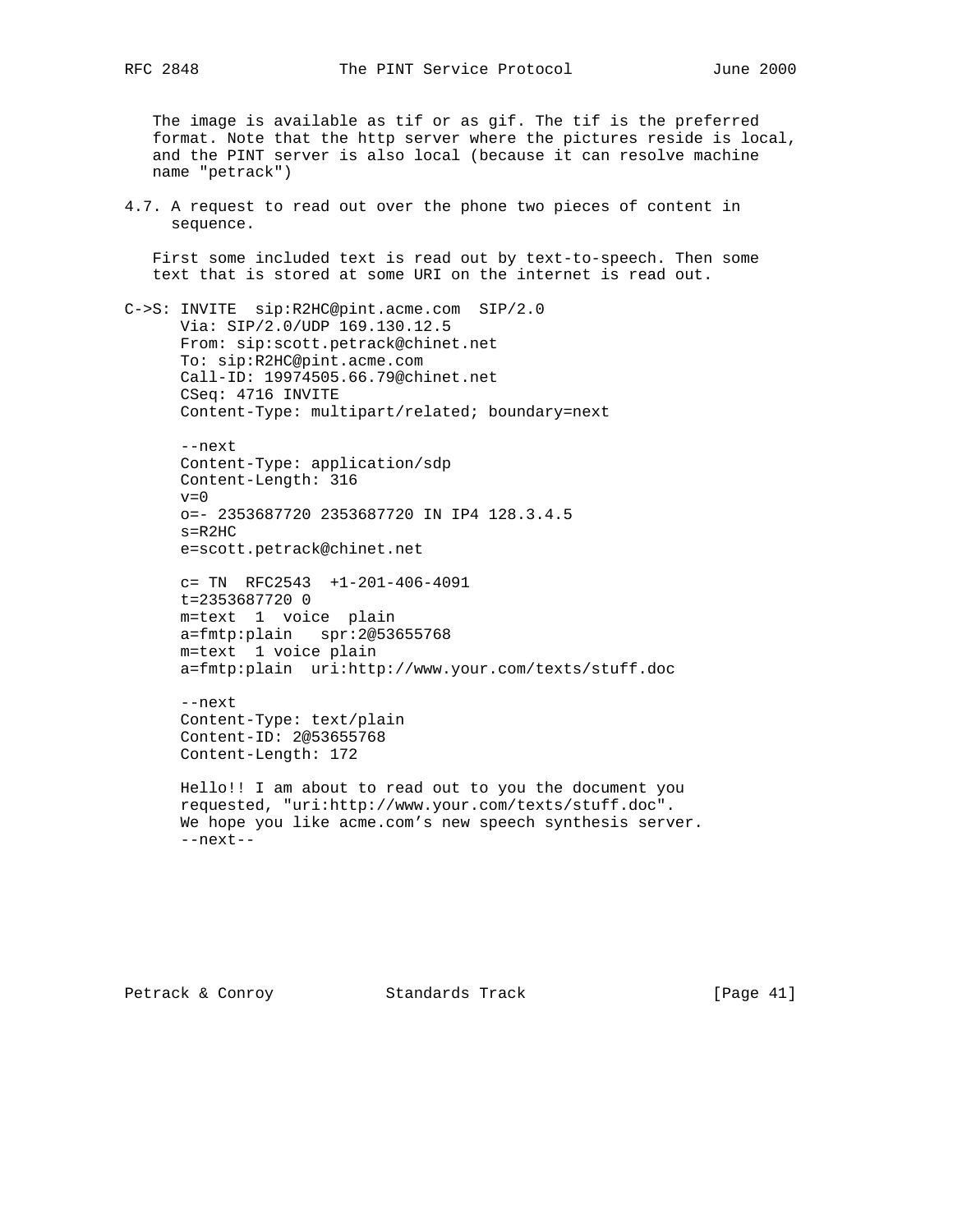The image is available as tif or as gif. The tif is the preferred format. Note that the http server where the pictures reside is local, and the PINT server is also local (because it can resolve machine name "petrack")

### 4.7. A request to read out over the phone two pieces of content in sequence.

First some included text is read out by text-to-speech. Then some text that is stored at some URI on the internet is read out.

```
C->S: INVITE  sip:R2HC@pint.acme.com  SIP/2.0
      Via: SIP/2.0/UDP 169.130.12.5
      From: sip:scott.petrack@chinet.net
      To: sip:R2HC@pint.acme.com
      Call-ID: 19974505.66.79@chinet.net
      CSeq: 4716 INVITE
      Content-Type: multipart/related; boundary=next

      --next
      Content-Type: application/sdp
      Content-Length: 316
      v=0
      o=- 2353687720 2353687720 IN IP4 128.3.4.5
      s=R2HC
      e=scott.petrack@chinet.net

      c= TN  RFC2543  +1-201-406-4091
      t=2353687720 0
      m=text  1  voice  plain
      a=fmtp:plain   spr:2@53655768
      m=text  1 voice plain
      a=fmtp:plain  uri:http://www.your.com/texts/stuff.doc

      --next
      Content-Type: text/plain
      Content-ID: 2@53655768
      Content-Length: 172

      Hello!! I am about to read out to you the document you
      requested, "uri:http://www.your.com/texts/stuff.doc".
      We hope you like acme.com's new speech synthesis server.
      --next--
```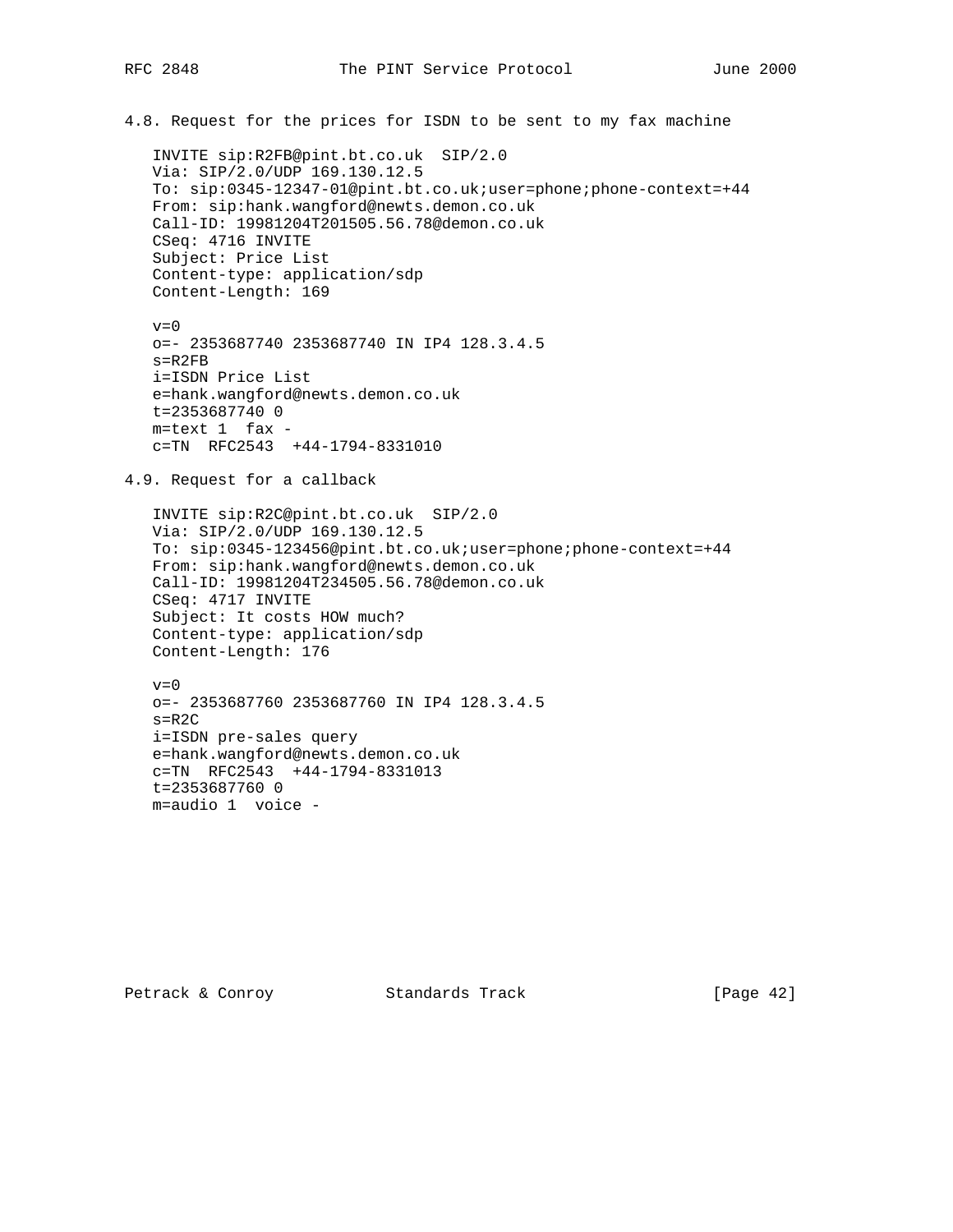### 4.8. Request for the prices for ISDN to be sent to my fax machine

```
INVITE sip:R2FB@pint.bt.co.uk  SIP/2.0
Via: SIP/2.0/UDP 169.130.12.5
To: sip:0345-12347-01@pint.bt.co.uk;user=phone;phone-context=+44
From: sip:hank.wangford@newts.demon.co.uk
Call-ID: 19981204T201505.56.78@demon.co.uk
CSeq: 4716 INVITE
Subject: Price List
Content-type: application/sdp
Content-Length: 169

v=0
o=- 2353687740 2353687740 IN IP4 128.3.4.5
s=R2FB
i=ISDN Price List
e=hank.wangford@newts.demon.co.uk
t=2353687740 0
m=text 1  fax -
c=TN  RFC2543  +44-1794-8331010
```

### 4.9. Request for a callback

```
INVITE sip:R2C@pint.bt.co.uk  SIP/2.0
Via: SIP/2.0/UDP 169.130.12.5
To: sip:0345-123456@pint.bt.co.uk;user=phone;phone-context=+44
From: sip:hank.wangford@newts.demon.co.uk
Call-ID: 19981204T234505.56.78@demon.co.uk
CSeq: 4717 INVITE
Subject: It costs HOW much?
Content-type: application/sdp
Content-Length: 176

v=0
o=- 2353687760 2353687760 IN IP4 128.3.4.5
s=R2C
i=ISDN pre-sales query
e=hank.wangford@newts.demon.co.uk
c=TN  RFC2543  +44-1794-8331013
t=2353687760 0
m=audio 1  voice -
```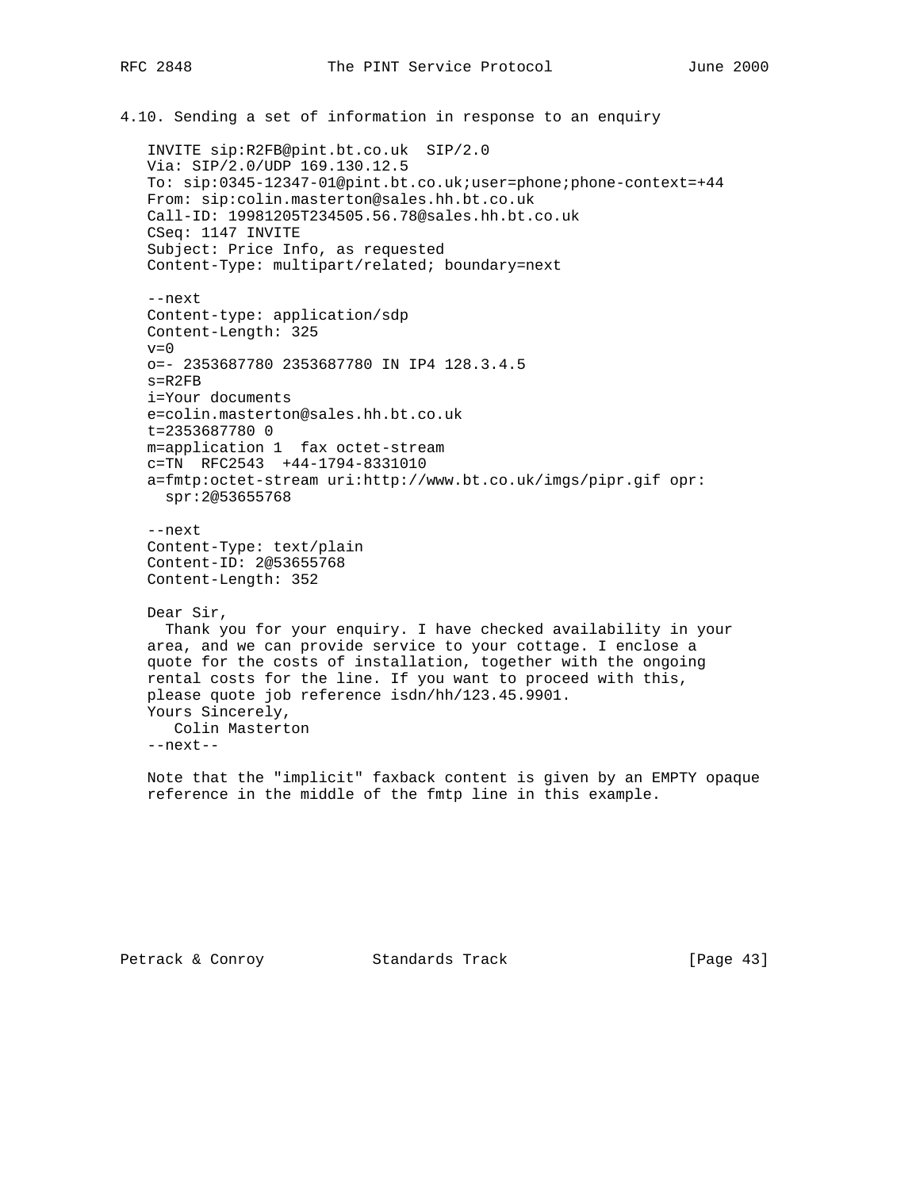### 4.10. Sending a set of information in response to an enquiry

```
INVITE sip:R2FB@pint.bt.co.uk  SIP/2.0
Via: SIP/2.0/UDP 169.130.12.5
To: sip:0345-12347-01@pint.bt.co.uk;user=phone;phone-context=+44
From: sip:colin.masterton@sales.hh.bt.co.uk
Call-ID: 19981205T234505.56.78@sales.hh.bt.co.uk
CSeq: 1147 INVITE
Subject: Price Info, as requested
Content-Type: multipart/related; boundary=next

--next
Content-type: application/sdp
Content-Length: 325
v=0
o=- 2353687780 2353687780 IN IP4 128.3.4.5
s=R2FB
i=Your documents
e=colin.masterton@sales.hh.bt.co.uk
t=2353687780 0
m=application 1  fax octet-stream
c=TN  RFC2543  +44-1794-8331010
a=fmtp:octet-stream uri:http://www.bt.co.uk/imgs/pipr.gif opr:
  spr:2@53655768

--next
Content-Type: text/plain
Content-ID: 2@53655768
Content-Length: 352

Dear Sir,
  Thank you for your enquiry. I have checked availability in your
area, and we can provide service to your cottage. I enclose a
quote for the costs of installation, together with the ongoing
rental costs for the line. If you want to proceed with this,
please quote job reference isdn/hh/123.45.9901.
Yours Sincerely,
   Colin Masterton
--next--
```

Note that the "implicit" faxback content is given by an EMPTY opaque reference in the middle of the fmtp line in this example.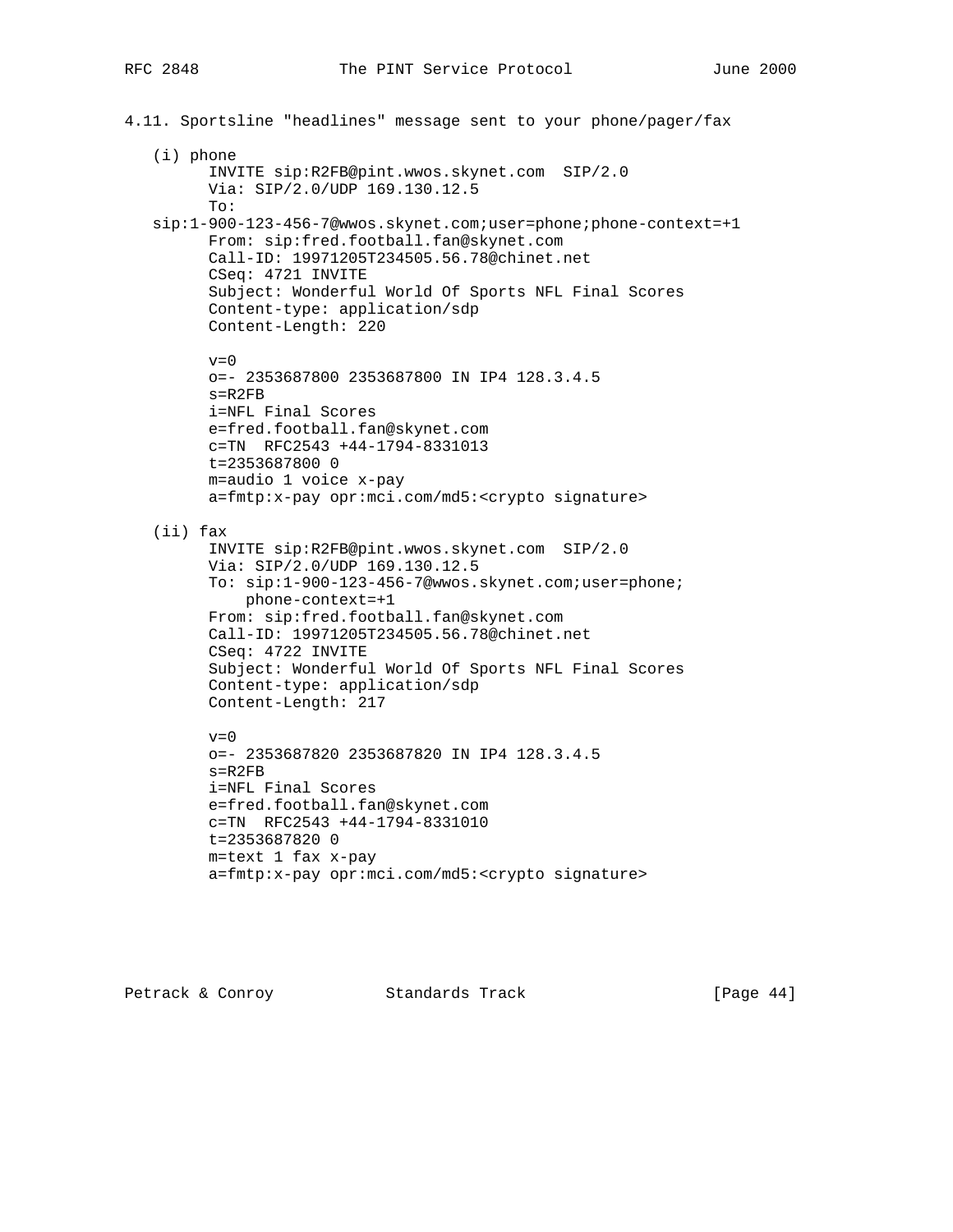4.11. Sportsline "headlines" message sent to your phone/pager/fax

(i) phone

```
      INVITE sip:R2FB@pint.wwos.skynet.com  SIP/2.0
      Via: SIP/2.0/UDP 169.130.12.5
      To:
  sip:1-900-123-456-7@wwos.skynet.com;user=phone;phone-context=+1
      From: sip:fred.football.fan@skynet.com
      Call-ID: 19971205T234505.56.78@chinet.net
      CSeq: 4721 INVITE
      Subject: Wonderful World Of Sports NFL Final Scores
      Content-type: application/sdp
      Content-Length: 220

      v=0
      o=- 2353687800 2353687800 IN IP4 128.3.4.5
      s=R2FB
      i=NFL Final Scores
      e=fred.football.fan@skynet.com
      c=TN  RFC2543 +44-1794-8331013
      t=2353687800 0
      m=audio 1 voice x-pay
      a=fmtp:x-pay opr:mci.com/md5:<crypto signature>
```

(ii) fax

```
      INVITE sip:R2FB@pint.wwos.skynet.com  SIP/2.0
      Via: SIP/2.0/UDP 169.130.12.5
      To: sip:1-900-123-456-7@wwos.skynet.com;user=phone;
          phone-context=+1
      From: sip:fred.football.fan@skynet.com
      Call-ID: 19971205T234505.56.78@chinet.net
      CSeq: 4722 INVITE
      Subject: Wonderful World Of Sports NFL Final Scores
      Content-type: application/sdp
      Content-Length: 217

      v=0
      o=- 2353687820 2353687820 IN IP4 128.3.4.5
      s=R2FB
      i=NFL Final Scores
      e=fred.football.fan@skynet.com
      c=TN  RFC2543 +44-1794-8331010
      t=2353687820 0
      m=text 1 fax x-pay
      a=fmtp:x-pay opr:mci.com/md5:<crypto signature>
```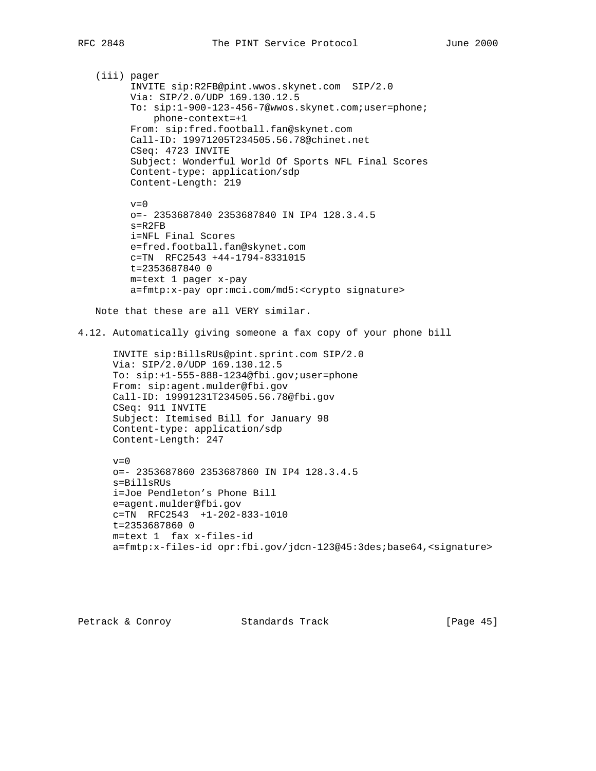(iii) pager

```
INVITE sip:R2FB@pint.wwos.skynet.com  SIP/2.0
Via: SIP/2.0/UDP 169.130.12.5
To: sip:1-900-123-456-7@wwos.skynet.com;user=phone;
    phone-context=+1
From: sip:fred.football.fan@skynet.com
Call-ID: 19971205T234505.56.78@chinet.net
CSeq: 4723 INVITE
Subject: Wonderful World Of Sports NFL Final Scores
Content-type: application/sdp
Content-Length: 219

v=0
o=- 2353687840 2353687840 IN IP4 128.3.4.5
s=R2FB
i=NFL Final Scores
e=fred.football.fan@skynet.com
c=TN  RFC2543 +44-1794-8331015
t=2353687840 0
m=text 1 pager x-pay
a=fmtp:x-pay opr:mci.com/md5:<crypto signature>
```

Note that these are all VERY similar.

## 4.12. Automatically giving someone a fax copy of your phone bill

```
INVITE sip:BillsRUs@pint.sprint.com SIP/2.0
Via: SIP/2.0/UDP 169.130.12.5
To: sip:+1-555-888-1234@fbi.gov;user=phone
From: sip:agent.mulder@fbi.gov
Call-ID: 19991231T234505.56.78@fbi.gov
CSeq: 911 INVITE
Subject: Itemised Bill for January 98
Content-type: application/sdp
Content-Length: 247

v=0
o=- 2353687860 2353687860 IN IP4 128.3.4.5
s=BillsRUs
i=Joe Pendleton's Phone Bill
e=agent.mulder@fbi.gov
c=TN  RFC2543  +1-202-833-1010
t=2353687860 0
m=text 1  fax x-files-id
a=fmtp:x-files-id opr:fbi.gov/jdcn-123@45:3des;base64,<signature>
```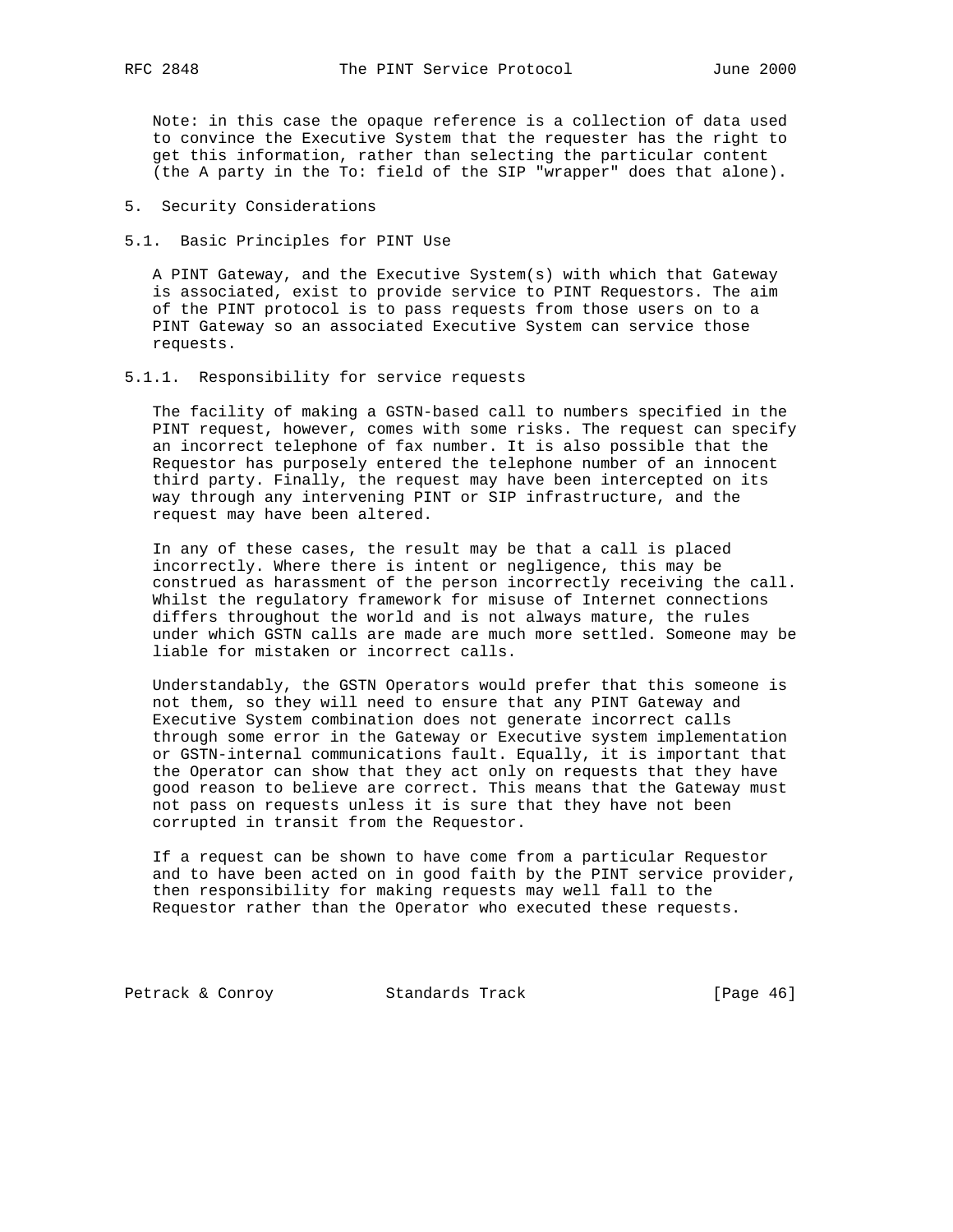Note: in this case the opaque reference is a collection of data used to convince the Executive System that the requester has the right to get this information, rather than selecting the particular content (the A party in the To: field of the SIP "wrapper" does that alone).

## 5. Security Considerations

### 5.1. Basic Principles for PINT Use

A PINT Gateway, and the Executive System(s) with which that Gateway is associated, exist to provide service to PINT Requestors. The aim of the PINT protocol is to pass requests from those users on to a PINT Gateway so an associated Executive System can service those requests.

#### 5.1.1. Responsibility for service requests

The facility of making a GSTN-based call to numbers specified in the PINT request, however, comes with some risks. The request can specify an incorrect telephone of fax number. It is also possible that the Requestor has purposely entered the telephone number of an innocent third party. Finally, the request may have been intercepted on its way through any intervening PINT or SIP infrastructure, and the request may have been altered.

In any of these cases, the result may be that a call is placed incorrectly. Where there is intent or negligence, this may be construed as harassment of the person incorrectly receiving the call. Whilst the regulatory framework for misuse of Internet connections differs throughout the world and is not always mature, the rules under which GSTN calls are made are much more settled. Someone may be liable for mistaken or incorrect calls.

Understandably, the GSTN Operators would prefer that this someone is not them, so they will need to ensure that any PINT Gateway and Executive System combination does not generate incorrect calls through some error in the Gateway or Executive system implementation or GSTN-internal communications fault. Equally, it is important that the Operator can show that they act only on requests that they have good reason to believe are correct. This means that the Gateway must not pass on requests unless it is sure that they have not been corrupted in transit from the Requestor.

If a request can be shown to have come from a particular Requestor and to have been acted on in good faith by the PINT service provider, then responsibility for making requests may well fall to the Requestor rather than the Operator who executed these requests.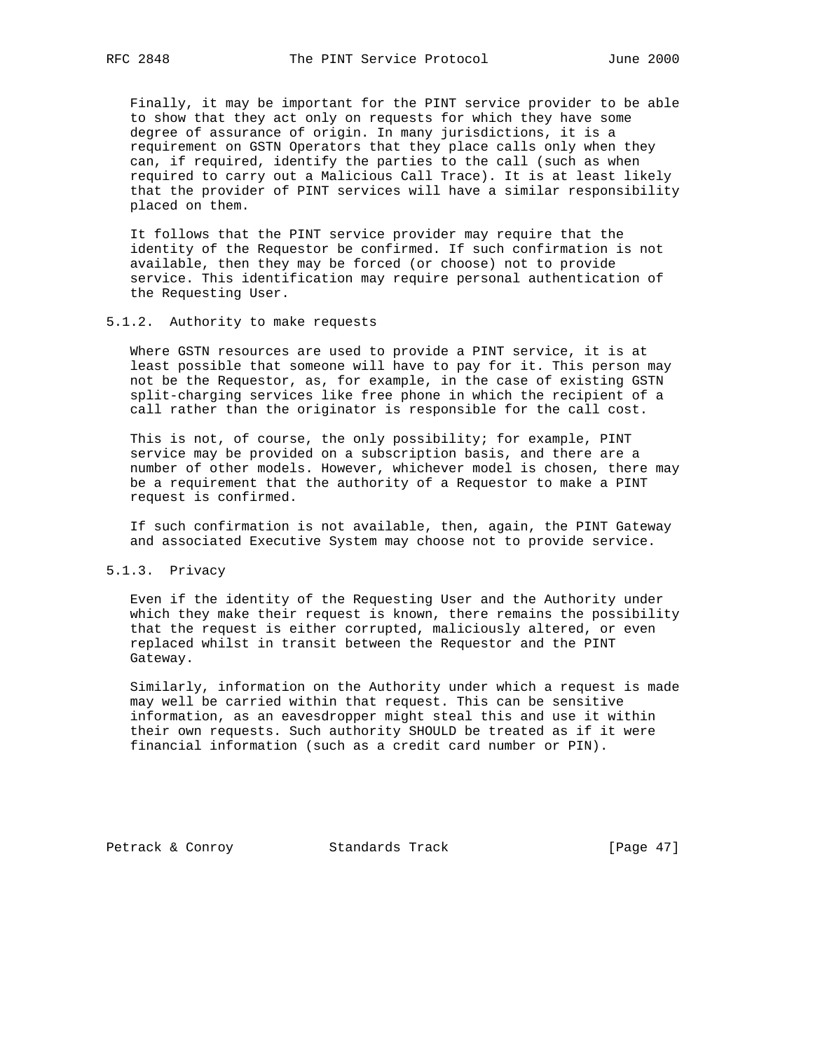Finally, it may be important for the PINT service provider to be able to show that they act only on requests for which they have some degree of assurance of origin. In many jurisdictions, it is a requirement on GSTN Operators that they place calls only when they can, if required, identify the parties to the call (such as when required to carry out a Malicious Call Trace). It is at least likely that the provider of PINT services will have a similar responsibility placed on them.

It follows that the PINT service provider may require that the identity of the Requestor be confirmed. If such confirmation is not available, then they may be forced (or choose) not to provide service. This identification may require personal authentication of the Requesting User.

#### 5.1.2. Authority to make requests

Where GSTN resources are used to provide a PINT service, it is at least possible that someone will have to pay for it. This person may not be the Requestor, as, for example, in the case of existing GSTN split-charging services like free phone in which the recipient of a call rather than the originator is responsible for the call cost.

This is not, of course, the only possibility; for example, PINT service may be provided on a subscription basis, and there are a number of other models. However, whichever model is chosen, there may be a requirement that the authority of a Requestor to make a PINT request is confirmed.

If such confirmation is not available, then, again, the PINT Gateway and associated Executive System may choose not to provide service.

#### 5.1.3. Privacy

Even if the identity of the Requesting User and the Authority under which they make their request is known, there remains the possibility that the request is either corrupted, maliciously altered, or even replaced whilst in transit between the Requestor and the PINT Gateway.

Similarly, information on the Authority under which a request is made may well be carried within that request. This can be sensitive information, as an eavesdropper might steal this and use it within their own requests. Such authority SHOULD be treated as if it were financial information (such as a credit card number or PIN).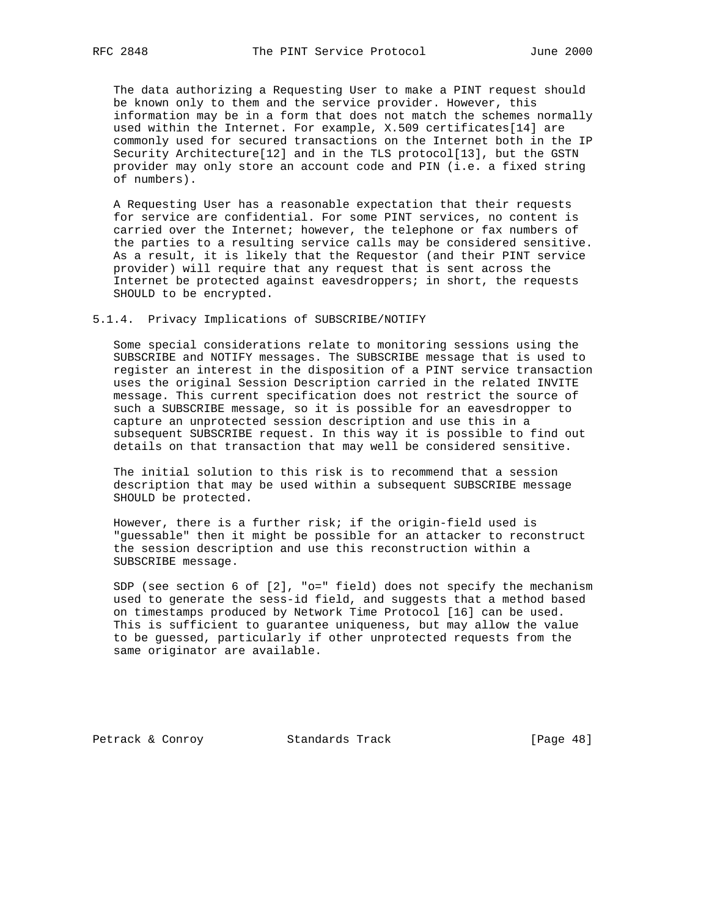The data authorizing a Requesting User to make a PINT request should be known only to them and the service provider. However, this information may be in a form that does not match the schemes normally used within the Internet. For example, X.509 certificates[14] are commonly used for secured transactions on the Internet both in the IP Security Architecture[12] and in the TLS protocol[13], but the GSTN provider may only store an account code and PIN (i.e. a fixed string of numbers).

A Requesting User has a reasonable expectation that their requests for service are confidential. For some PINT services, no content is carried over the Internet; however, the telephone or fax numbers of the parties to a resulting service calls may be considered sensitive. As a result, it is likely that the Requestor (and their PINT service provider) will require that any request that is sent across the Internet be protected against eavesdroppers; in short, the requests SHOULD to be encrypted.

### 5.1.4. Privacy Implications of SUBSCRIBE/NOTIFY

Some special considerations relate to monitoring sessions using the SUBSCRIBE and NOTIFY messages. The SUBSCRIBE message that is used to register an interest in the disposition of a PINT service transaction uses the original Session Description carried in the related INVITE message. This current specification does not restrict the source of such a SUBSCRIBE message, so it is possible for an eavesdropper to capture an unprotected session description and use this in a subsequent SUBSCRIBE request. In this way it is possible to find out details on that transaction that may well be considered sensitive.

The initial solution to this risk is to recommend that a session description that may be used within a subsequent SUBSCRIBE message SHOULD be protected.

However, there is a further risk; if the origin-field used is "guessable" then it might be possible for an attacker to reconstruct the session description and use this reconstruction within a SUBSCRIBE message.

SDP (see section 6 of [2], "o=" field) does not specify the mechanism used to generate the sess-id field, and suggests that a method based on timestamps produced by Network Time Protocol [16] can be used. This is sufficient to guarantee uniqueness, but may allow the value to be guessed, particularly if other unprotected requests from the same originator are available.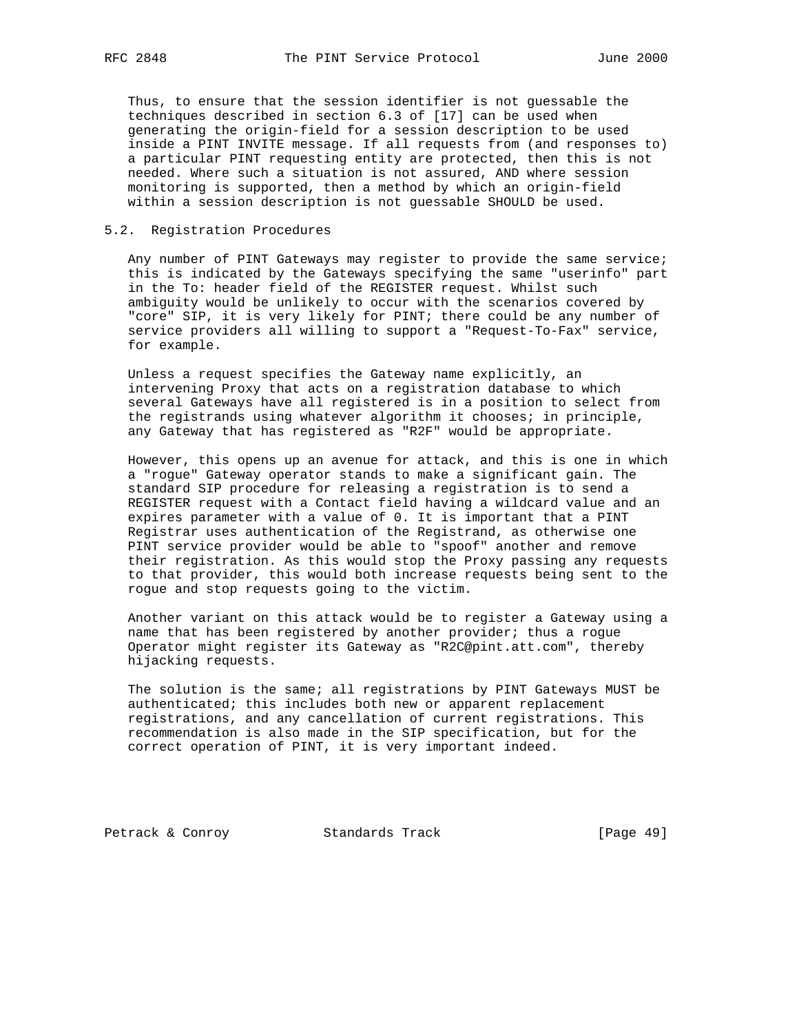Thus, to ensure that the session identifier is not guessable the techniques described in section 6.3 of [17] can be used when generating the origin-field for a session description to be used inside a PINT INVITE message. If all requests from (and responses to) a particular PINT requesting entity are protected, then this is not needed. Where such a situation is not assured, AND where session monitoring is supported, then a method by which an origin-field within a session description is not guessable SHOULD be used.

## 5.2. Registration Procedures

Any number of PINT Gateways may register to provide the same service; this is indicated by the Gateways specifying the same "userinfo" part in the To: header field of the REGISTER request. Whilst such ambiguity would be unlikely to occur with the scenarios covered by "core" SIP, it is very likely for PINT; there could be any number of service providers all willing to support a "Request-To-Fax" service, for example.

Unless a request specifies the Gateway name explicitly, an intervening Proxy that acts on a registration database to which several Gateways have all registered is in a position to select from the registrands using whatever algorithm it chooses; in principle, any Gateway that has registered as "R2F" would be appropriate.

However, this opens up an avenue for attack, and this is one in which a "rogue" Gateway operator stands to make a significant gain. The standard SIP procedure for releasing a registration is to send a REGISTER request with a Contact field having a wildcard value and an expires parameter with a value of 0. It is important that a PINT Registrar uses authentication of the Registrand, as otherwise one PINT service provider would be able to "spoof" another and remove their registration. As this would stop the Proxy passing any requests to that provider, this would both increase requests being sent to the rogue and stop requests going to the victim.

Another variant on this attack would be to register a Gateway using a name that has been registered by another provider; thus a rogue Operator might register its Gateway as "R2C@pint.att.com", thereby hijacking requests.

The solution is the same; all registrations by PINT Gateways MUST be authenticated; this includes both new or apparent replacement registrations, and any cancellation of current registrations. This recommendation is also made in the SIP specification, but for the correct operation of PINT, it is very important indeed.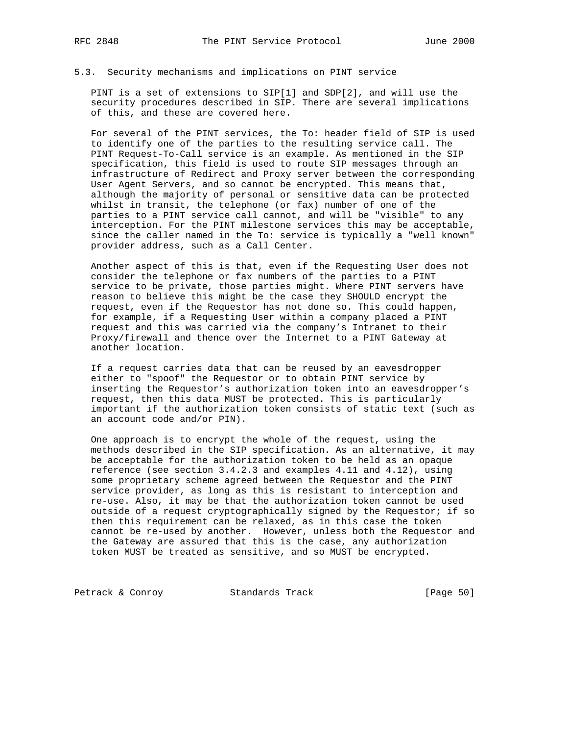### 5.3. Security mechanisms and implications on PINT service

PINT is a set of extensions to SIP[1] and SDP[2], and will use the security procedures described in SIP. There are several implications of this, and these are covered here.

For several of the PINT services, the To: header field of SIP is used to identify one of the parties to the resulting service call. The PINT Request-To-Call service is an example. As mentioned in the SIP specification, this field is used to route SIP messages through an infrastructure of Redirect and Proxy server between the corresponding User Agent Servers, and so cannot be encrypted. This means that, although the majority of personal or sensitive data can be protected whilst in transit, the telephone (or fax) number of one of the parties to a PINT service call cannot, and will be "visible" to any interception. For the PINT milestone services this may be acceptable, since the caller named in the To: service is typically a "well known" provider address, such as a Call Center.

Another aspect of this is that, even if the Requesting User does not consider the telephone or fax numbers of the parties to a PINT service to be private, those parties might. Where PINT servers have reason to believe this might be the case they SHOULD encrypt the request, even if the Requestor has not done so. This could happen, for example, if a Requesting User within a company placed a PINT request and this was carried via the company's Intranet to their Proxy/firewall and thence over the Internet to a PINT Gateway at another location.

If a request carries data that can be reused by an eavesdropper either to "spoof" the Requestor or to obtain PINT service by inserting the Requestor's authorization token into an eavesdropper's request, then this data MUST be protected. This is particularly important if the authorization token consists of static text (such as an account code and/or PIN).

One approach is to encrypt the whole of the request, using the methods described in the SIP specification. As an alternative, it may be acceptable for the authorization token to be held as an opaque reference (see section 3.4.2.3 and examples 4.11 and 4.12), using some proprietary scheme agreed between the Requestor and the PINT service provider, as long as this is resistant to interception and re-use. Also, it may be that the authorization token cannot be used outside of a request cryptographically signed by the Requestor; if so then this requirement can be relaxed, as in this case the token cannot be re-used by another. However, unless both the Requestor and the Gateway are assured that this is the case, any authorization token MUST be treated as sensitive, and so MUST be encrypted.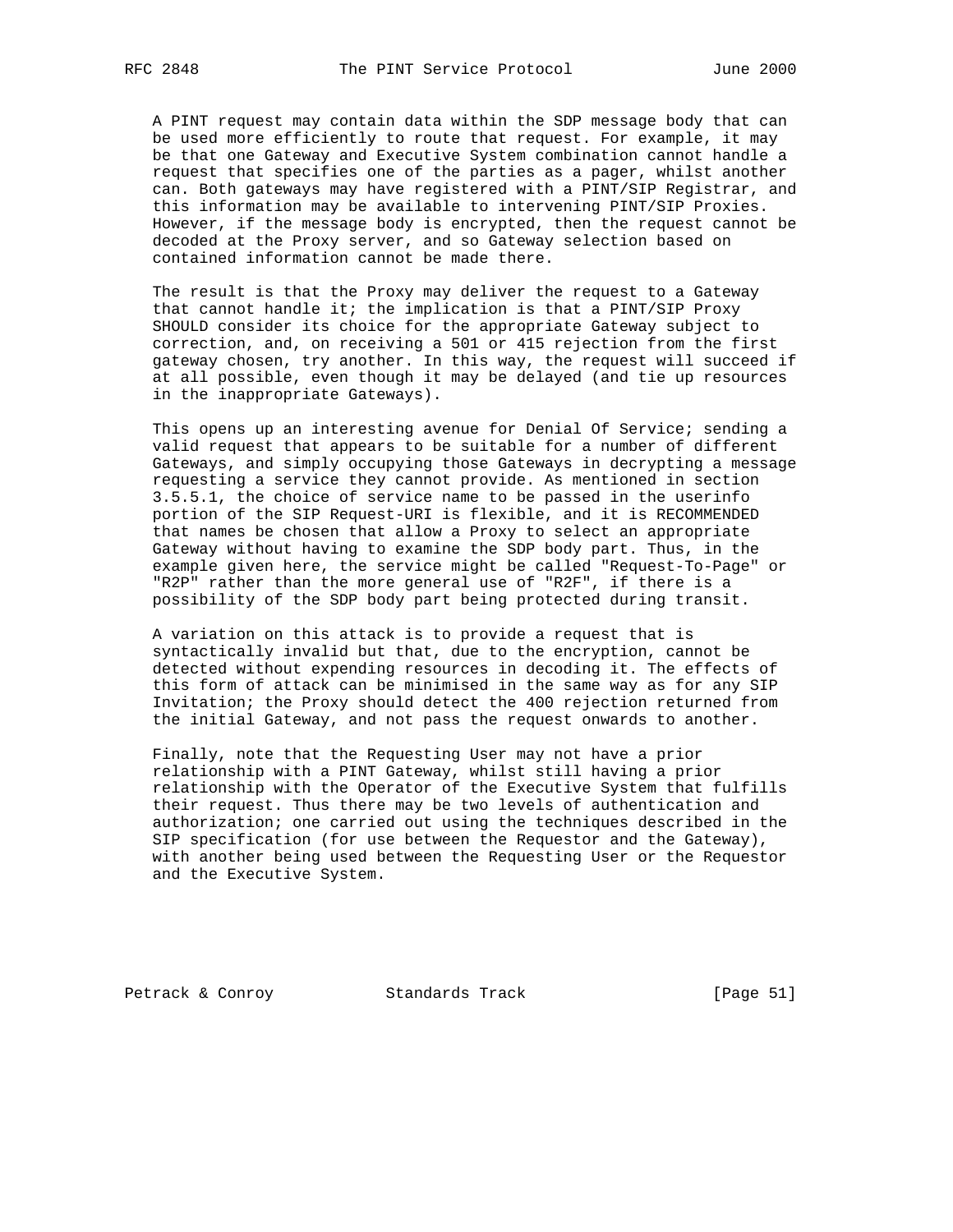A PINT request may contain data within the SDP message body that can be used more efficiently to route that request. For example, it may be that one Gateway and Executive System combination cannot handle a request that specifies one of the parties as a pager, whilst another can. Both gateways may have registered with a PINT/SIP Registrar, and this information may be available to intervening PINT/SIP Proxies. However, if the message body is encrypted, then the request cannot be decoded at the Proxy server, and so Gateway selection based on contained information cannot be made there.

The result is that the Proxy may deliver the request to a Gateway that cannot handle it; the implication is that a PINT/SIP Proxy SHOULD consider its choice for the appropriate Gateway subject to correction, and, on receiving a 501 or 415 rejection from the first gateway chosen, try another. In this way, the request will succeed if at all possible, even though it may be delayed (and tie up resources in the inappropriate Gateways).

This opens up an interesting avenue for Denial Of Service; sending a valid request that appears to be suitable for a number of different Gateways, and simply occupying those Gateways in decrypting a message requesting a service they cannot provide. As mentioned in section 3.5.5.1, the choice of service name to be passed in the userinfo portion of the SIP Request-URI is flexible, and it is RECOMMENDED that names be chosen that allow a Proxy to select an appropriate Gateway without having to examine the SDP body part. Thus, in the example given here, the service might be called "Request-To-Page" or "R2P" rather than the more general use of "R2F", if there is a possibility of the SDP body part being protected during transit.

A variation on this attack is to provide a request that is syntactically invalid but that, due to the encryption, cannot be detected without expending resources in decoding it. The effects of this form of attack can be minimised in the same way as for any SIP Invitation; the Proxy should detect the 400 rejection returned from the initial Gateway, and not pass the request onwards to another.

Finally, note that the Requesting User may not have a prior relationship with a PINT Gateway, whilst still having a prior relationship with the Operator of the Executive System that fulfills their request. Thus there may be two levels of authentication and authorization; one carried out using the techniques described in the SIP specification (for use between the Requestor and the Gateway), with another being used between the Requesting User or the Requestor and the Executive System.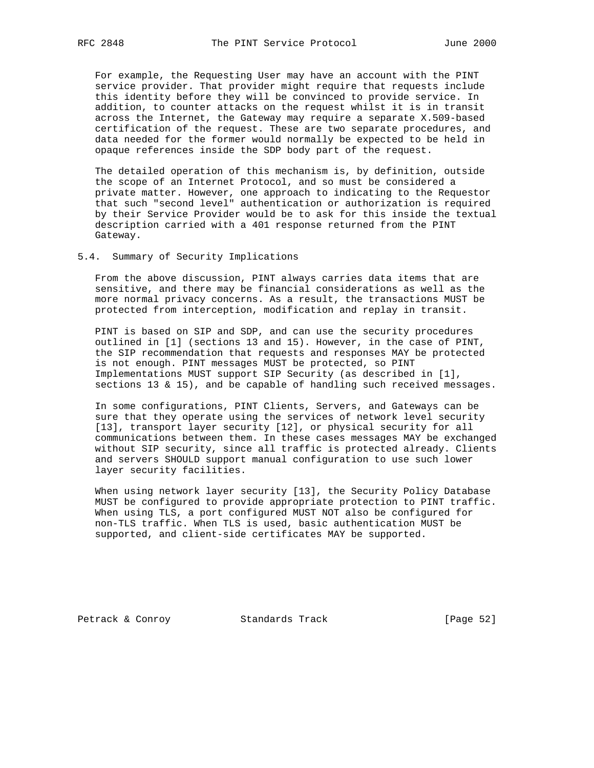For example, the Requesting User may have an account with the PINT service provider. That provider might require that requests include this identity before they will be convinced to provide service. In addition, to counter attacks on the request whilst it is in transit across the Internet, the Gateway may require a separate X.509-based certification of the request. These are two separate procedures, and data needed for the former would normally be expected to be held in opaque references inside the SDP body part of the request.

The detailed operation of this mechanism is, by definition, outside the scope of an Internet Protocol, and so must be considered a private matter. However, one approach to indicating to the Requestor that such "second level" authentication or authorization is required by their Service Provider would be to ask for this inside the textual description carried with a 401 response returned from the PINT Gateway.

## 5.4. Summary of Security Implications

From the above discussion, PINT always carries data items that are sensitive, and there may be financial considerations as well as the more normal privacy concerns. As a result, the transactions MUST be protected from interception, modification and replay in transit.

PINT is based on SIP and SDP, and can use the security procedures outlined in [1] (sections 13 and 15). However, in the case of PINT, the SIP recommendation that requests and responses MAY be protected is not enough. PINT messages MUST be protected, so PINT Implementations MUST support SIP Security (as described in [1], sections 13 & 15), and be capable of handling such received messages.

In some configurations, PINT Clients, Servers, and Gateways can be sure that they operate using the services of network level security [13], transport layer security [12], or physical security for all communications between them. In these cases messages MAY be exchanged without SIP security, since all traffic is protected already. Clients and servers SHOULD support manual configuration to use such lower layer security facilities.

When using network layer security [13], the Security Policy Database MUST be configured to provide appropriate protection to PINT traffic. When using TLS, a port configured MUST NOT also be configured for non-TLS traffic. When TLS is used, basic authentication MUST be supported, and client-side certificates MAY be supported.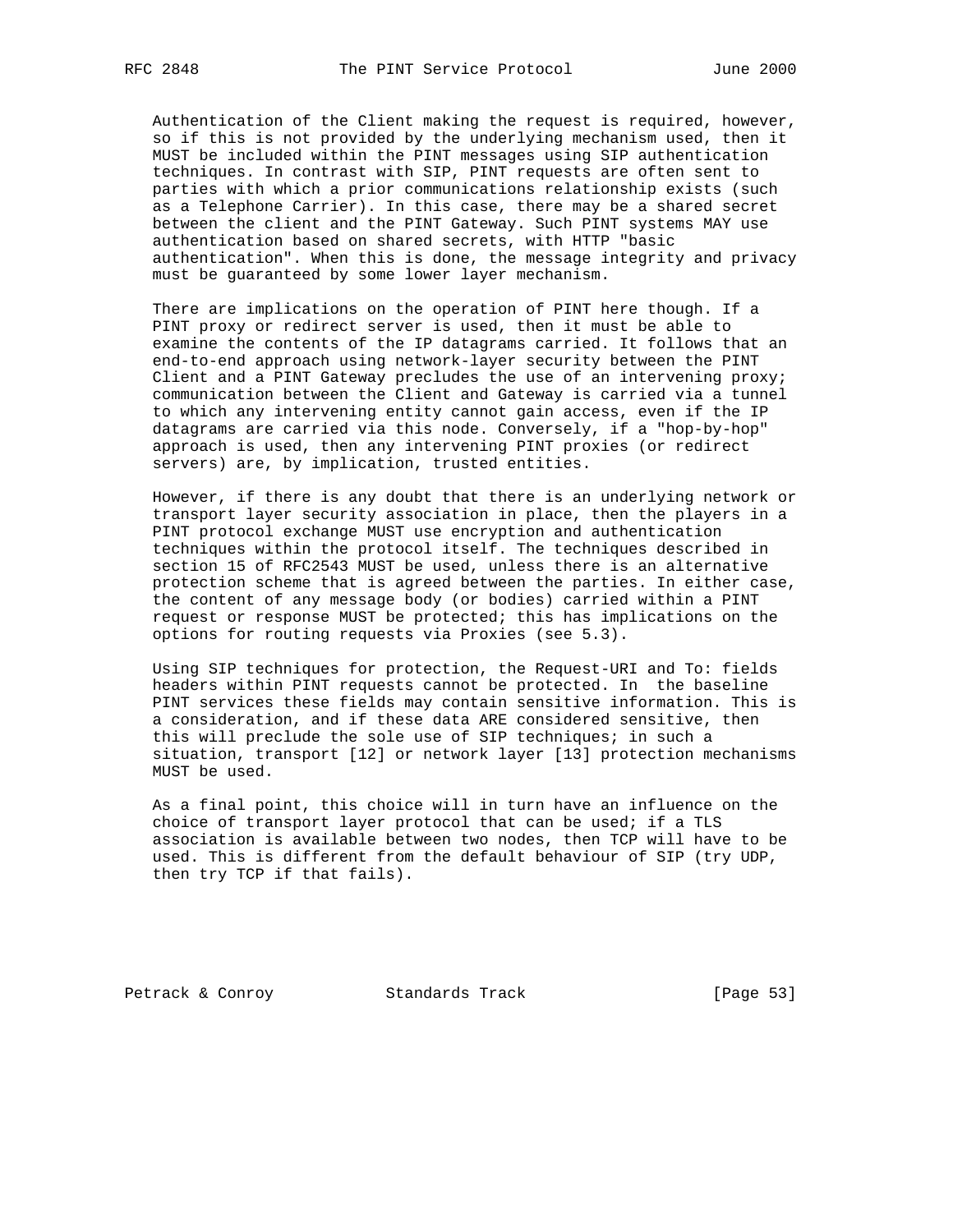Authentication of the Client making the request is required, however, so if this is not provided by the underlying mechanism used, then it MUST be included within the PINT messages using SIP authentication techniques. In contrast with SIP, PINT requests are often sent to parties with which a prior communications relationship exists (such as a Telephone Carrier). In this case, there may be a shared secret between the client and the PINT Gateway. Such PINT systems MAY use authentication based on shared secrets, with HTTP "basic authentication". When this is done, the message integrity and privacy must be guaranteed by some lower layer mechanism.

There are implications on the operation of PINT here though. If a PINT proxy or redirect server is used, then it must be able to examine the contents of the IP datagrams carried. It follows that an end-to-end approach using network-layer security between the PINT Client and a PINT Gateway precludes the use of an intervening proxy; communication between the Client and Gateway is carried via a tunnel to which any intervening entity cannot gain access, even if the IP datagrams are carried via this node. Conversely, if a "hop-by-hop" approach is used, then any intervening PINT proxies (or redirect servers) are, by implication, trusted entities.

However, if there is any doubt that there is an underlying network or transport layer security association in place, then the players in a PINT protocol exchange MUST use encryption and authentication techniques within the protocol itself. The techniques described in section 15 of RFC2543 MUST be used, unless there is an alternative protection scheme that is agreed between the parties. In either case, the content of any message body (or bodies) carried within a PINT request or response MUST be protected; this has implications on the options for routing requests via Proxies (see 5.3).

Using SIP techniques for protection, the Request-URI and To: fields headers within PINT requests cannot be protected. In the baseline PINT services these fields may contain sensitive information. This is a consideration, and if these data ARE considered sensitive, then this will preclude the sole use of SIP techniques; in such a situation, transport [12] or network layer [13] protection mechanisms MUST be used.

As a final point, this choice will in turn have an influence on the choice of transport layer protocol that can be used; if a TLS association is available between two nodes, then TCP will have to be used. This is different from the default behaviour of SIP (try UDP, then try TCP if that fails).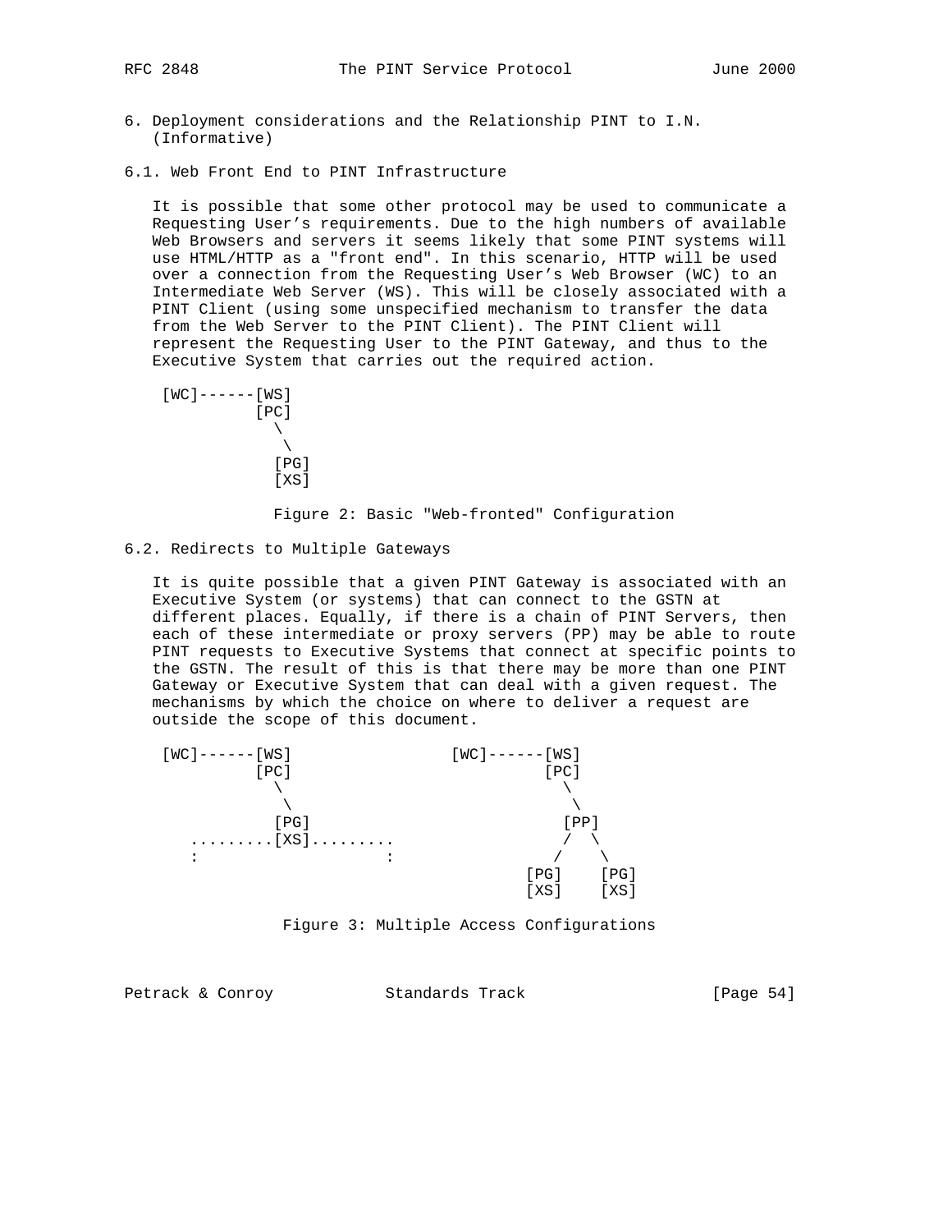## 6. Deployment considerations and the Relationship PINT to I.N. (Informative)

### 6.1. Web Front End to PINT Infrastructure

It is possible that some other protocol may be used to communicate a Requesting User's requirements. Due to the high numbers of available Web Browsers and servers it seems likely that some PINT systems will use HTML/HTTP as a "front end". In this scenario, HTTP will be used over a connection from the Requesting User's Web Browser (WC) to an Intermediate Web Server (WS). This will be closely associated with a PINT Client (using some unspecified mechanism to transfer the data from the Web Server to the PINT Client). The PINT Client will represent the Requesting User to the PINT Gateway, and thus to the Executive System that carries out the required action.

```
[WC]------[WS]
          [PC]
            \
             \
             [PG]
             [XS]
```

Figure 2: Basic "Web-fronted" Configuration

### 6.2. Redirects to Multiple Gateways

It is quite possible that a given PINT Gateway is associated with an Executive System (or systems) that can connect to the GSTN at different places. Equally, if there is a chain of PINT Servers, then each of these intermediate or proxy servers (PP) may be able to route PINT requests to Executive Systems that connect at specific points to the GSTN. The result of this is that there may be more than one PINT Gateway or Executive System that can deal with a given request. The mechanisms by which the choice on where to deliver a request are outside the scope of this document.

```
[WC]------[WS]                [WC]------[WS]
          [PC]                          [PC]
            \                             \
             \                             \
             [PG]                          [PP]
   .........[XS].........                  /  \
   :                    :                 /    \
                                       [PG]    [PG]
                                       [XS]    [XS]
```

Figure 3: Multiple Access Configurations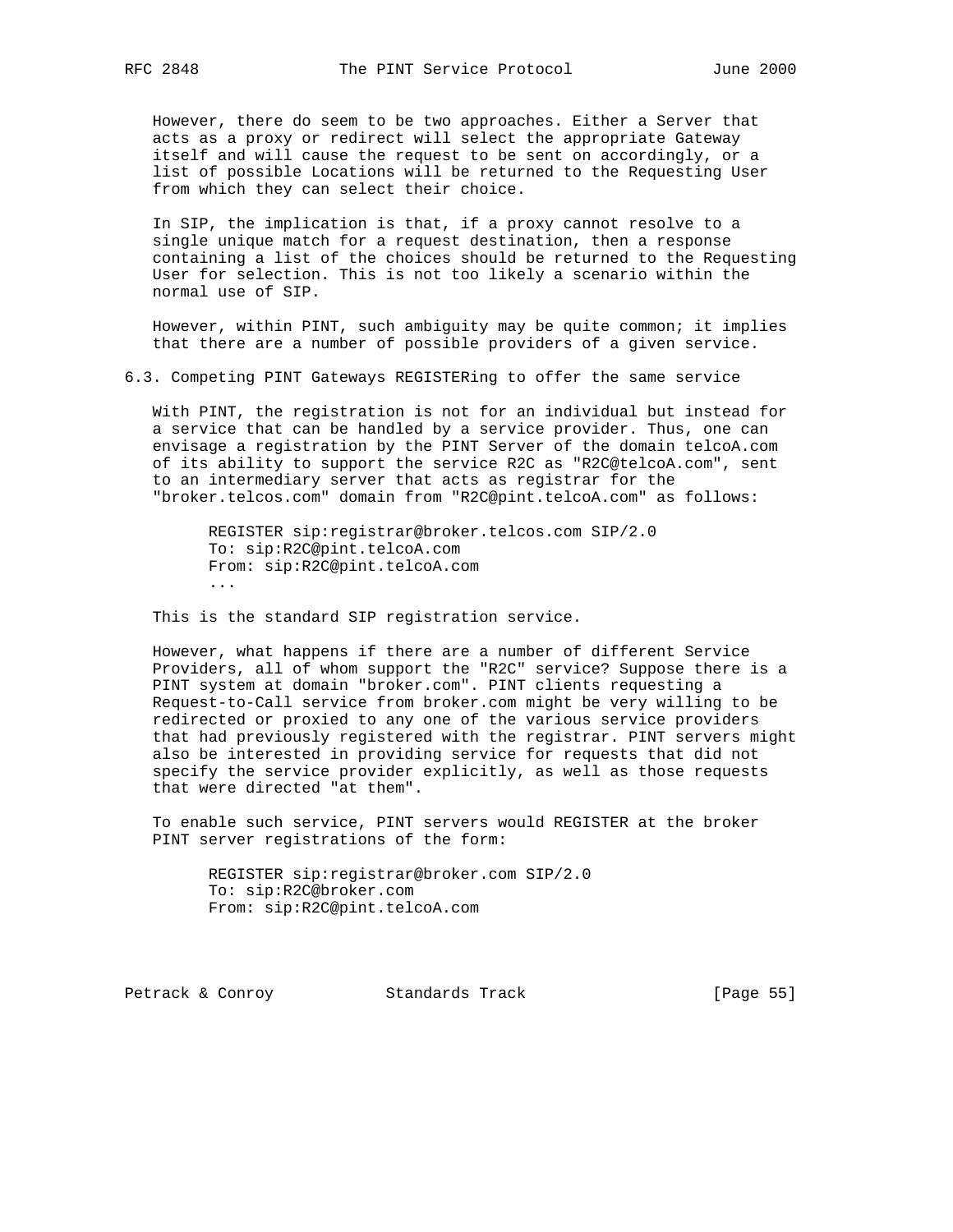However, there do seem to be two approaches. Either a Server that acts as a proxy or redirect will select the appropriate Gateway itself and will cause the request to be sent on accordingly, or a list of possible Locations will be returned to the Requesting User from which they can select their choice.

In SIP, the implication is that, if a proxy cannot resolve to a single unique match for a request destination, then a response containing a list of the choices should be returned to the Requesting User for selection. This is not too likely a scenario within the normal use of SIP.

However, within PINT, such ambiguity may be quite common; it implies that there are a number of possible providers of a given service.

### 6.3. Competing PINT Gateways REGISTERing to offer the same service

With PINT, the registration is not for an individual but instead for a service that can be handled by a service provider. Thus, one can envisage a registration by the PINT Server of the domain telcoA.com of its ability to support the service R2C as "R2C@telcoA.com", sent to an intermediary server that acts as registrar for the "broker.telcos.com" domain from "R2C@pint.telcoA.com" as follows:

```
REGISTER sip:registrar@broker.telcos.com SIP/2.0
To: sip:R2C@pint.telcoA.com
From: sip:R2C@pint.telcoA.com
...
```

This is the standard SIP registration service.

However, what happens if there are a number of different Service Providers, all of whom support the "R2C" service? Suppose there is a PINT system at domain "broker.com". PINT clients requesting a Request-to-Call service from broker.com might be very willing to be redirected or proxied to any one of the various service providers that had previously registered with the registrar. PINT servers might also be interested in providing service for requests that did not specify the service provider explicitly, as well as those requests that were directed "at them".

To enable such service, PINT servers would REGISTER at the broker PINT server registrations of the form:

```
REGISTER sip:registrar@broker.com SIP/2.0
To: sip:R2C@broker.com
From: sip:R2C@pint.telcoA.com
```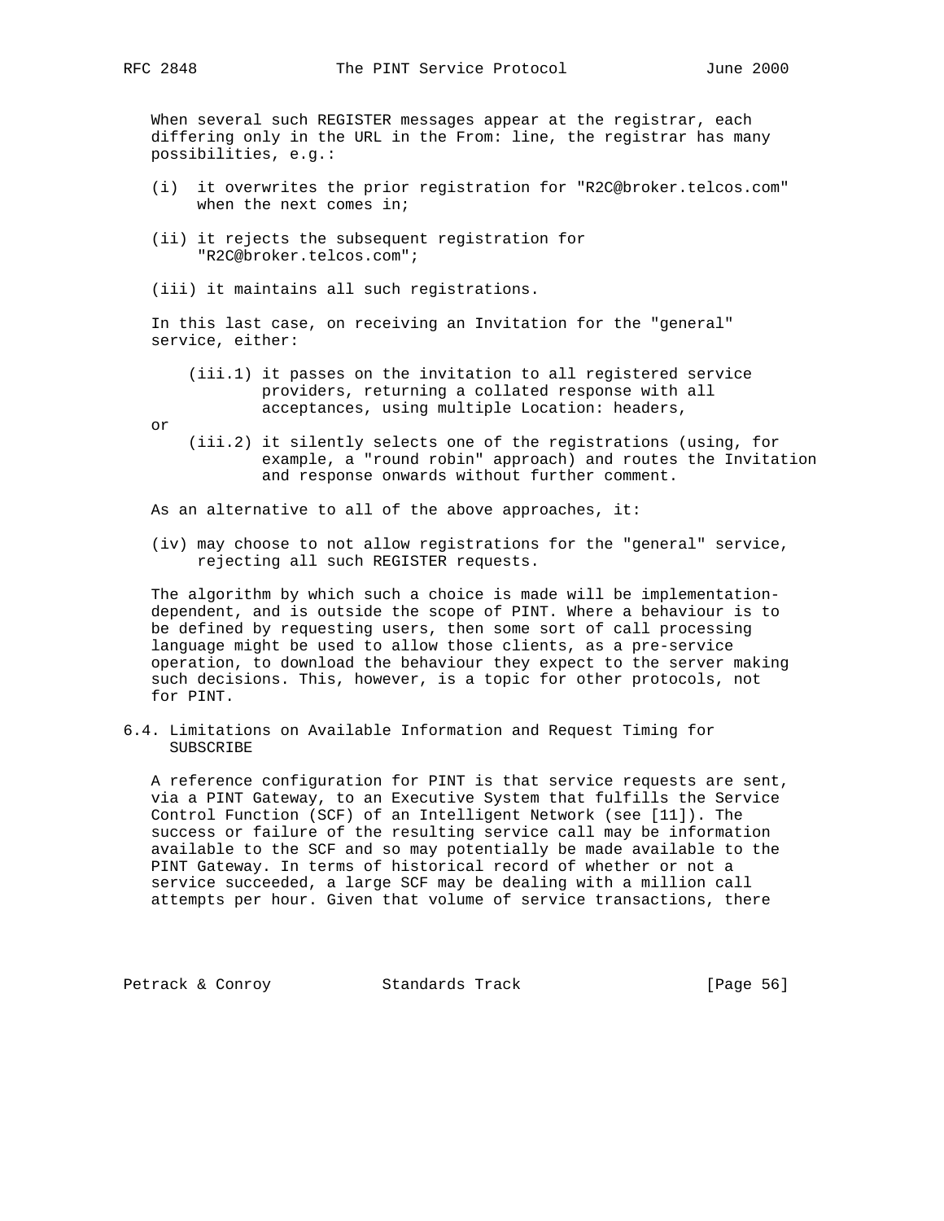When several such REGISTER messages appear at the registrar, each differing only in the URL in the From: line, the registrar has many possibilities, e.g.:

(i) it overwrites the prior registration for "R2C@broker.telcos.com" when the next comes in;

(ii) it rejects the subsequent registration for "R2C@broker.telcos.com";

(iii) it maintains all such registrations.

In this last case, on receiving an Invitation for the "general" service, either:

(iii.1) it passes on the invitation to all registered service providers, returning a collated response with all acceptances, using multiple Location: headers,

or

(iii.2) it silently selects one of the registrations (using, for example, a "round robin" approach) and routes the Invitation and response onwards without further comment.

As an alternative to all of the above approaches, it:

(iv) may choose to not allow registrations for the "general" service, rejecting all such REGISTER requests.

The algorithm by which such a choice is made will be implementation-dependent, and is outside the scope of PINT. Where a behaviour is to be defined by requesting users, then some sort of call processing language might be used to allow those clients, as a pre-service operation, to download the behaviour they expect to the server making such decisions. This, however, is a topic for other protocols, not for PINT.

## 6.4. Limitations on Available Information and Request Timing for SUBSCRIBE

A reference configuration for PINT is that service requests are sent, via a PINT Gateway, to an Executive System that fulfills the Service Control Function (SCF) of an Intelligent Network (see [11]). The success or failure of the resulting service call may be information available to the SCF and so may potentially be made available to the PINT Gateway. In terms of historical record of whether or not a service succeeded, a large SCF may be dealing with a million call attempts per hour. Given that volume of service transactions, there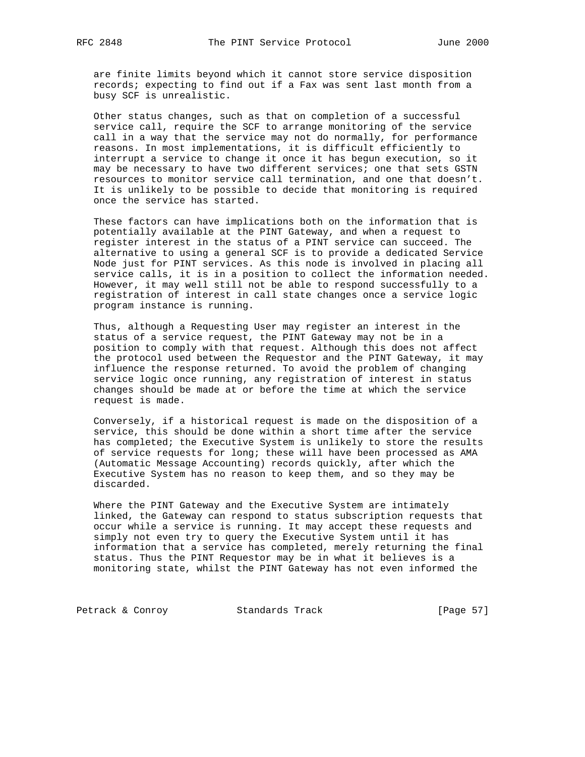are finite limits beyond which it cannot store service disposition records; expecting to find out if a Fax was sent last month from a busy SCF is unrealistic.

Other status changes, such as that on completion of a successful service call, require the SCF to arrange monitoring of the service call in a way that the service may not do normally, for performance reasons. In most implementations, it is difficult efficiently to interrupt a service to change it once it has begun execution, so it may be necessary to have two different services; one that sets GSTN resources to monitor service call termination, and one that doesn't. It is unlikely to be possible to decide that monitoring is required once the service has started.

These factors can have implications both on the information that is potentially available at the PINT Gateway, and when a request to register interest in the status of a PINT service can succeed. The alternative to using a general SCF is to provide a dedicated Service Node just for PINT services. As this node is involved in placing all service calls, it is in a position to collect the information needed. However, it may well still not be able to respond successfully to a registration of interest in call state changes once a service logic program instance is running.

Thus, although a Requesting User may register an interest in the status of a service request, the PINT Gateway may not be in a position to comply with that request. Although this does not affect the protocol used between the Requestor and the PINT Gateway, it may influence the response returned. To avoid the problem of changing service logic once running, any registration of interest in status changes should be made at or before the time at which the service request is made.

Conversely, if a historical request is made on the disposition of a service, this should be done within a short time after the service has completed; the Executive System is unlikely to store the results of service requests for long; these will have been processed as AMA (Automatic Message Accounting) records quickly, after which the Executive System has no reason to keep them, and so they may be discarded.

Where the PINT Gateway and the Executive System are intimately linked, the Gateway can respond to status subscription requests that occur while a service is running. It may accept these requests and simply not even try to query the Executive System until it has information that a service has completed, merely returning the final status. Thus the PINT Requestor may be in what it believes is a monitoring state, whilst the PINT Gateway has not even informed the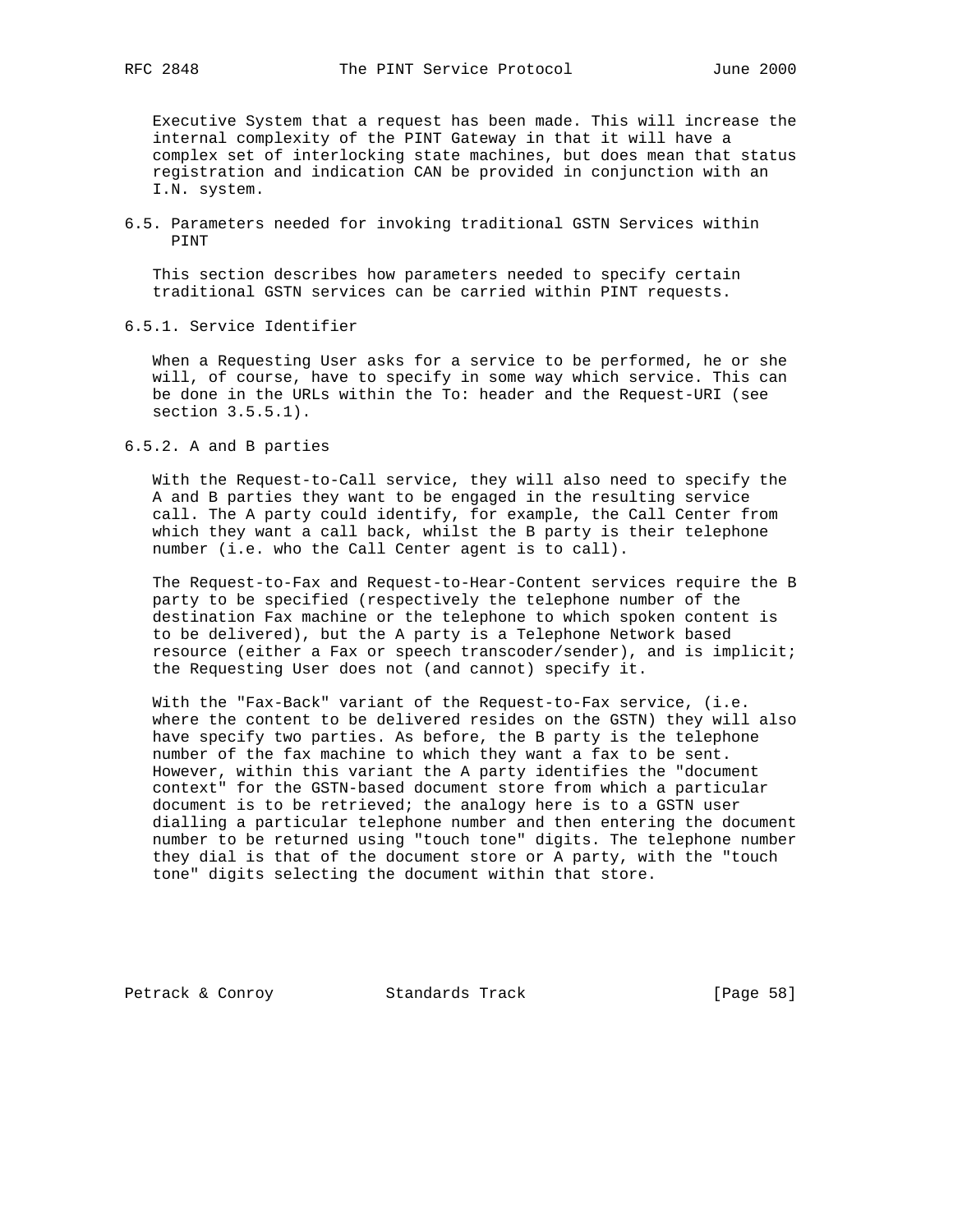Executive System that a request has been made. This will increase the internal complexity of the PINT Gateway in that it will have a complex set of interlocking state machines, but does mean that status registration and indication CAN be provided in conjunction with an I.N. system.

### 6.5. Parameters needed for invoking traditional GSTN Services within PINT

This section describes how parameters needed to specify certain traditional GSTN services can be carried within PINT requests.

#### 6.5.1. Service Identifier

When a Requesting User asks for a service to be performed, he or she will, of course, have to specify in some way which service. This can be done in the URLs within the To: header and the Request-URI (see section 3.5.5.1).

#### 6.5.2. A and B parties

With the Request-to-Call service, they will also need to specify the A and B parties they want to be engaged in the resulting service call. The A party could identify, for example, the Call Center from which they want a call back, whilst the B party is their telephone number (i.e. who the Call Center agent is to call).

The Request-to-Fax and Request-to-Hear-Content services require the B party to be specified (respectively the telephone number of the destination Fax machine or the telephone to which spoken content is to be delivered), but the A party is a Telephone Network based resource (either a Fax or speech transcoder/sender), and is implicit; the Requesting User does not (and cannot) specify it.

With the "Fax-Back" variant of the Request-to-Fax service, (i.e. where the content to be delivered resides on the GSTN) they will also have specify two parties. As before, the B party is the telephone number of the fax machine to which they want a fax to be sent. However, within this variant the A party identifies the "document context" for the GSTN-based document store from which a particular document is to be retrieved; the analogy here is to a GSTN user dialling a particular telephone number and then entering the document number to be returned using "touch tone" digits. The telephone number they dial is that of the document store or A party, with the "touch tone" digits selecting the document within that store.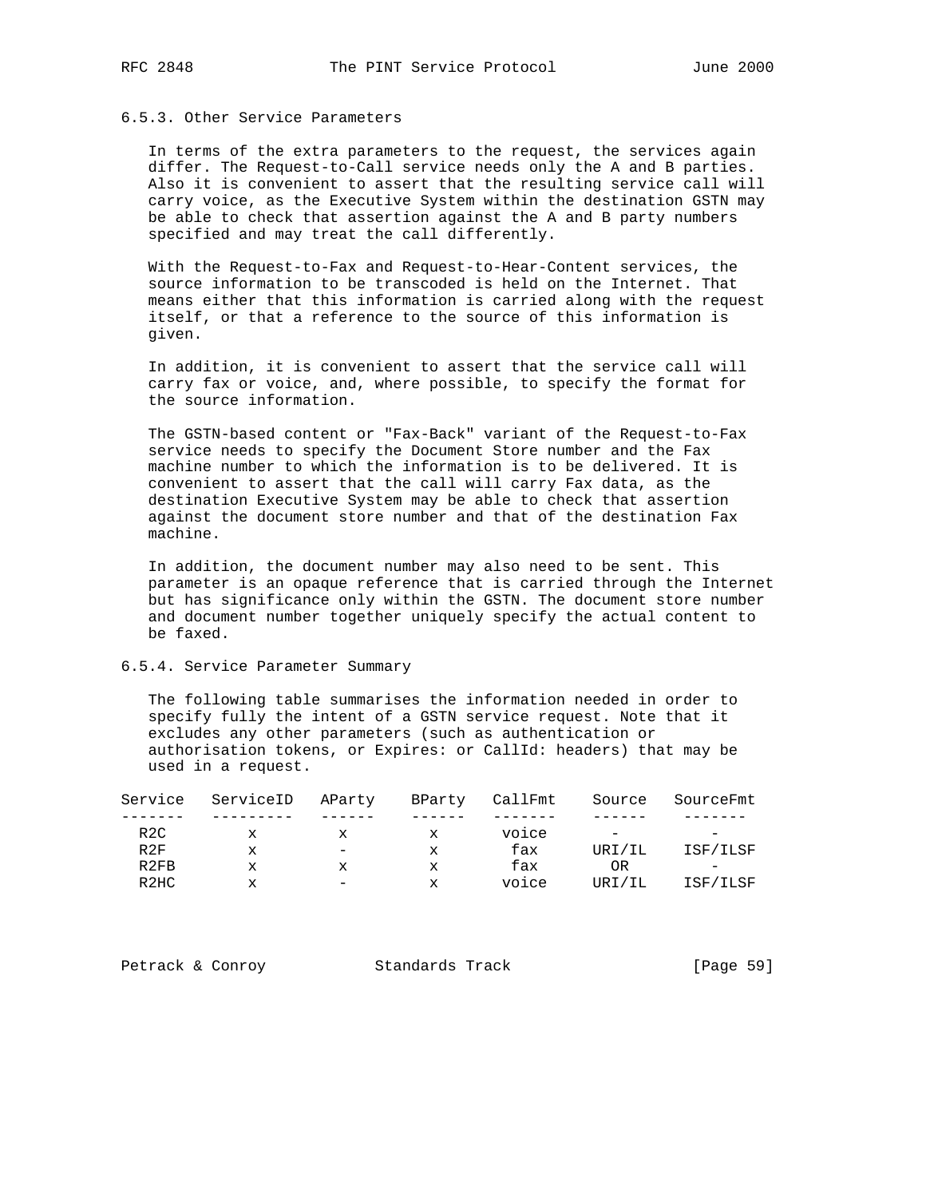### 6.5.3. Other Service Parameters

In terms of the extra parameters to the request, the services again differ. The Request-to-Call service needs only the A and B parties. Also it is convenient to assert that the resulting service call will carry voice, as the Executive System within the destination GSTN may be able to check that assertion against the A and B party numbers specified and may treat the call differently.

With the Request-to-Fax and Request-to-Hear-Content services, the source information to be transcoded is held on the Internet. That means either that this information is carried along with the request itself, or that a reference to the source of this information is given.

In addition, it is convenient to assert that the service call will carry fax or voice, and, where possible, to specify the format for the source information.

The GSTN-based content or "Fax-Back" variant of the Request-to-Fax service needs to specify the Document Store number and the Fax machine number to which the information is to be delivered. It is convenient to assert that the call will carry Fax data, as the destination Executive System may be able to check that assertion against the document store number and that of the destination Fax machine.

In addition, the document number may also need to be sent. This parameter is an opaque reference that is carried through the Internet but has significance only within the GSTN. The document store number and document number together uniquely specify the actual content to be faxed.

### 6.5.4. Service Parameter Summary

The following table summarises the information needed in order to specify fully the intent of a GSTN service request. Note that it excludes any other parameters (such as authentication or authorisation tokens, or Expires: or CallId: headers) that may be used in a request.

| Service | ServiceID | AParty | BParty | CallFmt | Source | SourceFmt |
|---|---|---|---|---|---|---|
| R2C | x | x | x | voice | - | - |
| R2F | x | - | x | fax | URI/IL | ISF/ILSF |
| R2FB | x | x | x | fax | OR | - |
| R2HC | x | - | x | voice | URI/IL | ISF/ILSF |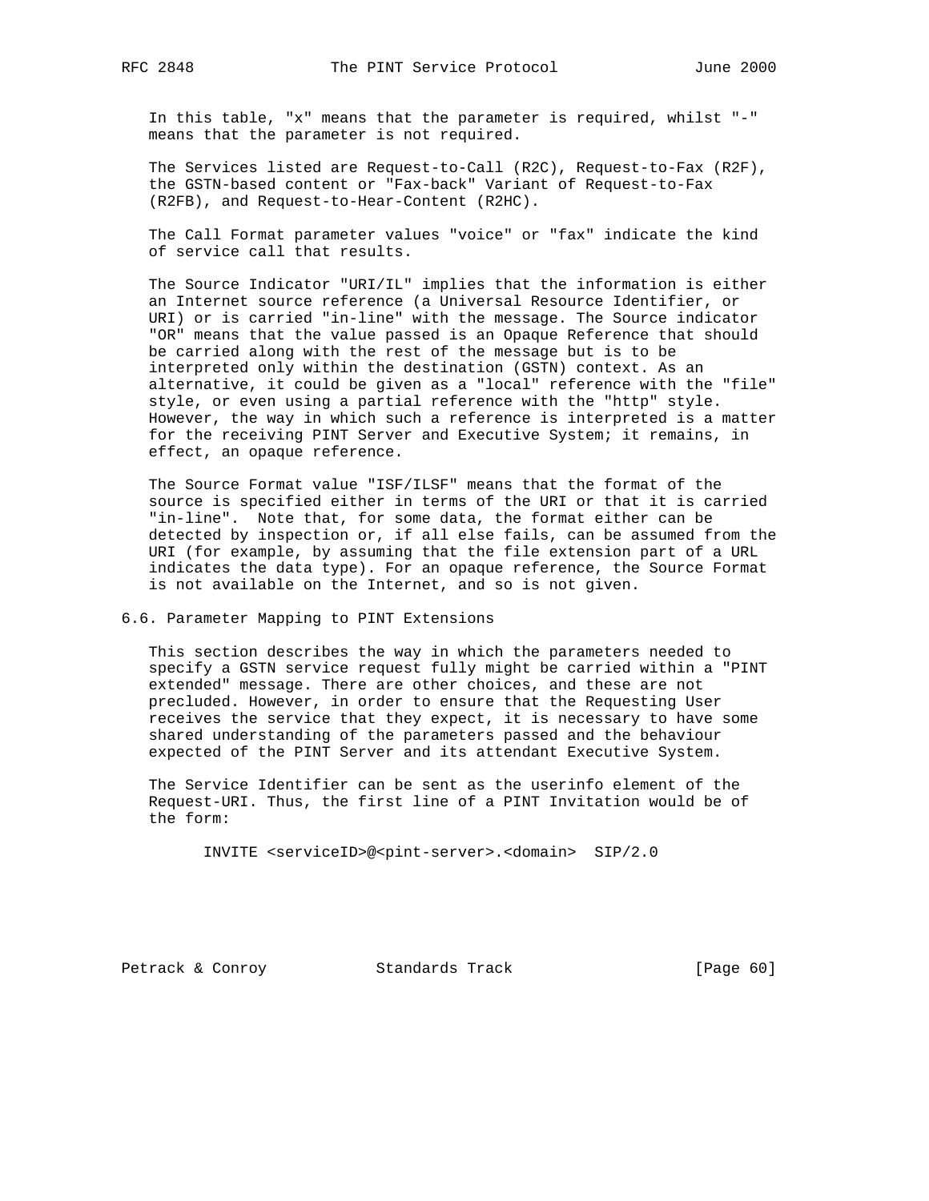In this table, "x" means that the parameter is required, whilst "-" means that the parameter is not required.

The Services listed are Request-to-Call (R2C), Request-to-Fax (R2F), the GSTN-based content or "Fax-back" Variant of Request-to-Fax (R2FB), and Request-to-Hear-Content (R2HC).

The Call Format parameter values "voice" or "fax" indicate the kind of service call that results.

The Source Indicator "URI/IL" implies that the information is either an Internet source reference (a Universal Resource Identifier, or URI) or is carried "in-line" with the message. The Source indicator "OR" means that the value passed is an Opaque Reference that should be carried along with the rest of the message but is to be interpreted only within the destination (GSTN) context. As an alternative, it could be given as a "local" reference with the "file" style, or even using a partial reference with the "http" style. However, the way in which such a reference is interpreted is a matter for the receiving PINT Server and Executive System; it remains, in effect, an opaque reference.

The Source Format value "ISF/ILSF" means that the format of the source is specified either in terms of the URI or that it is carried "in-line". Note that, for some data, the format either can be detected by inspection or, if all else fails, can be assumed from the URI (for example, by assuming that the file extension part of a URL indicates the data type). For an opaque reference, the Source Format is not available on the Internet, and so is not given.

## 6.6. Parameter Mapping to PINT Extensions

This section describes the way in which the parameters needed to specify a GSTN service request fully might be carried within a "PINT extended" message. There are other choices, and these are not precluded. However, in order to ensure that the Requesting User receives the service that they expect, it is necessary to have some shared understanding of the parameters passed and the behaviour expected of the PINT Server and its attendant Executive System.

The Service Identifier can be sent as the userinfo element of the Request-URI. Thus, the first line of a PINT Invitation would be of the form:

```
INVITE <serviceID>@<pint-server>.<domain>  SIP/2.0
```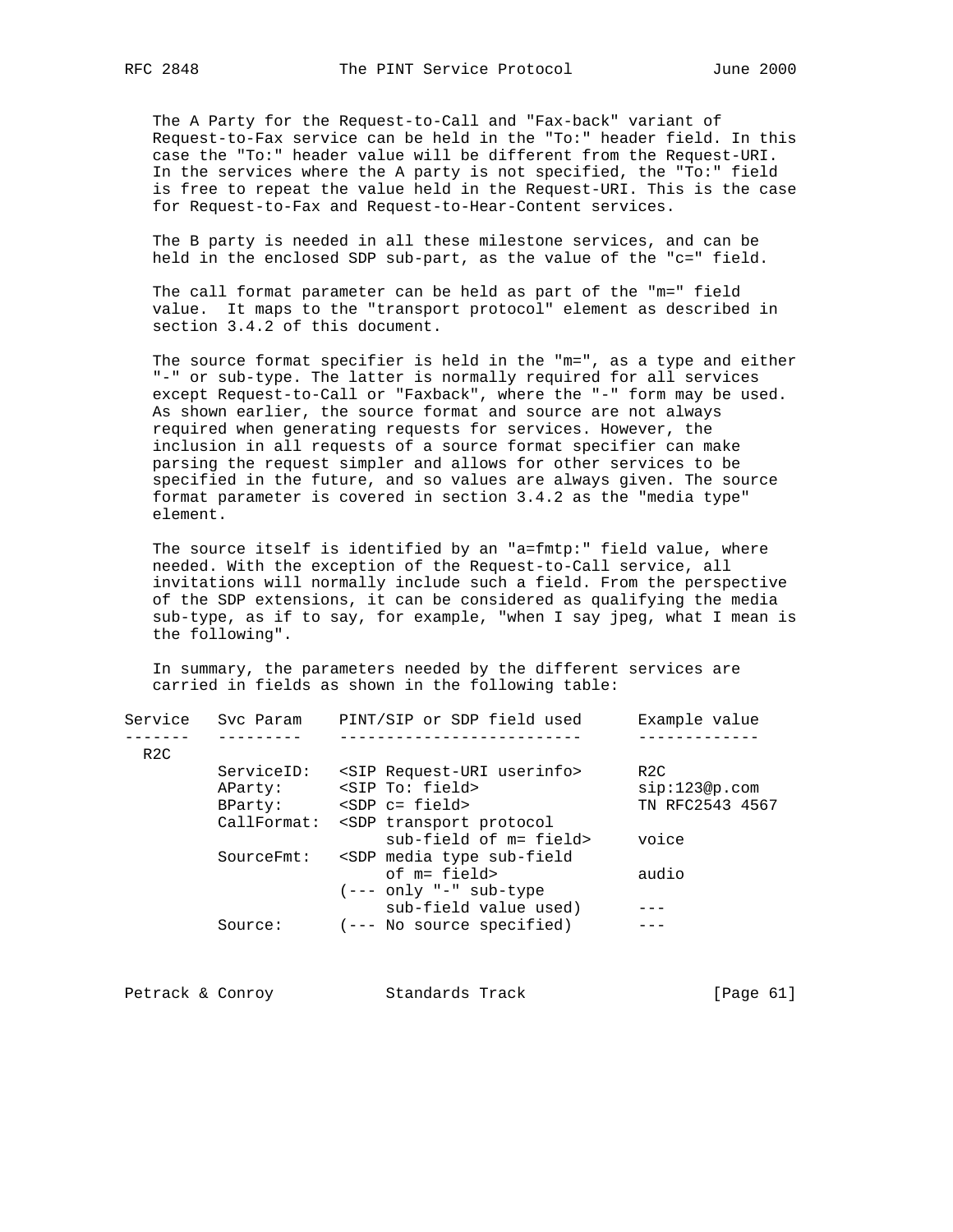The A Party for the Request-to-Call and "Fax-back" variant of Request-to-Fax service can be held in the "To:" header field. In this case the "To:" header value will be different from the Request-URI. In the services where the A party is not specified, the "To:" field is free to repeat the value held in the Request-URI. This is the case for Request-to-Fax and Request-to-Hear-Content services.

The B party is needed in all these milestone services, and can be held in the enclosed SDP sub-part, as the value of the "c=" field.

The call format parameter can be held as part of the "m=" field value. It maps to the "transport protocol" element as described in section 3.4.2 of this document.

The source format specifier is held in the "m=", as a type and either "-" or sub-type. The latter is normally required for all services except Request-to-Call or "Faxback", where the "-" form may be used. As shown earlier, the source format and source are not always required when generating requests for services. However, the inclusion in all requests of a source format specifier can make parsing the request simpler and allows for other services to be specified in the future, and so values are always given. The source format parameter is covered in section 3.4.2 as the "media type" element.

The source itself is identified by an "a=fmtp:" field value, where needed. With the exception of the Request-to-Call service, all invitations will normally include such a field. From the perspective of the SDP extensions, it can be considered as qualifying the media sub-type, as if to say, for example, "when I say jpeg, what I mean is the following".

In summary, the parameters needed by the different services are carried in fields as shown in the following table:

```
Service   Svc Param    PINT/SIP or SDP field used      Example value
-------   ---------    --------------------------      -------------
  R2C
          ServiceID:   <SIP Request-URI userinfo>      R2C
          AParty:      <SIP To: field>                 sip:123@p.com
          BParty:      <SDP c= field>                  TN RFC2543 4567
          CallFormat:  <SDP transport protocol
                           sub-field of m= field>      voice
          SourceFmt:   <SDP media type sub-field
                           of m= field>                audio
                       (--- only "-" sub-type
                           sub-field value used)       ---
          Source:      (--- No source specified)       ---
```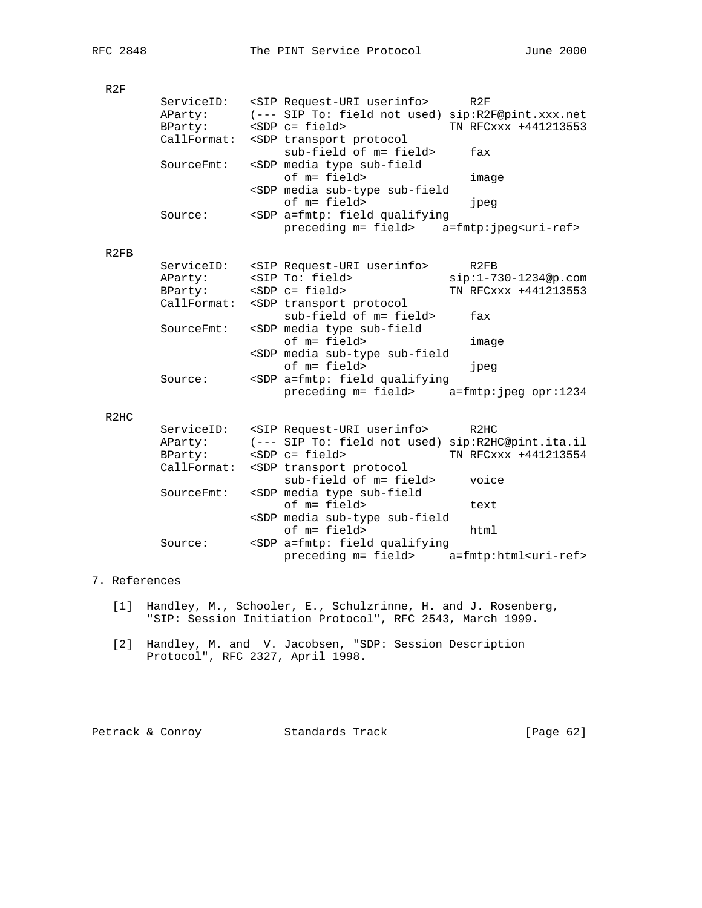```
  R2F
         ServiceID:   <SIP Request-URI userinfo>      R2F
         AParty:      (--- SIP To: field not used) sip:R2F@pint.xxx.net
         BParty:      <SDP c= field>               TN RFCxxx +441213553
         CallFormat:  <SDP transport protocol
                           sub-field of m= field>     fax
         SourceFmt:   <SDP media type sub-field
                           of m= field>               image
                      <SDP media sub-type sub-field
                           of m= field>               jpeg
         Source:      <SDP a=fmtp: field qualifying
                           preceding m= field>    a=fmtp:jpeg<uri-ref>

  R2FB
         ServiceID:   <SIP Request-URI userinfo>      R2FB
         AParty:      <SIP To: field>              sip:1-730-1234@p.com
         BParty:      <SDP c= field>               TN RFCxxx +441213553
         CallFormat:  <SDP transport protocol
                           sub-field of m= field>     fax
         SourceFmt:   <SDP media type sub-field
                           of m= field>               image
                      <SDP media sub-type sub-field
                           of m= field>               jpeg
         Source:      <SDP a=fmtp: field qualifying
                           preceding m= field>     a=fmtp:jpeg opr:1234

  R2HC
         ServiceID:   <SIP Request-URI userinfo>      R2HC
         AParty:      (--- SIP To: field not used) sip:R2HC@pint.ita.il
         BParty:      <SDP c= field>               TN RFCxxx +441213554
         CallFormat:  <SDP transport protocol
                           sub-field of m= field>     voice
         SourceFmt:   <SDP media type sub-field
                           of m= field>               text
                      <SDP media sub-type sub-field
                           of m= field>               html
         Source:      <SDP a=fmtp: field qualifying
                           preceding m= field>     a=fmtp:html<uri-ref>
```

## 7. References

[1] Handley, M., Schooler, E., Schulzrinne, H. and J. Rosenberg, "SIP: Session Initiation Protocol", RFC 2543, March 1999.

[2] Handley, M. and V. Jacobsen, "SDP: Session Description Protocol", RFC 2327, April 1998.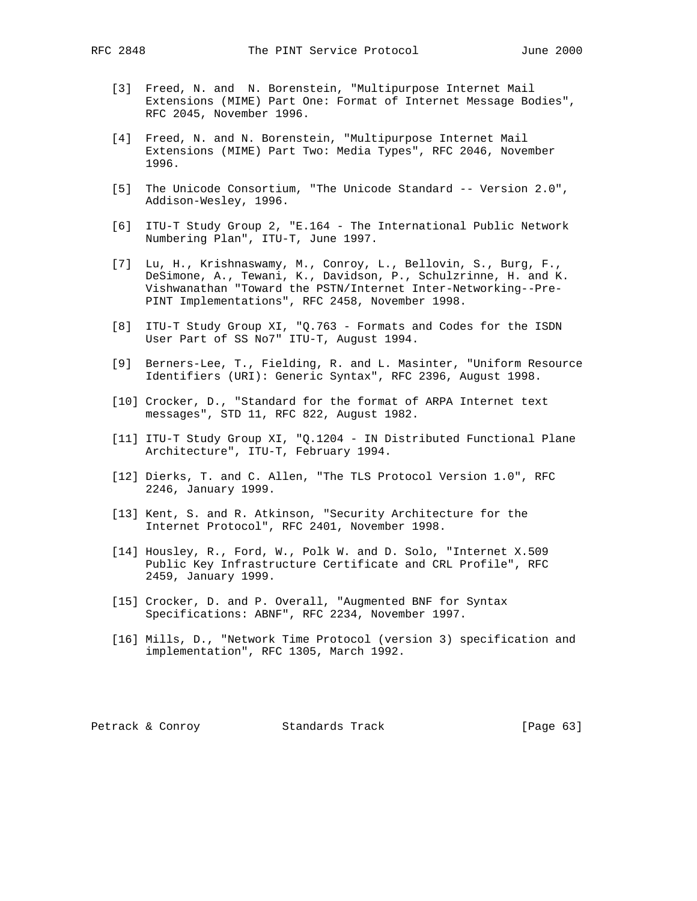[3] Freed, N. and  N. Borenstein, "Multipurpose Internet Mail Extensions (MIME) Part One: Format of Internet Message Bodies", RFC 2045, November 1996.

[4] Freed, N. and N. Borenstein, "Multipurpose Internet Mail Extensions (MIME) Part Two: Media Types", RFC 2046, November 1996.

[5] The Unicode Consortium, "The Unicode Standard -- Version 2.0", Addison-Wesley, 1996.

[6] ITU-T Study Group 2, "E.164 - The International Public Network Numbering Plan", ITU-T, June 1997.

[7] Lu, H., Krishnaswamy, M., Conroy, L., Bellovin, S., Burg, F., DeSimone, A., Tewani, K., Davidson, P., Schulzrinne, H. and K. Vishwanathan "Toward the PSTN/Internet Inter-Networking--Pre-PINT Implementations", RFC 2458, November 1998.

[8] ITU-T Study Group XI, "Q.763 - Formats and Codes for the ISDN User Part of SS No7" ITU-T, August 1994.

[9] Berners-Lee, T., Fielding, R. and L. Masinter, "Uniform Resource Identifiers (URI): Generic Syntax", RFC 2396, August 1998.

[10] Crocker, D., "Standard for the format of ARPA Internet text messages", STD 11, RFC 822, August 1982.

[11] ITU-T Study Group XI, "Q.1204 - IN Distributed Functional Plane Architecture", ITU-T, February 1994.

[12] Dierks, T. and C. Allen, "The TLS Protocol Version 1.0", RFC 2246, January 1999.

[13] Kent, S. and R. Atkinson, "Security Architecture for the Internet Protocol", RFC 2401, November 1998.

[14] Housley, R., Ford, W., Polk W. and D. Solo, "Internet X.509 Public Key Infrastructure Certificate and CRL Profile", RFC 2459, January 1999.

[15] Crocker, D. and P. Overall, "Augmented BNF for Syntax Specifications: ABNF", RFC 2234, November 1997.

[16] Mills, D., "Network Time Protocol (version 3) specification and implementation", RFC 1305, March 1992.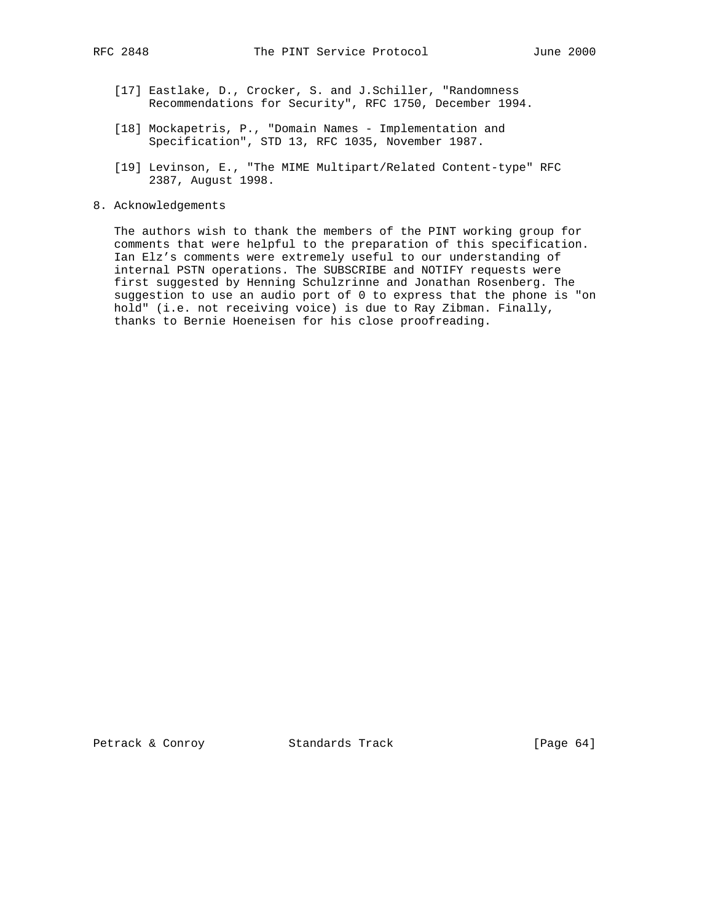[17] Eastlake, D., Crocker, S. and J.Schiller, "Randomness Recommendations for Security", RFC 1750, December 1994.

[18] Mockapetris, P., "Domain Names - Implementation and Specification", STD 13, RFC 1035, November 1987.

[19] Levinson, E., "The MIME Multipart/Related Content-type" RFC 2387, August 1998.

## 8. Acknowledgements

The authors wish to thank the members of the PINT working group for comments that were helpful to the preparation of this specification. Ian Elz's comments were extremely useful to our understanding of internal PSTN operations. The SUBSCRIBE and NOTIFY requests were first suggested by Henning Schulzrinne and Jonathan Rosenberg. The suggestion to use an audio port of 0 to express that the phone is "on hold" (i.e. not receiving voice) is due to Ray Zibman. Finally, thanks to Bernie Hoeneisen for his close proofreading.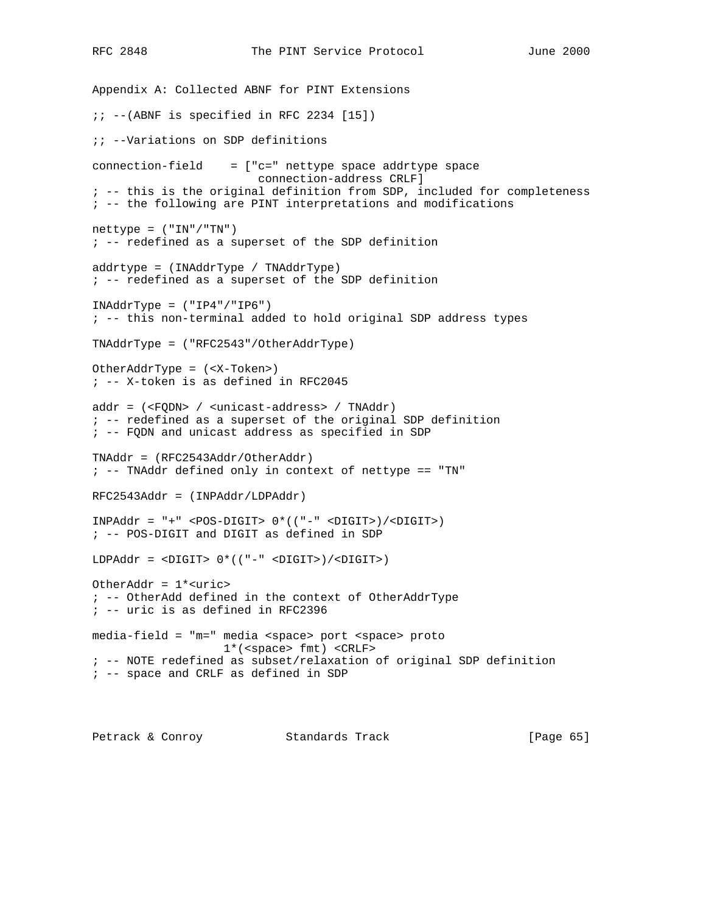## Appendix A: Collected ABNF for PINT Extensions

```
;; --(ABNF is specified in RFC 2234 [15])

;; --Variations on SDP definitions

connection-field    = ["c=" nettype space addrtype space
                        connection-address CRLF]
; -- this is the original definition from SDP, included for completeness
; -- the following are PINT interpretations and modifications

nettype = ("IN"/"TN")
; -- redefined as a superset of the SDP definition

addrtype = (INAddrType / TNAddrType)
; -- redefined as a superset of the SDP definition

INAddrType = ("IP4"/"IP6")
; -- this non-terminal added to hold original SDP address types

TNAddrType = ("RFC2543"/OtherAddrType)

OtherAddrType = (<X-Token>)
; -- X-token is as defined in RFC2045

addr = (<FQDN> / <unicast-address> / TNAddr)
; -- redefined as a superset of the original SDP definition
; -- FQDN and unicast address as specified in SDP

TNAddr = (RFC2543Addr/OtherAddr)
; -- TNAddr defined only in context of nettype == "TN"

RFC2543Addr = (INPAddr/LDPAddr)

INPAddr = "+" <POS-DIGIT> 0*(("-" <DIGIT>)/<DIGIT>)
; -- POS-DIGIT and DIGIT as defined in SDP

LDPAddr = <DIGIT> 0*(("-" <DIGIT>)/<DIGIT>)

OtherAddr = 1*<uric>
; -- OtherAdd defined in the context of OtherAddrType
; -- uric is as defined in RFC2396

media-field = "m=" media <space> port <space> proto
                   1*(<space> fmt) <CRLF>
; -- NOTE redefined as subset/relaxation of original SDP definition
; -- space and CRLF as defined in SDP
```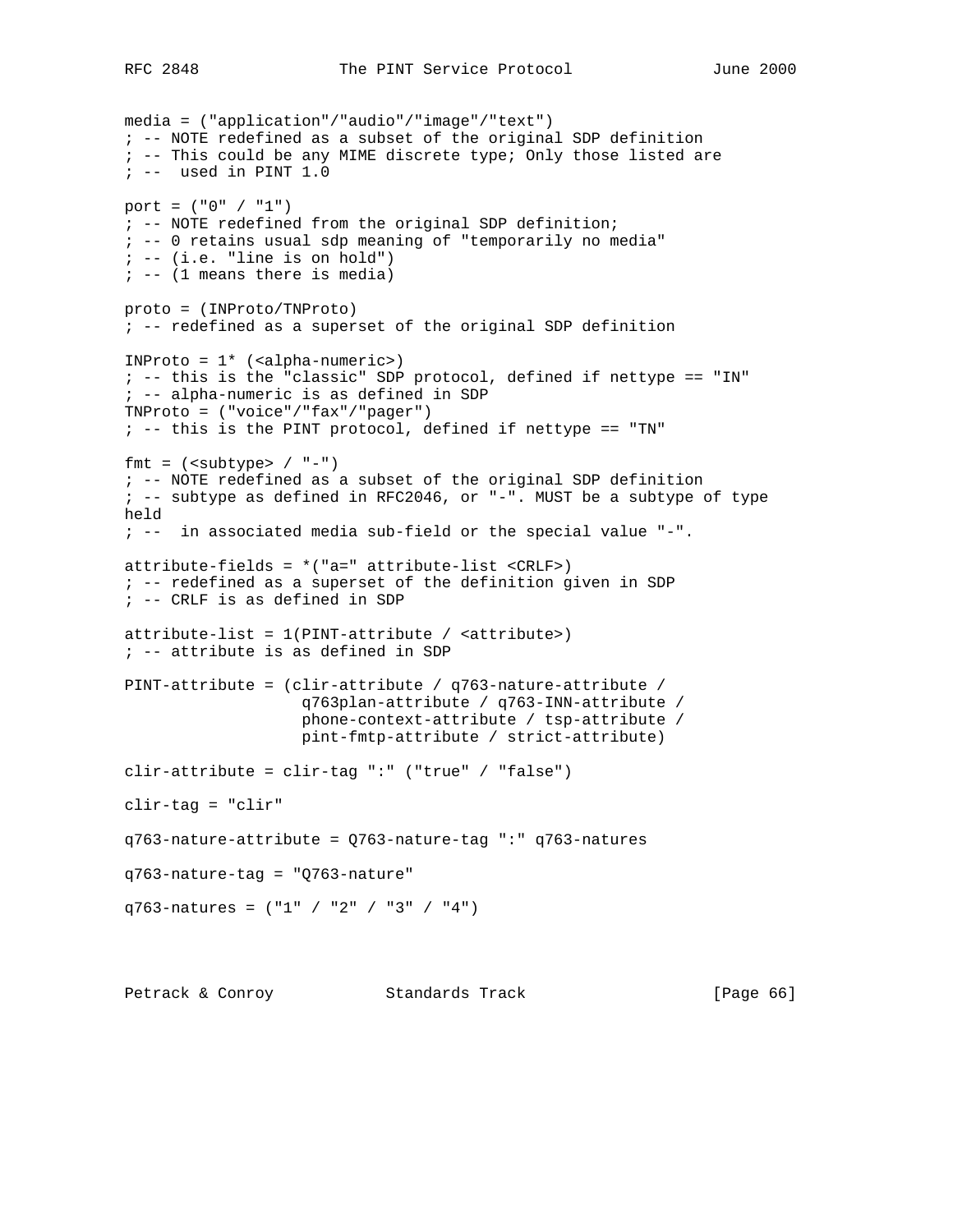```
media = ("application"/"audio"/"image"/"text")
; -- NOTE redefined as a subset of the original SDP definition
; -- This could be any MIME discrete type; Only those listed are
; --  used in PINT 1.0

port = ("0" / "1")
; -- NOTE redefined from the original SDP definition;
; -- 0 retains usual sdp meaning of "temporarily no media"
; -- (i.e. "line is on hold")
; -- (1 means there is media)

proto = (INProto/TNProto)
; -- redefined as a superset of the original SDP definition

INProto = 1* (<alpha-numeric>)
; -- this is the "classic" SDP protocol, defined if nettype == "IN"
; -- alpha-numeric is as defined in SDP
TNProto = ("voice"/"fax"/"pager")
; -- this is the PINT protocol, defined if nettype == "TN"

fmt = (<subtype> / "-")
; -- NOTE redefined as a subset of the original SDP definition
; -- subtype as defined in RFC2046, or "-". MUST be a subtype of type
held
; --  in associated media sub-field or the special value "-".

attribute-fields = *("a=" attribute-list <CRLF>)
; -- redefined as a superset of the definition given in SDP
; -- CRLF is as defined in SDP

attribute-list = 1(PINT-attribute / <attribute>)
; -- attribute is as defined in SDP

PINT-attribute = (clir-attribute / q763-nature-attribute /
                  q763plan-attribute / q763-INN-attribute /
                  phone-context-attribute / tsp-attribute /
                  pint-fmtp-attribute / strict-attribute)

clir-attribute = clir-tag ":" ("true" / "false")

clir-tag = "clir"

q763-nature-attribute = Q763-nature-tag ":" q763-natures

q763-nature-tag = "Q763-nature"

q763-natures = ("1" / "2" / "3" / "4")
```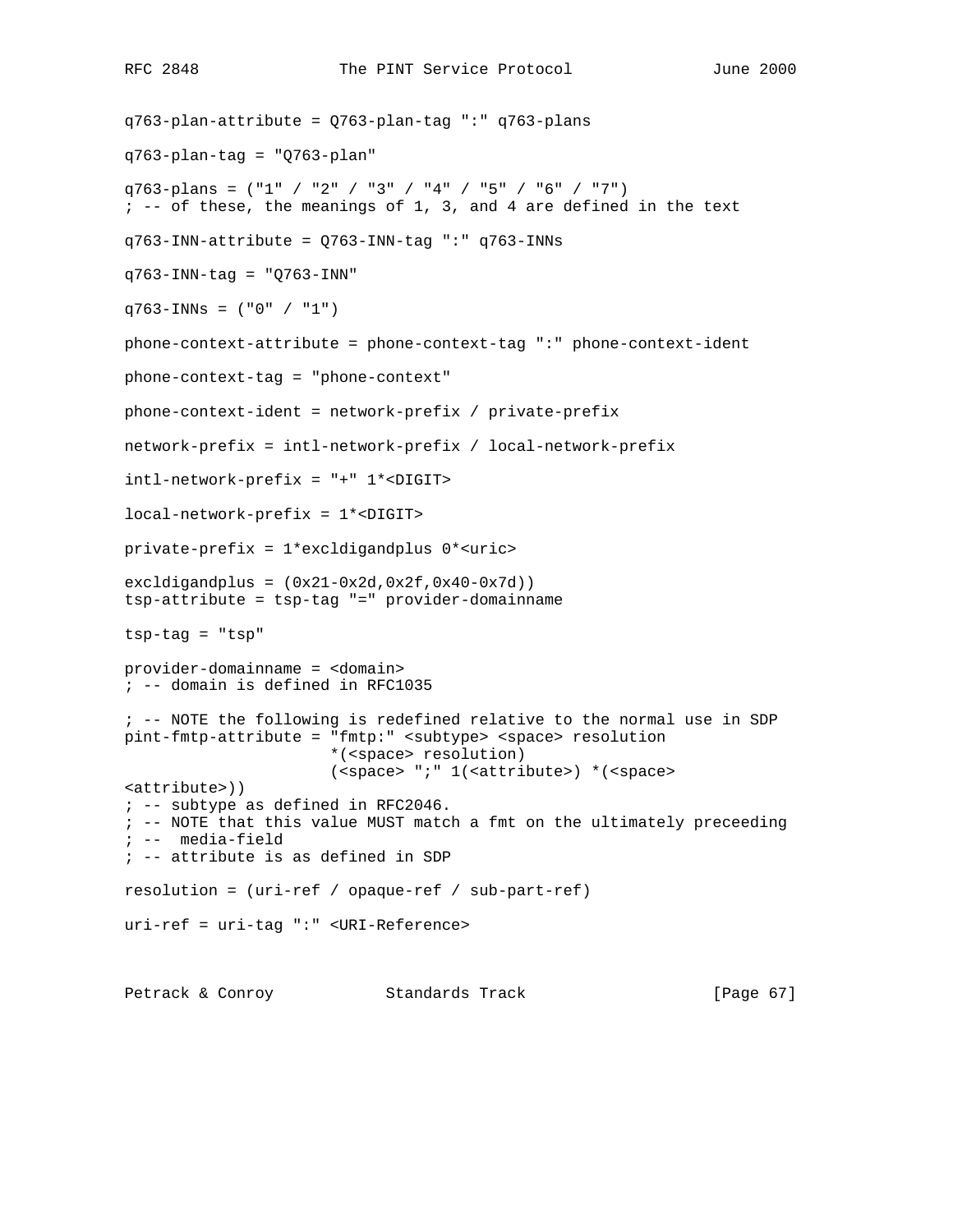```
q763-plan-attribute = Q763-plan-tag ":" q763-plans

q763-plan-tag = "Q763-plan"

q763-plans = ("1" / "2" / "3" / "4" / "5" / "6" / "7")
; -- of these, the meanings of 1, 3, and 4 are defined in the text

q763-INN-attribute = Q763-INN-tag ":" q763-INNs

q763-INN-tag = "Q763-INN"

q763-INNs = ("0" / "1")

phone-context-attribute = phone-context-tag ":" phone-context-ident

phone-context-tag = "phone-context"

phone-context-ident = network-prefix / private-prefix

network-prefix = intl-network-prefix / local-network-prefix

intl-network-prefix = "+" 1*<DIGIT>

local-network-prefix = 1*<DIGIT>

private-prefix = 1*excldigandplus 0*<uric>

excldigandplus = (0x21-0x2d,0x2f,0x40-0x7d))
tsp-attribute = tsp-tag "=" provider-domainname

tsp-tag = "tsp"

provider-domainname = <domain>
; -- domain is defined in RFC1035

; -- NOTE the following is redefined relative to the normal use in SDP
pint-fmtp-attribute = "fmtp:" <subtype> <space> resolution
                      *(<space> resolution)
                      (<space> ";" 1(<attribute>) *(<space>
<attribute>))
; -- subtype as defined in RFC2046.
; -- NOTE that this value MUST match a fmt on the ultimately preceeding
; --  media-field
; -- attribute is as defined in SDP

resolution = (uri-ref / opaque-ref / sub-part-ref)

uri-ref = uri-tag ":" <URI-Reference>
```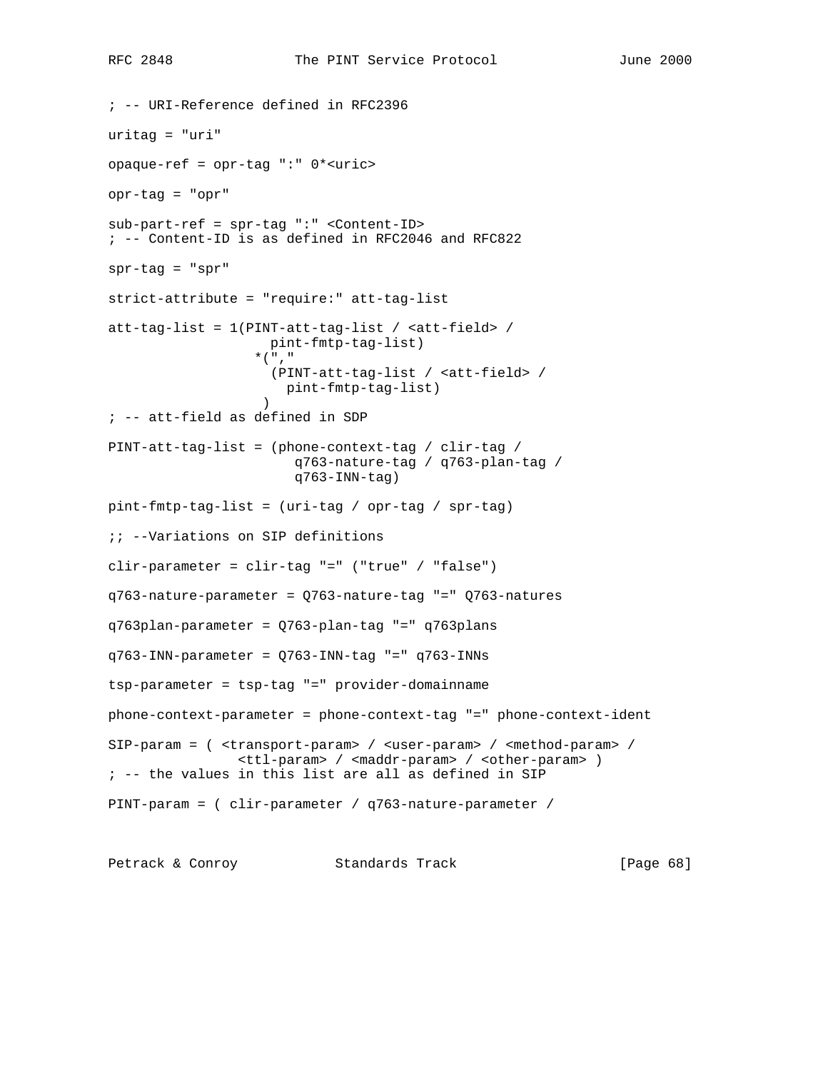```
; -- URI-Reference defined in RFC2396

uritag = "uri"

opaque-ref = opr-tag ":" 0*<uric>

opr-tag = "opr"

sub-part-ref = spr-tag ":" <Content-ID>
; -- Content-ID is as defined in RFC2046 and RFC822

spr-tag = "spr"

strict-attribute = "require:" att-tag-list

att-tag-list = 1(PINT-att-tag-list / <att-field> /
                  pint-fmtp-tag-list)
                *(","
                  (PINT-att-tag-list / <att-field> /
                    pint-fmtp-tag-list)
                 )
; -- att-field as defined in SDP

PINT-att-tag-list = (phone-context-tag / clir-tag /
                     q763-nature-tag / q763-plan-tag /
                     q763-INN-tag)

pint-fmtp-tag-list = (uri-tag / opr-tag / spr-tag)

;; --Variations on SIP definitions

clir-parameter = clir-tag "=" ("true" / "false")

q763-nature-parameter = Q763-nature-tag "=" Q763-natures

q763plan-parameter = Q763-plan-tag "=" q763plans

q763-INN-parameter = Q763-INN-tag "=" q763-INNs

tsp-parameter = tsp-tag "=" provider-domainname

phone-context-parameter = phone-context-tag "=" phone-context-ident

SIP-param = ( <transport-param> / <user-param> / <method-param> /
                <ttl-param> / <maddr-param> / <other-param> )
; -- the values in this list are all as defined in SIP

PINT-param = ( clir-parameter / q763-nature-parameter /
```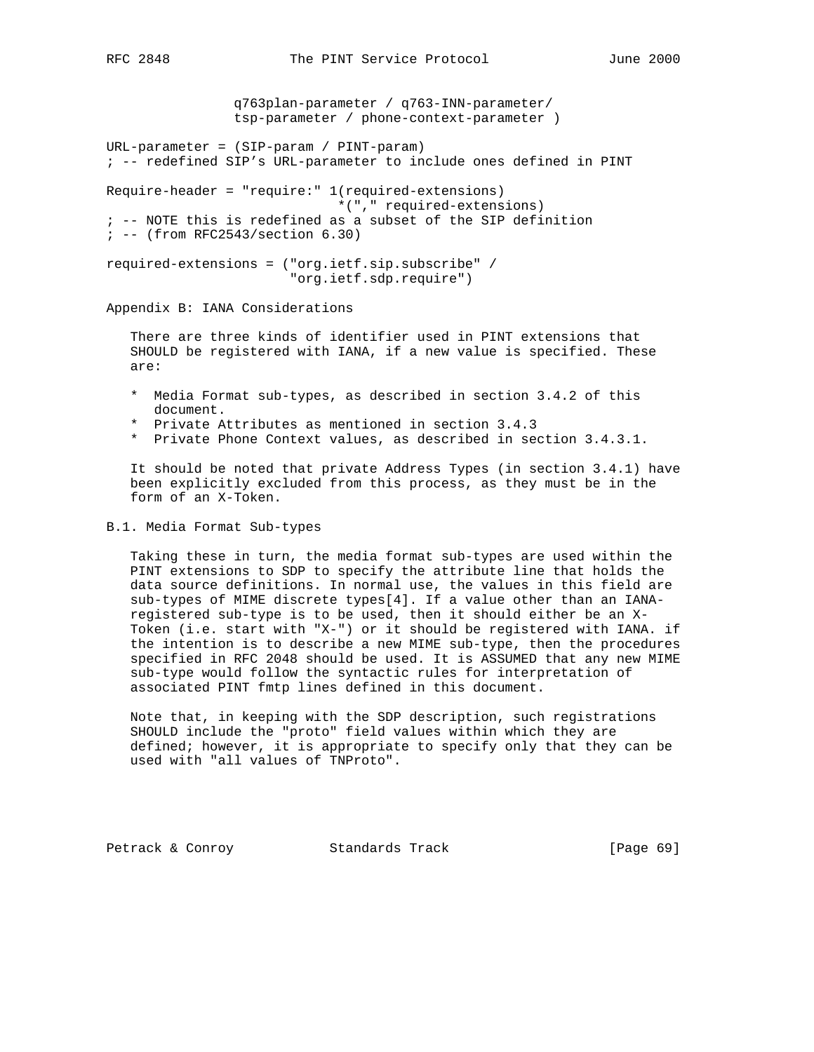```
               q763plan-parameter / q763-INN-parameter/
               tsp-parameter / phone-context-parameter )

URL-parameter = (SIP-param / PINT-param)
; -- redefined SIP's URL-parameter to include ones defined in PINT

Require-header = "require:" 1(required-extensions)
                            *("," required-extensions)
; -- NOTE this is redefined as a subset of the SIP definition
; -- (from RFC2543/section 6.30)

required-extensions = ("org.ietf.sip.subscribe" /
                       "org.ietf.sdp.require")
```

## Appendix B: IANA Considerations

There are three kinds of identifier used in PINT extensions that SHOULD be registered with IANA, if a new value is specified. These are:

* Media Format sub-types, as described in section 3.4.2 of this document.
* Private Attributes as mentioned in section 3.4.3
* Private Phone Context values, as described in section 3.4.3.1.

It should be noted that private Address Types (in section 3.4.1) have been explicitly excluded from this process, as they must be in the form of an X-Token.

### B.1. Media Format Sub-types

Taking these in turn, the media format sub-types are used within the PINT extensions to SDP to specify the attribute line that holds the data source definitions. In normal use, the values in this field are sub-types of MIME discrete types[4]. If a value other than an IANA-registered sub-type is to be used, then it should either be an X-Token (i.e. start with "X-") or it should be registered with IANA. if the intention is to describe a new MIME sub-type, then the procedures specified in RFC 2048 should be used. It is ASSUMED that any new MIME sub-type would follow the syntactic rules for interpretation of associated PINT fmtp lines defined in this document.

Note that, in keeping with the SDP description, such registrations SHOULD include the "proto" field values within which they are defined; however, it is appropriate to specify only that they can be used with "all values of TNProto".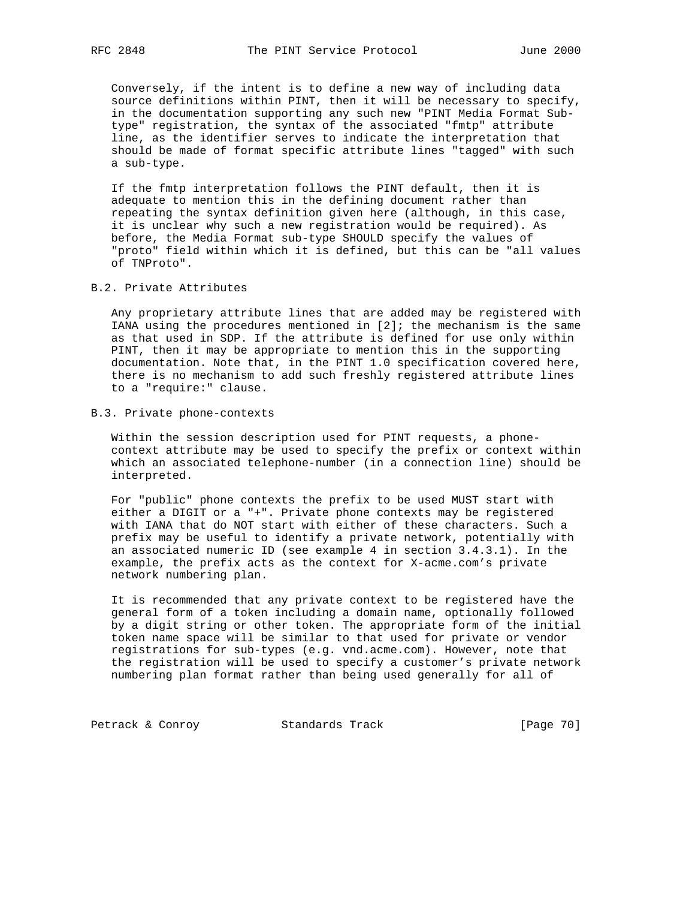Conversely, if the intent is to define a new way of including data source definitions within PINT, then it will be necessary to specify, in the documentation supporting any such new "PINT Media Format Sub-type" registration, the syntax of the associated "fmtp" attribute line, as the identifier serves to indicate the interpretation that should be made of format specific attribute lines "tagged" with such a sub-type.

If the fmtp interpretation follows the PINT default, then it is adequate to mention this in the defining document rather than repeating the syntax definition given here (although, in this case, it is unclear why such a new registration would be required). As before, the Media Format sub-type SHOULD specify the values of "proto" field within which it is defined, but this can be "all values of TNProto".

## B.2. Private Attributes

Any proprietary attribute lines that are added may be registered with IANA using the procedures mentioned in [2]; the mechanism is the same as that used in SDP. If the attribute is defined for use only within PINT, then it may be appropriate to mention this in the supporting documentation. Note that, in the PINT 1.0 specification covered here, there is no mechanism to add such freshly registered attribute lines to a "require:" clause.

## B.3. Private phone-contexts

Within the session description used for PINT requests, a phone-context attribute may be used to specify the prefix or context within which an associated telephone-number (in a connection line) should be interpreted.

For "public" phone contexts the prefix to be used MUST start with either a DIGIT or a "+". Private phone contexts may be registered with IANA that do NOT start with either of these characters. Such a prefix may be useful to identify a private network, potentially with an associated numeric ID (see example 4 in section 3.4.3.1). In the example, the prefix acts as the context for X-acme.com's private network numbering plan.

It is recommended that any private context to be registered have the general form of a token including a domain name, optionally followed by a digit string or other token. The appropriate form of the initial token name space will be similar to that used for private or vendor registrations for sub-types (e.g. vnd.acme.com). However, note that the registration will be used to specify a customer's private network numbering plan format rather than being used generally for all of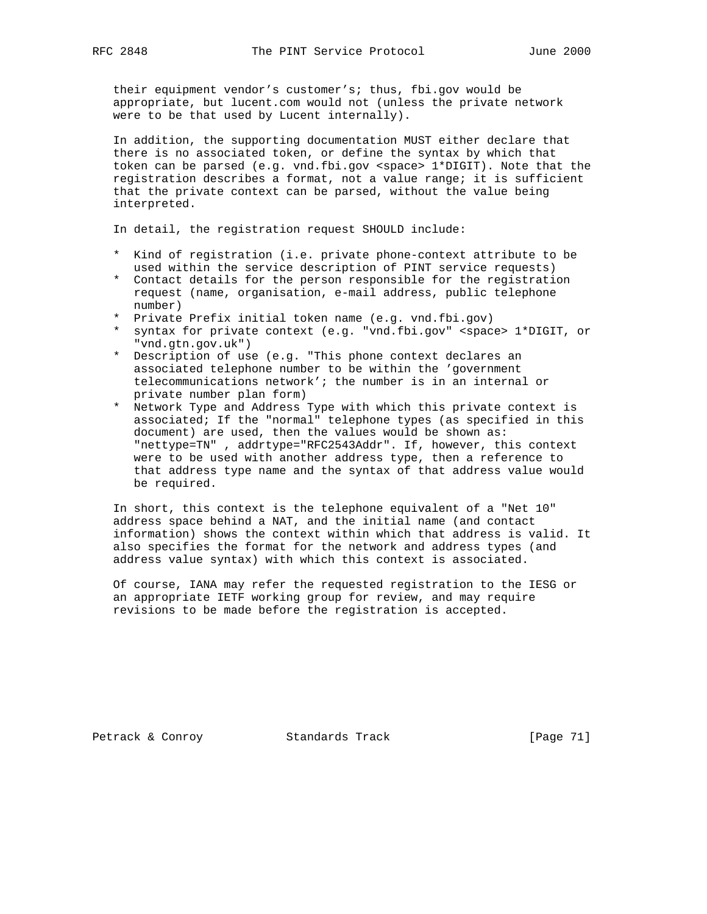their equipment vendor's customer's; thus, fbi.gov would be appropriate, but lucent.com would not (unless the private network were to be that used by Lucent internally).

In addition, the supporting documentation MUST either declare that there is no associated token, or define the syntax by which that token can be parsed (e.g. vnd.fbi.gov <space> 1*DIGIT). Note that the registration describes a format, not a value range; it is sufficient that the private context can be parsed, without the value being interpreted.

In detail, the registration request SHOULD include:

* Kind of registration (i.e. private phone-context attribute to be used within the service description of PINT service requests)
* Contact details for the person responsible for the registration request (name, organisation, e-mail address, public telephone number)
* Private Prefix initial token name (e.g. vnd.fbi.gov)
* syntax for private context (e.g. "vnd.fbi.gov" <space> 1*DIGIT, or "vnd.gtn.gov.uk")
* Description of use (e.g. "This phone context declares an associated telephone number to be within the 'government telecommunications network'; the number is in an internal or private number plan form)
* Network Type and Address Type with which this private context is associated; If the "normal" telephone types (as specified in this document) are used, then the values would be shown as: "nettype=TN" , addrtype="RFC2543Addr". If, however, this context were to be used with another address type, then a reference to that address type name and the syntax of that address value would be required.

In short, this context is the telephone equivalent of a "Net 10" address space behind a NAT, and the initial name (and contact information) shows the context within which that address is valid. It also specifies the format for the network and address types (and address value syntax) with which this context is associated.

Of course, IANA may refer the requested registration to the IESG or an appropriate IETF working group for review, and may require revisions to be made before the registration is accepted.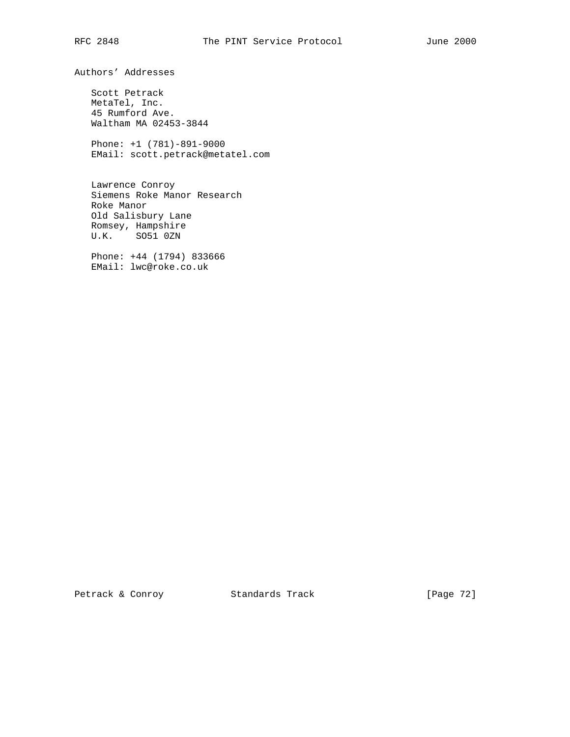# Authors' Addresses

Scott Petrack
MetaTel, Inc.
45 Rumford Ave.
Waltham MA 02453-3844

Phone: +1 (781)-891-9000
EMail: scott.petrack@metatel.com

Lawrence Conroy
Siemens Roke Manor Research
Roke Manor
Old Salisbury Lane
Romsey, Hampshire
U.K.    SO51 0ZN

Phone: +44 (1794) 833666
EMail: lwc@roke.co.uk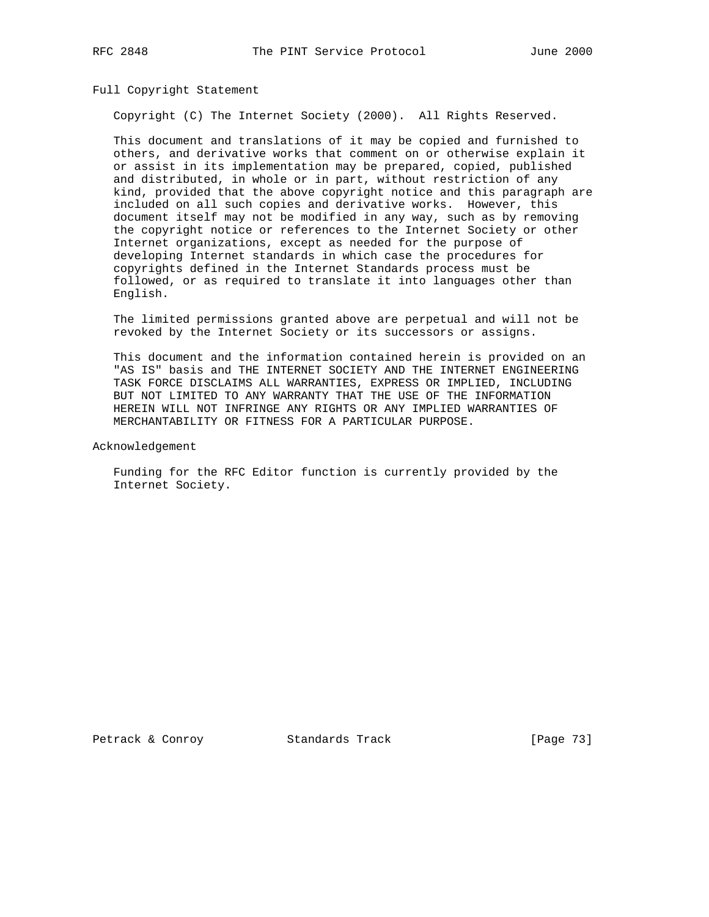## Full Copyright Statement

Copyright (C) The Internet Society (2000). All Rights Reserved.

This document and translations of it may be copied and furnished to others, and derivative works that comment on or otherwise explain it or assist in its implementation may be prepared, copied, published and distributed, in whole or in part, without restriction of any kind, provided that the above copyright notice and this paragraph are included on all such copies and derivative works. However, this document itself may not be modified in any way, such as by removing the copyright notice or references to the Internet Society or other Internet organizations, except as needed for the purpose of developing Internet standards in which case the procedures for copyrights defined in the Internet Standards process must be followed, or as required to translate it into languages other than English.

The limited permissions granted above are perpetual and will not be revoked by the Internet Society or its successors or assigns.

This document and the information contained herein is provided on an "AS IS" basis and THE INTERNET SOCIETY AND THE INTERNET ENGINEERING TASK FORCE DISCLAIMS ALL WARRANTIES, EXPRESS OR IMPLIED, INCLUDING BUT NOT LIMITED TO ANY WARRANTY THAT THE USE OF THE INFORMATION HEREIN WILL NOT INFRINGE ANY RIGHTS OR ANY IMPLIED WARRANTIES OF MERCHANTABILITY OR FITNESS FOR A PARTICULAR PURPOSE.

## Acknowledgement

Funding for the RFC Editor function is currently provided by the Internet Society.